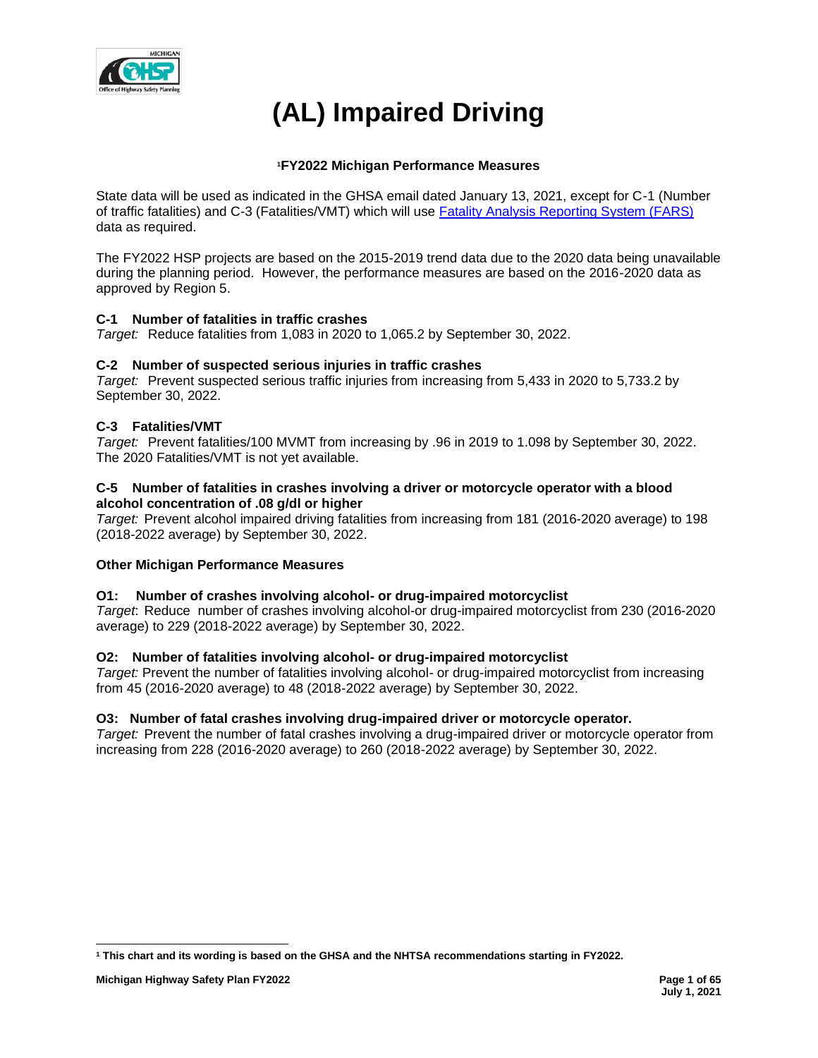# (AL) Impaired Driving

**[1]FY2022 Michigan Performance Measures**

State data will be used as indicated in the GHSA email dated January 13, 2021, except for C-1 (Number of traffic fatalities) and C-3 (Fatalities/VMT) which will use [Fatality Analysis Reporting System (FARS)]() data as required.

The FY2022 HSP projects are based on the 2015-2019 trend data due to the 2020 data being unavailable during the planning period. However, the performance measures are based on the 2016-2020 data as approved by Region 5.

**C-1 Number of fatalities in traffic crashes**
*Target:* Reduce fatalities from 1,083 in 2020 to 1,065.2 by September 30, 2022.

**C-2 Number of suspected serious injuries in traffic crashes**
*Target:* Prevent suspected serious traffic injuries from increasing from 5,433 in 2020 to 5,733.2 by September 30, 2022.

**C-3 Fatalities/VMT**
*Target:* Prevent fatalities/100 MVMT from increasing by .96 in 2019 to 1.098 by September 30, 2022. The 2020 Fatalities/VMT is not yet available.

**C-5 Number of fatalities in crashes involving a driver or motorcycle operator with a blood alcohol concentration of .08 g/dl or higher**
*Target:* Prevent alcohol impaired driving fatalities from increasing from 181 (2016-2020 average) to 198 (2018-2022 average) by September 30, 2022.

**Other Michigan Performance Measures**

**O1: Number of crashes involving alcohol- or drug-impaired motorcyclist**
*Target*: Reduce number of crashes involving alcohol-or drug-impaired motorcyclist from 230 (2016-2020 average) to 229 (2018-2022 average) by September 30, 2022.

**O2: Number of fatalities involving alcohol- or drug-impaired motorcyclist**
*Target:* Prevent the number of fatalities involving alcohol- or drug-impaired motorcyclist from increasing from 45 (2016-2020 average) to 48 (2018-2022 average) by September 30, 2022.

**O3: Number of fatal crashes involving drug-impaired driver or motorcycle operator.**
*Target:* Prevent the number of fatal crashes involving a drug-impaired driver or motorcycle operator from increasing from 228 (2016-2020 average) to 260 (2018-2022 average) by September 30, 2022.

---

[1] **This chart and its wording is based on the GHSA and the NHTSA recommendations starting in FY2022.**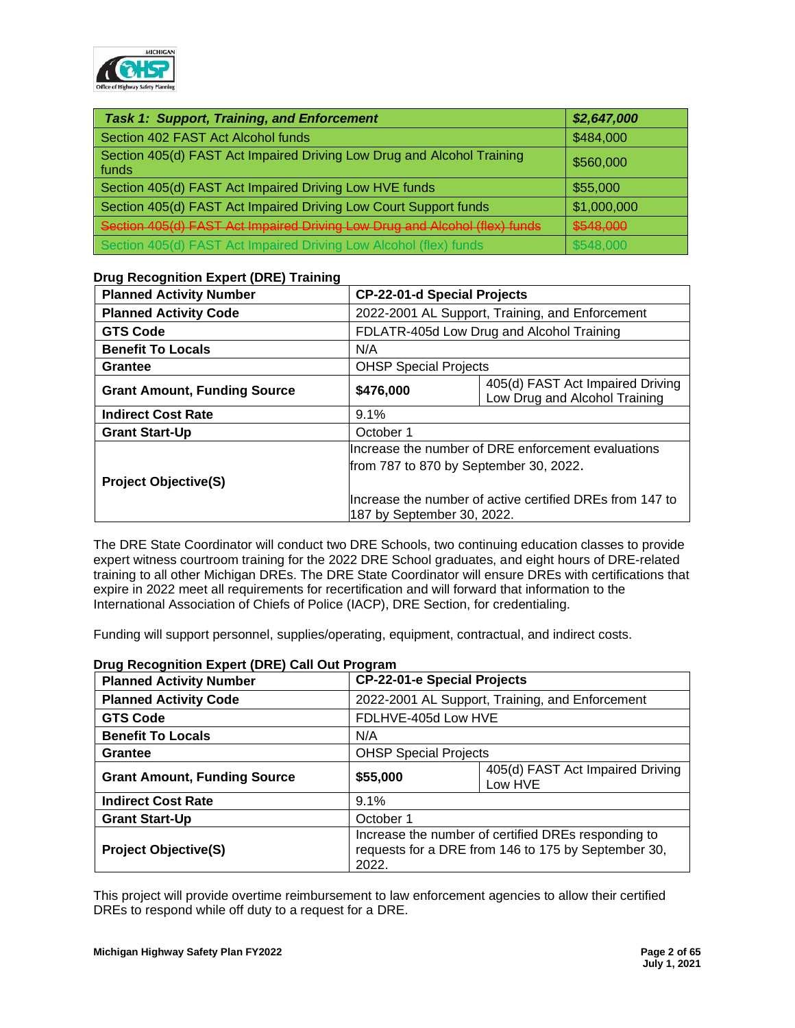| *Task 1: Support, Training, and Enforcement* | *$2,647,000* |
|---|---|
| Section 402 FAST Act Alcohol funds | $484,000 |
| Section 405(d) FAST Act Impaired Driving Low Drug and Alcohol Training funds | $560,000 |
| Section 405(d) FAST Act Impaired Driving Low HVE funds | $55,000 |
| Section 405(d) FAST Act Impaired Driving Low Court Support funds | $1,000,000 |
| ~~Section 405(d) FAST Act Impaired Driving Low Drug and Alcohol (flex) funds~~ | ~~$548,000~~ |
| Section 405(d) FAST Act Impaired Driving Low Alcohol (flex) funds | $548,000 |

**Drug Recognition Expert (DRE) Training**

| **Planned Activity Number** | **CP-22-01-d Special Projects** | |
|---|---|---|
| **Planned Activity Code** | 2022-2001 AL Support, Training, and Enforcement | |
| **GTS Code** | FDLATR-405d Low Drug and Alcohol Training | |
| **Benefit To Locals** | N/A | |
| **Grantee** | OHSP Special Projects | |
| **Grant Amount, Funding Source** | **$476,000** | 405(d) FAST Act Impaired Driving Low Drug and Alcohol Training |
| **Indirect Cost Rate** | 9.1% | |
| **Grant Start-Up** | October 1 | |
| **Project Objective(S)** | Increase the number of DRE enforcement evaluations from 787 to 870 by September 30, 2022. <br><br> Increase the number of active certified DREs from 147 to 187 by September 30, 2022. | |

The DRE State Coordinator will conduct two DRE Schools, two continuing education classes to provide expert witness courtroom training for the 2022 DRE School graduates, and eight hours of DRE-related training to all other Michigan DREs. The DRE State Coordinator will ensure DREs with certifications that expire in 2022 meet all requirements for recertification and will forward that information to the International Association of Chiefs of Police (IACP), DRE Section, for credentialing.

Funding will support personnel, supplies/operating, equipment, contractual, and indirect costs.

**Drug Recognition Expert (DRE) Call Out Program**

| **Planned Activity Number** | **CP-22-01-e Special Projects** | |
|---|---|---|
| **Planned Activity Code** | 2022-2001 AL Support, Training, and Enforcement | |
| **GTS Code** | FDLHVE-405d Low HVE | |
| **Benefit To Locals** | N/A | |
| **Grantee** | OHSP Special Projects | |
| **Grant Amount, Funding Source** | **$55,000** | 405(d) FAST Act Impaired Driving Low HVE |
| **Indirect Cost Rate** | 9.1% | |
| **Grant Start-Up** | October 1 | |
| **Project Objective(S)** | Increase the number of certified DREs responding to requests for a DRE from 146 to 175 by September 30, 2022. | |

This project will provide overtime reimbursement to law enforcement agencies to allow their certified DREs to respond while off duty to a request for a DRE.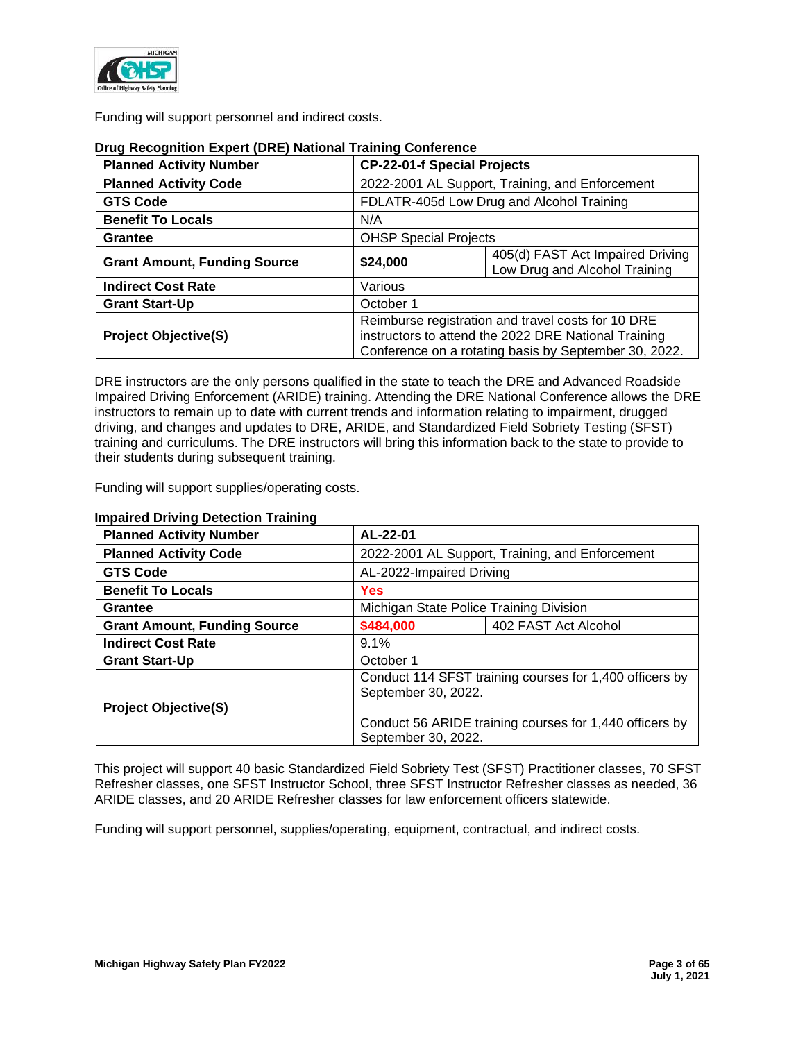Funding will support personnel and indirect costs.

**Drug Recognition Expert (DRE) National Training Conference**

| Planned Activity Number | CP-22-01-f Special Projects | |
|---|---|---|
| **Planned Activity Code** | 2022-2001 AL Support, Training, and Enforcement | |
| **GTS Code** | FDLATR-405d Low Drug and Alcohol Training | |
| **Benefit To Locals** | N/A | |
| **Grantee** | OHSP Special Projects | |
| **Grant Amount, Funding Source** | **$24,000** | 405(d) FAST Act Impaired Driving Low Drug and Alcohol Training |
| **Indirect Cost Rate** | Various | |
| **Grant Start-Up** | October 1 | |
| **Project Objective(S)** | Reimburse registration and travel costs for 10 DRE instructors to attend the 2022 DRE National Training Conference on a rotating basis by September 30, 2022. | |

DRE instructors are the only persons qualified in the state to teach the DRE and Advanced Roadside Impaired Driving Enforcement (ARIDE) training. Attending the DRE National Conference allows the DRE instructors to remain up to date with current trends and information relating to impairment, drugged driving, and changes and updates to DRE, ARIDE, and Standardized Field Sobriety Testing (SFST) training and curriculums. The DRE instructors will bring this information back to the state to provide to their students during subsequent training.

Funding will support supplies/operating costs.

**Impaired Driving Detection Training**

| Planned Activity Number | AL-22-01 | |
|---|---|---|
| **Planned Activity Code** | 2022-2001 AL Support, Training, and Enforcement | |
| **GTS Code** | AL-2022-Impaired Driving | |
| **Benefit To Locals** | **Yes** | |
| **Grantee** | Michigan State Police Training Division | |
| **Grant Amount, Funding Source** | **$484,000** | 402 FAST Act Alcohol |
| **Indirect Cost Rate** | 9.1% | |
| **Grant Start-Up** | October 1 | |
| **Project Objective(S)** | Conduct 114 SFST training courses for 1,400 officers by September 30, 2022.<br><br>Conduct 56 ARIDE training courses for 1,440 officers by September 30, 2022. | |

This project will support 40 basic Standardized Field Sobriety Test (SFST) Practitioner classes, 70 SFST Refresher classes, one SFST Instructor School, three SFST Instructor Refresher classes as needed, 36 ARIDE classes, and 20 ARIDE Refresher classes for law enforcement officers statewide.

Funding will support personnel, supplies/operating, equipment, contractual, and indirect costs.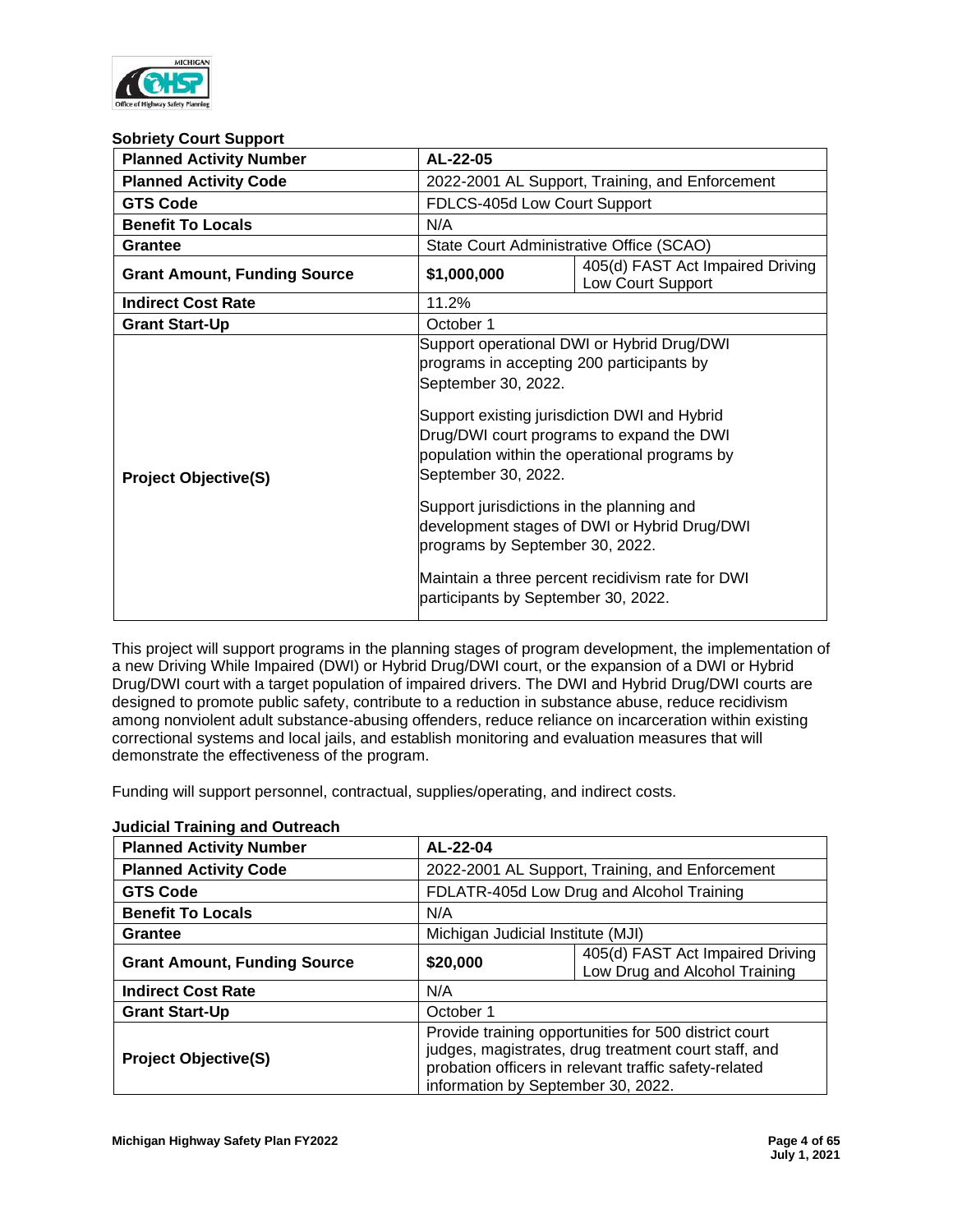### Sobriety Court Support

| Planned Activity Number | AL-22-05 | |
|---|---|---|
| **Planned Activity Code** | 2022-2001 AL Support, Training, and Enforcement | |
| **GTS Code** | FDLCS-405d Low Court Support | |
| **Benefit To Locals** | N/A | |
| **Grantee** | State Court Administrative Office (SCAO) | |
| **Grant Amount, Funding Source** | **$1,000,000** | 405(d) FAST Act Impaired Driving Low Court Support |
| **Indirect Cost Rate** | 11.2% | |
| **Grant Start-Up** | October 1 | |
| **Project Objective(S)** | Support operational DWI or Hybrid Drug/DWI programs in accepting 200 participants by September 30, 2022.<br><br>Support existing jurisdiction DWI and Hybrid Drug/DWI court programs to expand the DWI population within the operational programs by September 30, 2022.<br><br>Support jurisdictions in the planning and development stages of DWI or Hybrid Drug/DWI programs by September 30, 2022.<br><br>Maintain a three percent recidivism rate for DWI participants by September 30, 2022. | |

This project will support programs in the planning stages of program development, the implementation of a new Driving While Impaired (DWI) or Hybrid Drug/DWI court, or the expansion of a DWI or Hybrid Drug/DWI court with a target population of impaired drivers. The DWI and Hybrid Drug/DWI courts are designed to promote public safety, contribute to a reduction in substance abuse, reduce recidivism among nonviolent adult substance-abusing offenders, reduce reliance on incarceration within existing correctional systems and local jails, and establish monitoring and evaluation measures that will demonstrate the effectiveness of the program.

Funding will support personnel, contractual, supplies/operating, and indirect costs.

### Judicial Training and Outreach

| Planned Activity Number | AL-22-04 | |
|---|---|---|
| **Planned Activity Code** | 2022-2001 AL Support, Training, and Enforcement | |
| **GTS Code** | FDLATR-405d Low Drug and Alcohol Training | |
| **Benefit To Locals** | N/A | |
| **Grantee** | Michigan Judicial Institute (MJI) | |
| **Grant Amount, Funding Source** | **$20,000** | 405(d) FAST Act Impaired Driving Low Drug and Alcohol Training |
| **Indirect Cost Rate** | N/A | |
| **Grant Start-Up** | October 1 | |
| **Project Objective(S)** | Provide training opportunities for 500 district court judges, magistrates, drug treatment court staff, and probation officers in relevant traffic safety-related information by September 30, 2022. | |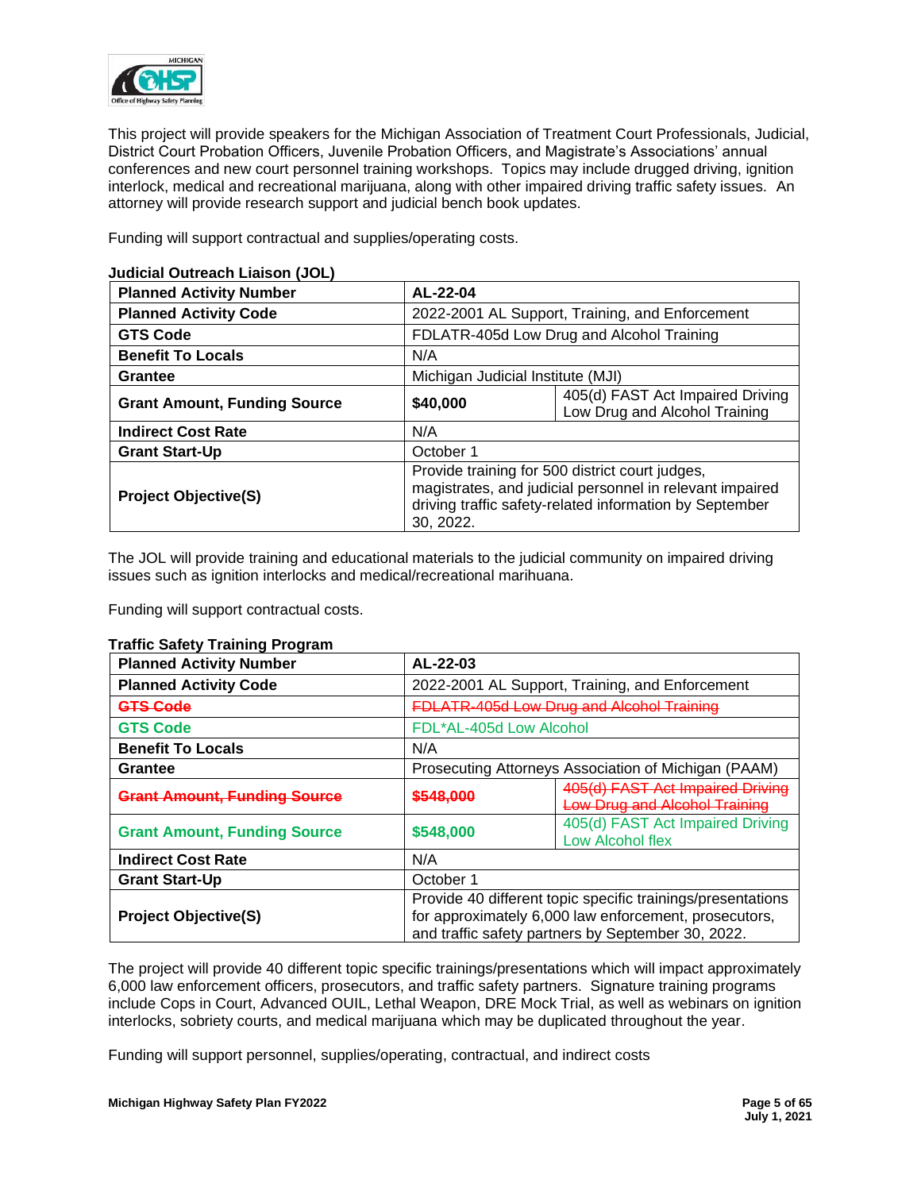This project will provide speakers for the Michigan Association of Treatment Court Professionals, Judicial, District Court Probation Officers, Juvenile Probation Officers, and Magistrate's Associations' annual conferences and new court personnel training workshops. Topics may include drugged driving, ignition interlock, medical and recreational marijuana, along with other impaired driving traffic safety issues. An attorney will provide research support and judicial bench book updates.

Funding will support contractual and supplies/operating costs.

**Judicial Outreach Liaison (JOL)**

| **Planned Activity Number** | **AL-22-04** | |
|---|---|---|
| **Planned Activity Code** | 2022-2001 AL Support, Training, and Enforcement | |
| **GTS Code** | FDLATR-405d Low Drug and Alcohol Training | |
| **Benefit To Locals** | N/A | |
| **Grantee** | Michigan Judicial Institute (MJI) | |
| **Grant Amount, Funding Source** | **$40,000** | 405(d) FAST Act Impaired Driving Low Drug and Alcohol Training |
| **Indirect Cost Rate** | N/A | |
| **Grant Start-Up** | October 1 | |
| **Project Objective(S)** | Provide training for 500 district court judges, magistrates, and judicial personnel in relevant impaired driving traffic safety-related information by September 30, 2022. | |

The JOL will provide training and educational materials to the judicial community on impaired driving issues such as ignition interlocks and medical/recreational marihuana.

Funding will support contractual costs.

**Traffic Safety Training Program**

| **Planned Activity Number** | **AL-22-03** | |
|---|---|---|
| **Planned Activity Code** | 2022-2001 AL Support, Training, and Enforcement | |
| ~~**GTS Code**~~ | ~~FDLATR-405d Low Drug and Alcohol Training~~ | |
| **GTS Code** | FDL*AL-405d Low Alcohol | |
| **Benefit To Locals** | N/A | |
| **Grantee** | Prosecuting Attorneys Association of Michigan (PAAM) | |
| ~~**Grant Amount, Funding Source**~~ | ~~**$548,000**~~ | ~~405(d) FAST Act Impaired Driving Low Drug and Alcohol Training~~ |
| **Grant Amount, Funding Source** | **$548,000** | 405(d) FAST Act Impaired Driving Low Alcohol flex |
| **Indirect Cost Rate** | N/A | |
| **Grant Start-Up** | October 1 | |
| **Project Objective(S)** | Provide 40 different topic specific trainings/presentations for approximately 6,000 law enforcement, prosecutors, and traffic safety partners by September 30, 2022. | |

The project will provide 40 different topic specific trainings/presentations which will impact approximately 6,000 law enforcement officers, prosecutors, and traffic safety partners. Signature training programs include Cops in Court, Advanced OUIL, Lethal Weapon, DRE Mock Trial, as well as webinars on ignition interlocks, sobriety courts, and medical marijuana which may be duplicated throughout the year.

Funding will support personnel, supplies/operating, contractual, and indirect costs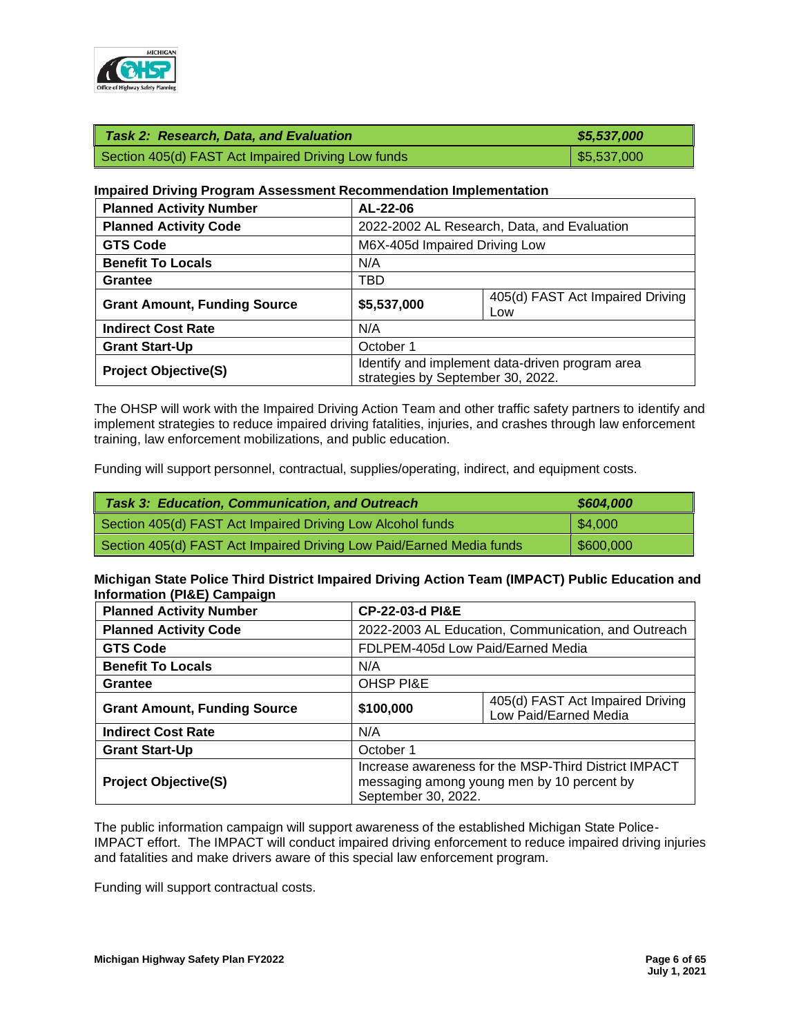| ***Task 2: Research, Data, and Evaluation*** | ***$5,537,000*** |
|---|---|
| Section 405(d) FAST Act Impaired Driving Low funds | $5,537,000 |

**Impaired Driving Program Assessment Recommendation Implementation**

| **Planned Activity Number** | **AL-22-06** | |
|---|---|---|
| **Planned Activity Code** | 2022-2002 AL Research, Data, and Evaluation | |
| **GTS Code** | M6X-405d Impaired Driving Low | |
| **Benefit To Locals** | N/A | |
| **Grantee** | TBD | |
| **Grant Amount, Funding Source** | **$5,537,000** | 405(d) FAST Act Impaired Driving Low |
| **Indirect Cost Rate** | N/A | |
| **Grant Start-Up** | October 1 | |
| **Project Objective(S)** | Identify and implement data-driven program area strategies by September 30, 2022. | |

The OHSP will work with the Impaired Driving Action Team and other traffic safety partners to identify and implement strategies to reduce impaired driving fatalities, injuries, and crashes through law enforcement training, law enforcement mobilizations, and public education.

Funding will support personnel, contractual, supplies/operating, indirect, and equipment costs.

| ***Task 3: Education, Communication, and Outreach*** | ***$604,000*** |
|---|---|
| Section 405(d) FAST Act Impaired Driving Low Alcohol funds | $4,000 |
| Section 405(d) FAST Act Impaired Driving Low Paid/Earned Media funds | $600,000 |

**Michigan State Police Third District Impaired Driving Action Team (IMPACT) Public Education and Information (PI&E) Campaign**

| **Planned Activity Number** | **CP-22-03-d PI&E** | |
|---|---|---|
| **Planned Activity Code** | 2022-2003 AL Education, Communication, and Outreach | |
| **GTS Code** | FDLPEM-405d Low Paid/Earned Media | |
| **Benefit To Locals** | N/A | |
| **Grantee** | OHSP PI&E | |
| **Grant Amount, Funding Source** | **$100,000** | 405(d) FAST Act Impaired Driving Low Paid/Earned Media |
| **Indirect Cost Rate** | N/A | |
| **Grant Start-Up** | October 1 | |
| **Project Objective(S)** | Increase awareness for the MSP-Third District IMPACT messaging among young men by 10 percent by September 30, 2022. | |

The public information campaign will support awareness of the established Michigan State Police-IMPACT effort. The IMPACT will conduct impaired driving enforcement to reduce impaired driving injuries and fatalities and make drivers aware of this special law enforcement program.

Funding will support contractual costs.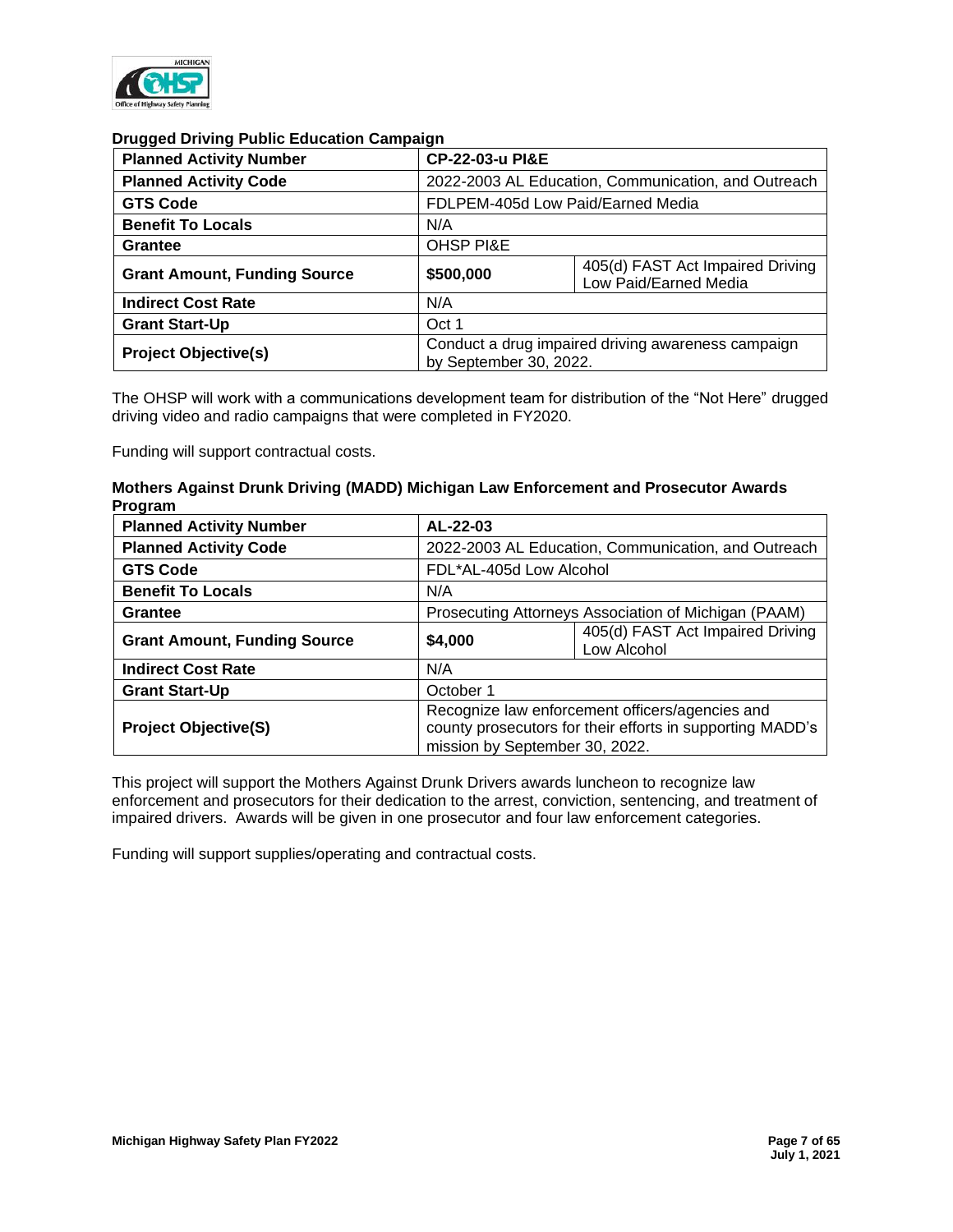### Drugged Driving Public Education Campaign

| Planned Activity Number | CP-22-03-u PI&E | |
|---|---|---|
| Planned Activity Code | 2022-2003 AL Education, Communication, and Outreach | |
| GTS Code | FDLPEM-405d Low Paid/Earned Media | |
| Benefit To Locals | N/A | |
| Grantee | OHSP PI&E | |
| Grant Amount, Funding Source | $500,000 | 405(d) FAST Act Impaired Driving Low Paid/Earned Media |
| Indirect Cost Rate | N/A | |
| Grant Start-Up | Oct 1 | |
| Project Objective(s) | Conduct a drug impaired driving awareness campaign by September 30, 2022. | |

The OHSP will work with a communications development team for distribution of the "Not Here" drugged driving video and radio campaigns that were completed in FY2020.

Funding will support contractual costs.

### Mothers Against Drunk Driving (MADD) Michigan Law Enforcement and Prosecutor Awards Program

| Planned Activity Number | AL-22-03 | |
|---|---|---|
| Planned Activity Code | 2022-2003 AL Education, Communication, and Outreach | |
| GTS Code | FDL*AL-405d Low Alcohol | |
| Benefit To Locals | N/A | |
| Grantee | Prosecuting Attorneys Association of Michigan (PAAM) | |
| Grant Amount, Funding Source | $4,000 | 405(d) FAST Act Impaired Driving Low Alcohol |
| Indirect Cost Rate | N/A | |
| Grant Start-Up | October 1 | |
| Project Objective(S) | Recognize law enforcement officers/agencies and county prosecutors for their efforts in supporting MADD's mission by September 30, 2022. | |

This project will support the Mothers Against Drunk Drivers awards luncheon to recognize law enforcement and prosecutors for their dedication to the arrest, conviction, sentencing, and treatment of impaired drivers. Awards will be given in one prosecutor and four law enforcement categories.

Funding will support supplies/operating and contractual costs.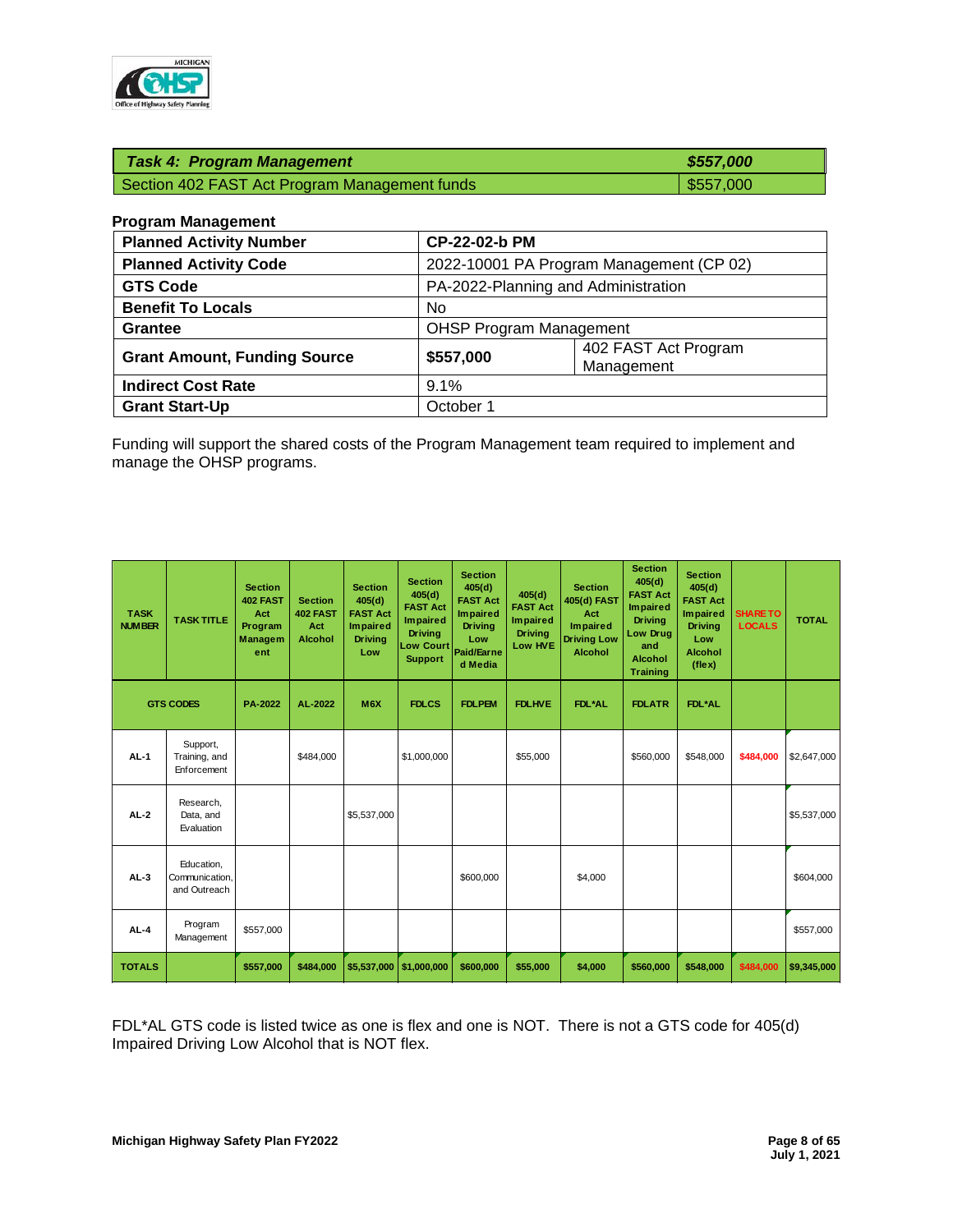| *Task 4: Program Management* | *$557,000* |
|---|---|
| Section 402 FAST Act Program Management funds | $557,000 |

**Program Management**

| **Planned Activity Number** | **CP-22-02-b PM** | |
|---|---|---|
| **Planned Activity Code** | 2022-10001 PA Program Management (CP 02) | |
| **GTS Code** | PA-2022-Planning and Administration | |
| **Benefit To Locals** | No | |
| **Grantee** | OHSP Program Management | |
| **Grant Amount, Funding Source** | **$557,000** | 402 FAST Act Program Management |
| **Indirect Cost Rate** | 9.1% | |
| **Grant Start-Up** | October 1 | |

Funding will support the shared costs of the Program Management team required to implement and manage the OHSP programs.

| TASK NUMBER | TASK TITLE | Section 402 FAST Act Program Management | Section 402 FAST Act Alcohol | Section 405(d) FAST Act Impaired Driving Low | Section 405(d) FAST Act Impaired Driving Low Court Support | Section 405(d) FAST Act Impaired Driving Low Paid/Earned Media | 405(d) FAST Act Impaired Driving Low HVE | Section 405(d) FAST Act Impaired Driving Low Alcohol | Section 405(d) FAST Act Impaired Driving Low Drug and Alcohol Training | Section 405(d) FAST Act Impaired Driving Low Alcohol (flex) | SHARE TO LOCALS | TOTAL |
|---|---|---|---|---|---|---|---|---|---|---|---|---|
| GTS CODES | | PA-2022 | AL-2022 | M6X | FDLCS | FDLPEM | FDLHVE | FDL*AL | FDLATR | FDL*AL | | |
| AL-1 | Support, Training, and Enforcement | | $484,000 | | $1,000,000 | | $55,000 | | $560,000 | $548,000 | $484,000 | $2,647,000 |
| AL-2 | Research, Data, and Evaluation | | | $5,537,000 | | | | | | | | $5,537,000 |
| AL-3 | Education, Communication, and Outreach | | | | | $600,000 | | $4,000 | | | | $604,000 |
| AL-4 | Program Management | $557,000 | | | | | | | | | | $557,000 |
| TOTALS | | $557,000 | $484,000 | $5,537,000 | $1,000,000 | $600,000 | $55,000 | $4,000 | $560,000 | $548,000 | $484,000 | $9,345,000 |

FDL*AL GTS code is listed twice as one is flex and one is NOT. There is not a GTS code for 405(d) Impaired Driving Low Alcohol that is NOT flex.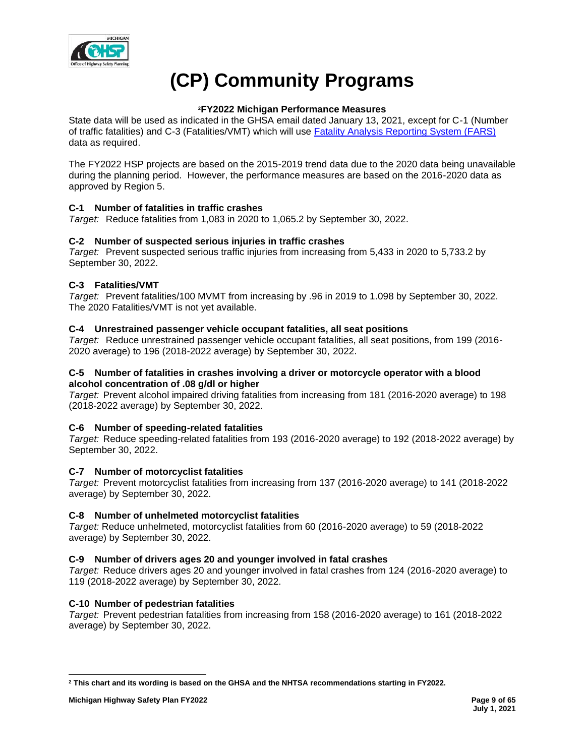# (CP) Community Programs

**[2]FY2022 Michigan Performance Measures**

State data will be used as indicated in the GHSA email dated January 13, 2021, except for C-1 (Number of traffic fatalities) and C-3 (Fatalities/VMT) which will use [Fatality Analysis Reporting System (FARS)]() data as required.

The FY2022 HSP projects are based on the 2015-2019 trend data due to the 2020 data being unavailable during the planning period. However, the performance measures are based on the 2016-2020 data as approved by Region 5.

**C-1 Number of fatalities in traffic crashes**
*Target:* Reduce fatalities from 1,083 in 2020 to 1,065.2 by September 30, 2022.

**C-2 Number of suspected serious injuries in traffic crashes**
*Target:* Prevent suspected serious traffic injuries from increasing from 5,433 in 2020 to 5,733.2 by September 30, 2022.

**C-3 Fatalities/VMT**
*Target:* Prevent fatalities/100 MVMT from increasing by .96 in 2019 to 1.098 by September 30, 2022. The 2020 Fatalities/VMT is not yet available.

**C-4 Unrestrained passenger vehicle occupant fatalities, all seat positions**
*Target:* Reduce unrestrained passenger vehicle occupant fatalities, all seat positions, from 199 (2016-2020 average) to 196 (2018-2022 average) by September 30, 2022.

**C-5 Number of fatalities in crashes involving a driver or motorcycle operator with a blood alcohol concentration of .08 g/dl or higher**
*Target:* Prevent alcohol impaired driving fatalities from increasing from 181 (2016-2020 average) to 198 (2018-2022 average) by September 30, 2022.

**C-6 Number of speeding-related fatalities**
*Target:* Reduce speeding-related fatalities from 193 (2016-2020 average) to 192 (2018-2022 average) by September 30, 2022.

**C-7 Number of motorcyclist fatalities**
*Target:* Prevent motorcyclist fatalities from increasing from 137 (2016-2020 average) to 141 (2018-2022 average) by September 30, 2022.

**C-8 Number of unhelmeted motorcyclist fatalities**
*Target:* Reduce unhelmeted, motorcyclist fatalities from 60 (2016-2020 average) to 59 (2018-2022 average) by September 30, 2022.

**C-9 Number of drivers ages 20 and younger involved in fatal crashes**
*Target:* Reduce drivers ages 20 and younger involved in fatal crashes from 124 (2016-2020 average) to 119 (2018-2022 average) by September 30, 2022.

**C-10 Number of pedestrian fatalities**
*Target:* Prevent pedestrian fatalities from increasing from 158 (2016-2020 average) to 161 (2018-2022 average) by September 30, 2022.

---

**[2] This chart and its wording is based on the GHSA and the NHTSA recommendations starting in FY2022.**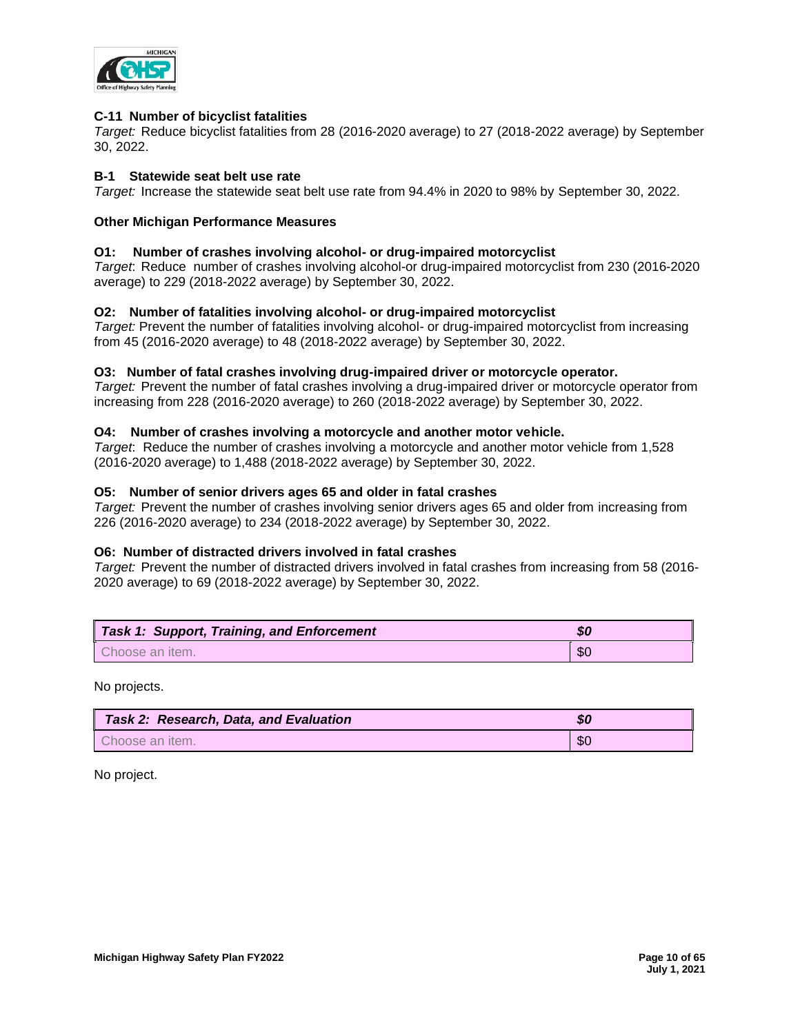### C-11 Number of bicyclist fatalities

*Target:* Reduce bicyclist fatalities from 28 (2016-2020 average) to 27 (2018-2022 average) by September 30, 2022.

### B-1 Statewide seat belt use rate

*Target:* Increase the statewide seat belt use rate from 94.4% in 2020 to 98% by September 30, 2022.

### Other Michigan Performance Measures

### O1: Number of crashes involving alcohol- or drug-impaired motorcyclist

*Target*: Reduce number of crashes involving alcohol-or drug-impaired motorcyclist from 230 (2016-2020 average) to 229 (2018-2022 average) by September 30, 2022.

### O2: Number of fatalities involving alcohol- or drug-impaired motorcyclist

*Target:* Prevent the number of fatalities involving alcohol- or drug-impaired motorcyclist from increasing from 45 (2016-2020 average) to 48 (2018-2022 average) by September 30, 2022.

### O3: Number of fatal crashes involving drug-impaired driver or motorcycle operator.

*Target:* Prevent the number of fatal crashes involving a drug-impaired driver or motorcycle operator from increasing from 228 (2016-2020 average) to 260 (2018-2022 average) by September 30, 2022.

### O4: Number of crashes involving a motorcycle and another motor vehicle.

*Target*: Reduce the number of crashes involving a motorcycle and another motor vehicle from 1,528 (2016-2020 average) to 1,488 (2018-2022 average) by September 30, 2022.

### O5: Number of senior drivers ages 65 and older in fatal crashes

*Target:* Prevent the number of crashes involving senior drivers ages 65 and older from increasing from 226 (2016-2020 average) to 234 (2018-2022 average) by September 30, 2022.

### O6: Number of distracted drivers involved in fatal crashes

*Target:* Prevent the number of distracted drivers involved in fatal crashes from increasing from 58 (2016-2020 average) to 69 (2018-2022 average) by September 30, 2022.

| ***Task 1: Support, Training, and Enforcement*** | ***$0*** |
|---|---|
| Choose an item. | $0 |

No projects.

| ***Task 2: Research, Data, and Evaluation*** | ***$0*** |
|---|---|
| Choose an item. | $0 |

No project.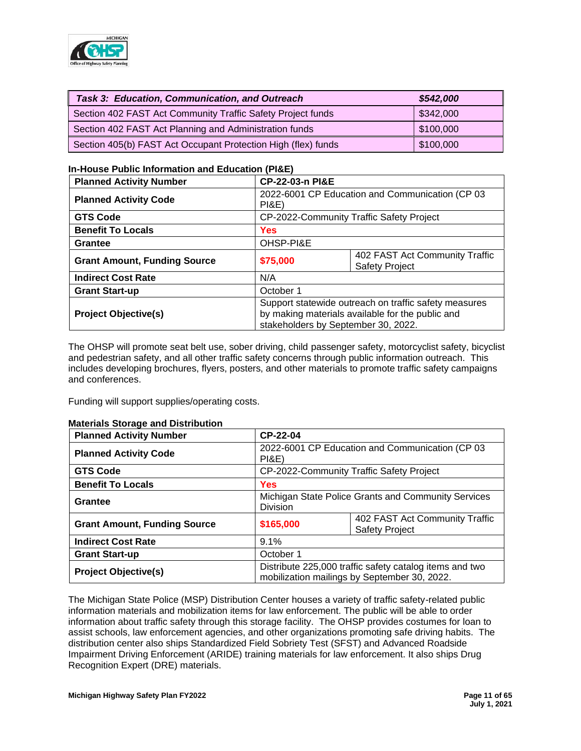| *Task 3: Education, Communication, and Outreach* | *$542,000* |
|---|---|
| Section 402 FAST Act Community Traffic Safety Project funds | $342,000 |
| Section 402 FAST Act Planning and Administration funds | $100,000 |
| Section 405(b) FAST Act Occupant Protection High (flex) funds | $100,000 |

**In-House Public Information and Education (PI&E)**

| **Planned Activity Number** | **CP-22-03-n PI&E** | |
|---|---|---|
| **Planned Activity Code** | 2022-6001 CP Education and Communication (CP 03 PI&E) | |
| **GTS Code** | CP-2022-Community Traffic Safety Project | |
| **Benefit To Locals** | **Yes** | |
| **Grantee** | OHSP-PI&E | |
| **Grant Amount, Funding Source** | **$75,000** | 402 FAST Act Community Traffic Safety Project |
| **Indirect Cost Rate** | N/A | |
| **Grant Start-up** | October 1 | |
| **Project Objective(s)** | Support statewide outreach on traffic safety measures by making materials available for the public and stakeholders by September 30, 2022. | |

The OHSP will promote seat belt use, sober driving, child passenger safety, motorcyclist safety, bicyclist and pedestrian safety, and all other traffic safety concerns through public information outreach. This includes developing brochures, flyers, posters, and other materials to promote traffic safety campaigns and conferences.

Funding will support supplies/operating costs.

**Materials Storage and Distribution**

| **Planned Activity Number** | **CP-22-04** | |
|---|---|---|
| **Planned Activity Code** | 2022-6001 CP Education and Communication (CP 03 PI&E) | |
| **GTS Code** | CP-2022-Community Traffic Safety Project | |
| **Benefit To Locals** | **Yes** | |
| **Grantee** | Michigan State Police Grants and Community Services Division | |
| **Grant Amount, Funding Source** | **$165,000** | 402 FAST Act Community Traffic Safety Project |
| **Indirect Cost Rate** | 9.1% | |
| **Grant Start-up** | October 1 | |
| **Project Objective(s)** | Distribute 225,000 traffic safety catalog items and two mobilization mailings by September 30, 2022. | |

The Michigan State Police (MSP) Distribution Center houses a variety of traffic safety-related public information materials and mobilization items for law enforcement. The public will be able to order information about traffic safety through this storage facility. The OHSP provides costumes for loan to assist schools, law enforcement agencies, and other organizations promoting safe driving habits. The distribution center also ships Standardized Field Sobriety Test (SFST) and Advanced Roadside Impairment Driving Enforcement (ARIDE) training materials for law enforcement. It also ships Drug Recognition Expert (DRE) materials.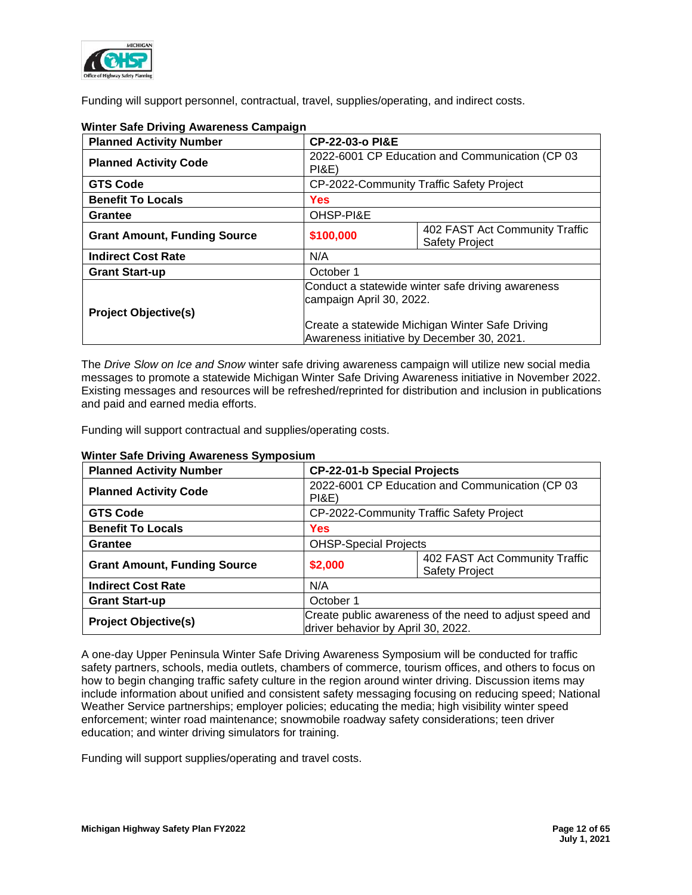Funding will support personnel, contractual, travel, supplies/operating, and indirect costs.

**Winter Safe Driving Awareness Campaign**

| **Planned Activity Number** | **CP-22-03-o PI&E** | |
|---|---|---|
| **Planned Activity Code** | 2022-6001 CP Education and Communication (CP 03 PI&E) | |
| **GTS Code** | CP-2022-Community Traffic Safety Project | |
| **Benefit To Locals** | **Yes** | |
| **Grantee** | OHSP-PI&E | |
| **Grant Amount, Funding Source** | **$100,000** | 402 FAST Act Community Traffic Safety Project |
| **Indirect Cost Rate** | N/A | |
| **Grant Start-up** | October 1 | |
| **Project Objective(s)** | Conduct a statewide winter safe driving awareness campaign April 30, 2022.<br><br>Create a statewide Michigan Winter Safe Driving Awareness initiative by December 30, 2021. | |

The *Drive Slow on Ice and Snow* winter safe driving awareness campaign will utilize new social media messages to promote a statewide Michigan Winter Safe Driving Awareness initiative in November 2022. Existing messages and resources will be refreshed/reprinted for distribution and inclusion in publications and paid and earned media efforts.

Funding will support contractual and supplies/operating costs.

**Winter Safe Driving Awareness Symposium**

| **Planned Activity Number** | **CP-22-01-b Special Projects** | |
|---|---|---|
| **Planned Activity Code** | 2022-6001 CP Education and Communication (CP 03 PI&E) | |
| **GTS Code** | CP-2022-Community Traffic Safety Project | |
| **Benefit To Locals** | **Yes** | |
| **Grantee** | OHSP-Special Projects | |
| **Grant Amount, Funding Source** | **$2,000** | 402 FAST Act Community Traffic Safety Project |
| **Indirect Cost Rate** | N/A | |
| **Grant Start-up** | October 1 | |
| **Project Objective(s)** | Create public awareness of the need to adjust speed and driver behavior by April 30, 2022. | |

A one-day Upper Peninsula Winter Safe Driving Awareness Symposium will be conducted for traffic safety partners, schools, media outlets, chambers of commerce, tourism offices, and others to focus on how to begin changing traffic safety culture in the region around winter driving. Discussion items may include information about unified and consistent safety messaging focusing on reducing speed; National Weather Service partnerships; employer policies; educating the media; high visibility winter speed enforcement; winter road maintenance; snowmobile roadway safety considerations; teen driver education; and winter driving simulators for training.

Funding will support supplies/operating and travel costs.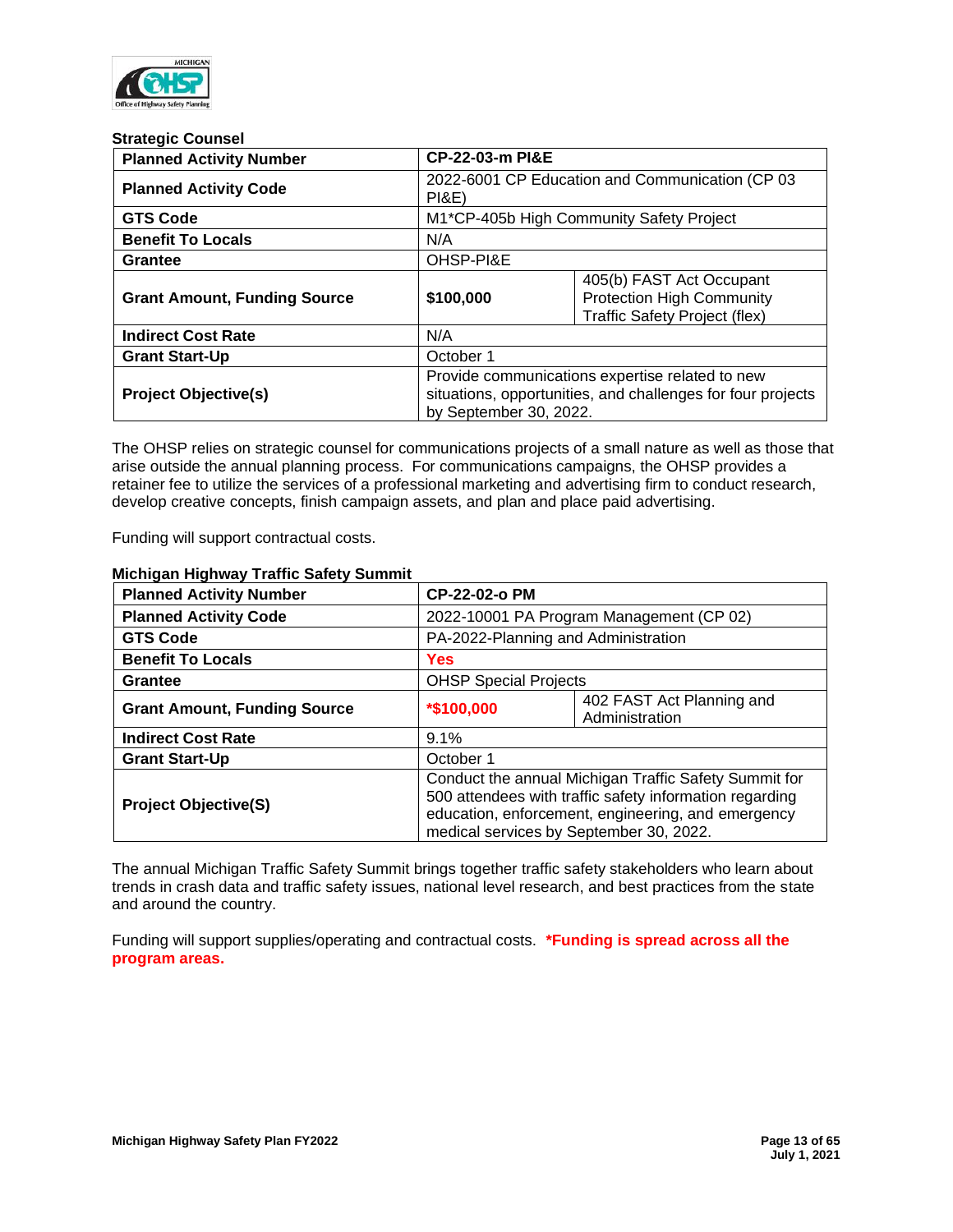**Strategic Counsel**

| Planned Activity Number | CP-22-03-m PI&E | |
|---|---|---|
| Planned Activity Code | 2022-6001 CP Education and Communication (CP 03 PI&E) | |
| GTS Code | M1*CP-405b High Community Safety Project | |
| Benefit To Locals | N/A | |
| Grantee | OHSP-PI&E | |
| Grant Amount, Funding Source | $100,000 | 405(b) FAST Act Occupant Protection High Community Traffic Safety Project (flex) |
| Indirect Cost Rate | N/A | |
| Grant Start-Up | October 1 | |
| Project Objective(s) | Provide communications expertise related to new situations, opportunities, and challenges for four projects by September 30, 2022. | |

The OHSP relies on strategic counsel for communications projects of a small nature as well as those that arise outside the annual planning process. For communications campaigns, the OHSP provides a retainer fee to utilize the services of a professional marketing and advertising firm to conduct research, develop creative concepts, finish campaign assets, and plan and place paid advertising.

Funding will support contractual costs.

**Michigan Highway Traffic Safety Summit**

| Planned Activity Number | CP-22-02-o PM | |
|---|---|---|
| Planned Activity Code | 2022-10001 PA Program Management (CP 02) | |
| GTS Code | PA-2022-Planning and Administration | |
| Benefit To Locals | **Yes** | |
| Grantee | OHSP Special Projects | |
| Grant Amount, Funding Source | ***$100,000** | 402 FAST Act Planning and Administration |
| Indirect Cost Rate | 9.1% | |
| Grant Start-Up | October 1 | |
| Project Objective(S) | Conduct the annual Michigan Traffic Safety Summit for 500 attendees with traffic safety information regarding education, enforcement, engineering, and emergency medical services by September 30, 2022. | |

The annual Michigan Traffic Safety Summit brings together traffic safety stakeholders who learn about trends in crash data and traffic safety issues, national level research, and best practices from the state and around the country.

Funding will support supplies/operating and contractual costs. ***Funding is spread across all the program areas.**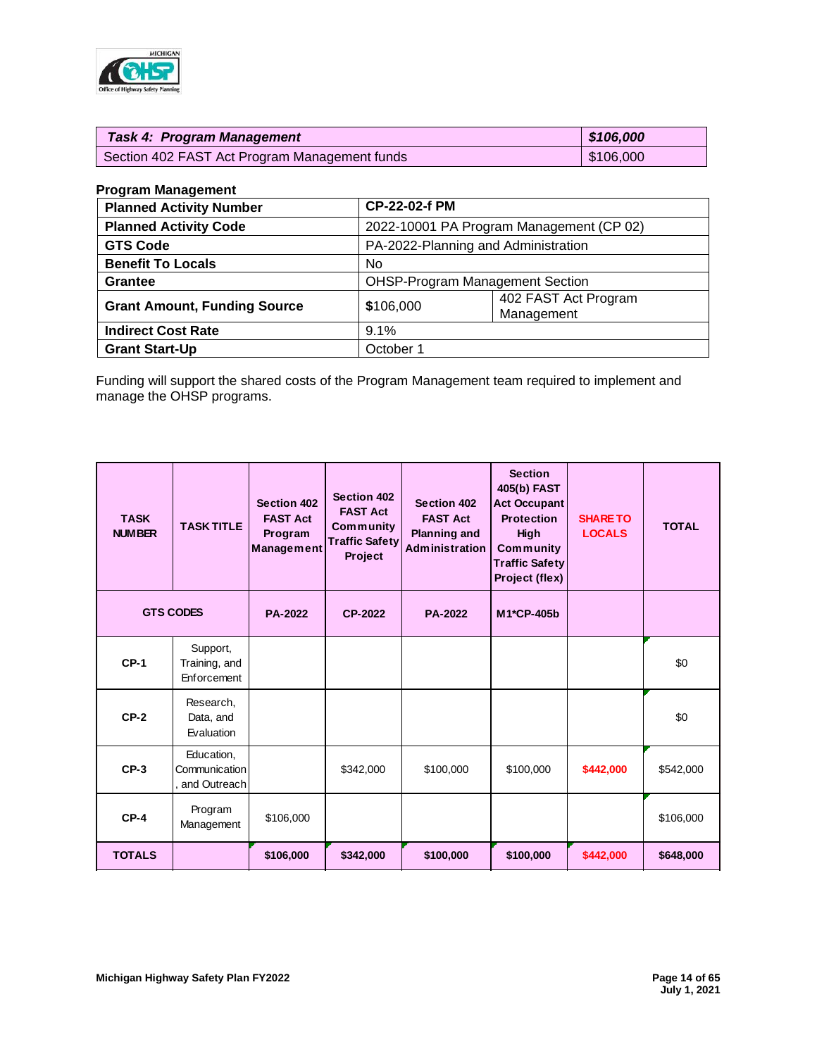| *Task 4: Program Management* | *$106,000* |
|---|---|
| Section 402 FAST Act Program Management funds | $106,000 |

**Program Management**

| **Planned Activity Number** | **CP-22-02-f PM** | |
|---|---|---|
| **Planned Activity Code** | 2022-10001 PA Program Management (CP 02) | |
| **GTS Code** | PA-2022-Planning and Administration | |
| **Benefit To Locals** | No | |
| **Grantee** | OHSP-Program Management Section | |
| **Grant Amount, Funding Source** | $106,000 | 402 FAST Act Program Management |
| **Indirect Cost Rate** | 9.1% | |
| **Grant Start-Up** | October 1 | |

Funding will support the shared costs of the Program Management team required to implement and manage the OHSP programs.

| TASK NUMBER | TASK TITLE | Section 402 FAST Act Program Management | Section 402 FAST Act Community Traffic Safety Project | Section 402 FAST Act Planning and Administration | Section 405(b) FAST Act Occupant Protection High Community Traffic Safety Project (flex) | SHARE TO LOCALS | TOTAL |
|---|---|---|---|---|---|---|---|
| GTS CODES | | PA-2022 | CP-2022 | PA-2022 | M1*CP-405b | | |
| CP-1 | Support, Training, and Enforcement | | | | | | $0 |
| CP-2 | Research, Data, and Evaluation | | | | | | $0 |
| CP-3 | Education, Communication, and Outreach | | $342,000 | $100,000 | $100,000 | $442,000 | $542,000 |
| CP-4 | Program Management | $106,000 | | | | | $106,000 |
| **TOTALS** | | **$106,000** | **$342,000** | **$100,000** | **$100,000** | **$442,000** | **$648,000** |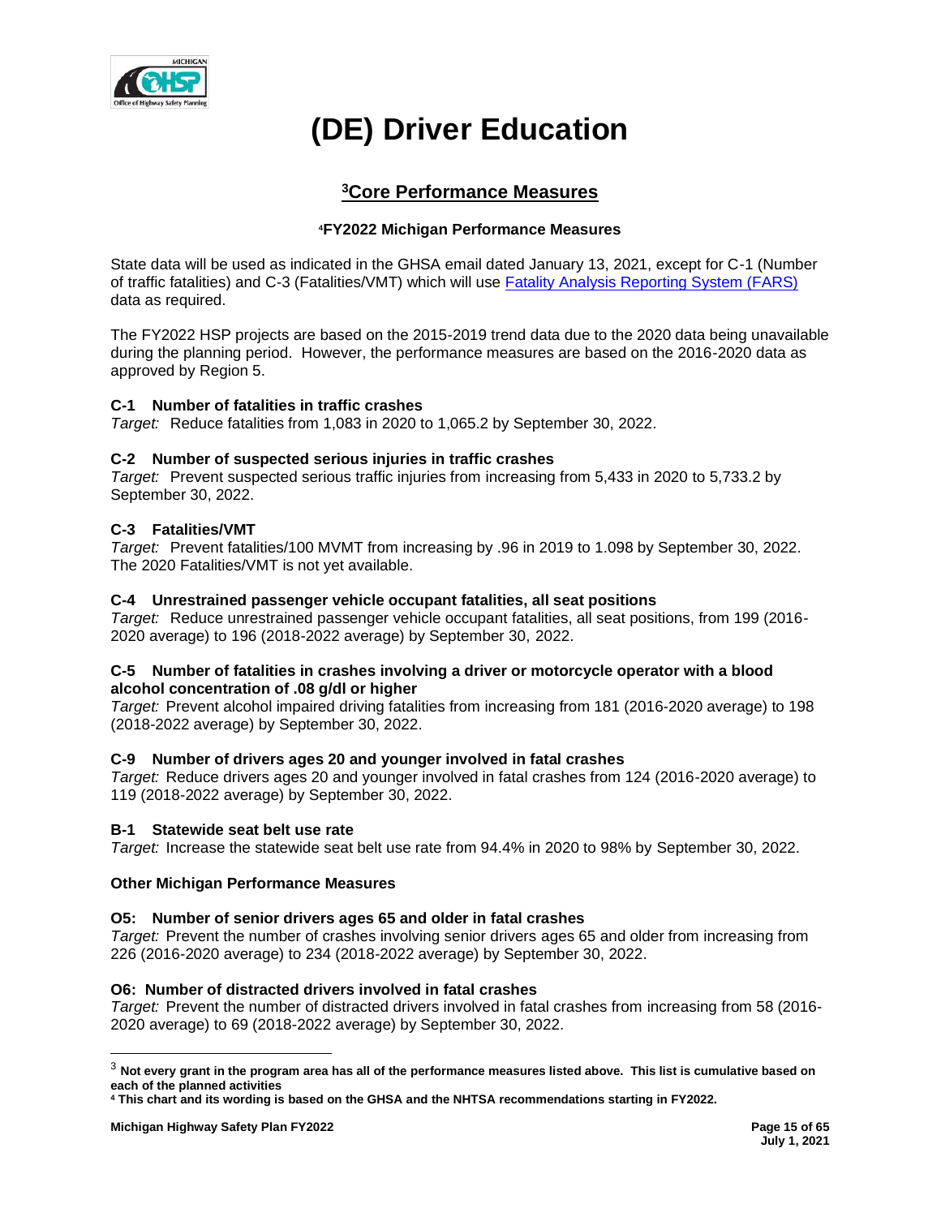# (DE) Driver Education

## [3]Core Performance Measures

### [4]FY2022 Michigan Performance Measures

State data will be used as indicated in the GHSA email dated January 13, 2021, except for C-1 (Number of traffic fatalities) and C-3 (Fatalities/VMT) which will use Fatality Analysis Reporting System (FARS) data as required.

The FY2022 HSP projects are based on the 2015-2019 trend data due to the 2020 data being unavailable during the planning period. However, the performance measures are based on the 2016-2020 data as approved by Region 5.

**C-1 Number of fatalities in traffic crashes**
*Target:* Reduce fatalities from 1,083 in 2020 to 1,065.2 by September 30, 2022.

**C-2 Number of suspected serious injuries in traffic crashes**
*Target:* Prevent suspected serious traffic injuries from increasing from 5,433 in 2020 to 5,733.2 by September 30, 2022.

**C-3 Fatalities/VMT**
*Target:* Prevent fatalities/100 MVMT from increasing by .96 in 2019 to 1.098 by September 30, 2022. The 2020 Fatalities/VMT is not yet available.

**C-4 Unrestrained passenger vehicle occupant fatalities, all seat positions**
*Target:* Reduce unrestrained passenger vehicle occupant fatalities, all seat positions, from 199 (2016-2020 average) to 196 (2018-2022 average) by September 30, 2022.

**C-5 Number of fatalities in crashes involving a driver or motorcycle operator with a blood alcohol concentration of .08 g/dl or higher**
*Target:* Prevent alcohol impaired driving fatalities from increasing from 181 (2016-2020 average) to 198 (2018-2022 average) by September 30, 2022.

**C-9 Number of drivers ages 20 and younger involved in fatal crashes**
*Target:* Reduce drivers ages 20 and younger involved in fatal crashes from 124 (2016-2020 average) to 119 (2018-2022 average) by September 30, 2022.

**B-1 Statewide seat belt use rate**
*Target:* Increase the statewide seat belt use rate from 94.4% in 2020 to 98% by September 30, 2022.

**Other Michigan Performance Measures**

**O5: Number of senior drivers ages 65 and older in fatal crashes**
*Target:* Prevent the number of crashes involving senior drivers ages 65 and older from increasing from 226 (2016-2020 average) to 234 (2018-2022 average) by September 30, 2022.

**O6: Number of distracted drivers involved in fatal crashes**
*Target:* Prevent the number of distracted drivers involved in fatal crashes from increasing from 58 (2016-2020 average) to 69 (2018-2022 average) by September 30, 2022.

---

[3] **Not every grant in the program area has all of the performance measures listed above. This list is cumulative based on each of the planned activities**

[4] **This chart and its wording is based on the GHSA and the NHTSA recommendations starting in FY2022.**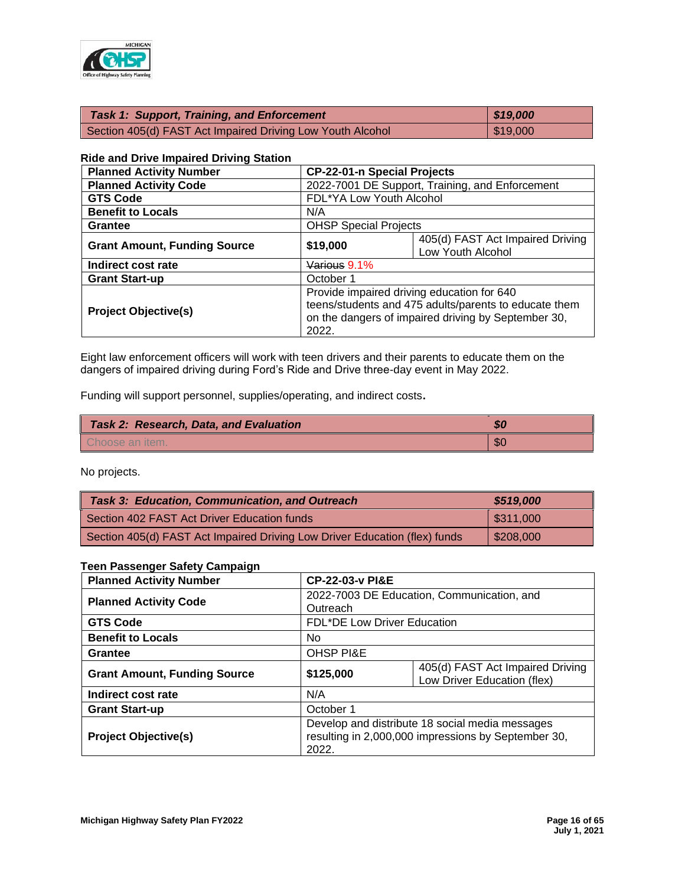| *Task 1: Support, Training, and Enforcement* | *$19,000* |
|---|---|
| Section 405(d) FAST Act Impaired Driving Low Youth Alcohol | $19,000 |

**Ride and Drive Impaired Driving Station**

| **Planned Activity Number** | **CP-22-01-n Special Projects** | |
|---|---|---|
| **Planned Activity Code** | 2022-7001 DE Support, Training, and Enforcement | |
| **GTS Code** | FDL*YA Low Youth Alcohol | |
| **Benefit to Locals** | N/A | |
| **Grantee** | OHSP Special Projects | |
| **Grant Amount, Funding Source** | **$19,000** | 405(d) FAST Act Impaired Driving Low Youth Alcohol |
| **Indirect cost rate** | ~~Various~~ 9.1% | |
| **Grant Start-up** | October 1 | |
| **Project Objective(s)** | Provide impaired driving education for 640 teens/students and 475 adults/parents to educate them on the dangers of impaired driving by September 30, 2022. | |

Eight law enforcement officers will work with teen drivers and their parents to educate them on the dangers of impaired driving during Ford's Ride and Drive three-day event in May 2022.

Funding will support personnel, supplies/operating, and indirect costs.

| *Task 2: Research, Data, and Evaluation* | *$0* |
|---|---|
| Choose an item. | $0 |

No projects.

| *Task 3: Education, Communication, and Outreach* | *$519,000* |
|---|---|
| Section 402 FAST Act Driver Education funds | $311,000 |
| Section 405(d) FAST Act Impaired Driving Low Driver Education (flex) funds | $208,000 |

**Teen Passenger Safety Campaign**

| **Planned Activity Number** | **CP-22-03-v PI&E** | |
|---|---|---|
| **Planned Activity Code** | 2022-7003 DE Education, Communication, and Outreach | |
| **GTS Code** | FDL*DE Low Driver Education | |
| **Benefit to Locals** | No | |
| **Grantee** | OHSP PI&E | |
| **Grant Amount, Funding Source** | **$125,000** | 405(d) FAST Act Impaired Driving Low Driver Education (flex) |
| **Indirect cost rate** | N/A | |
| **Grant Start-up** | October 1 | |
| **Project Objective(s)** | Develop and distribute 18 social media messages resulting in 2,000,000 impressions by September 30, 2022. | |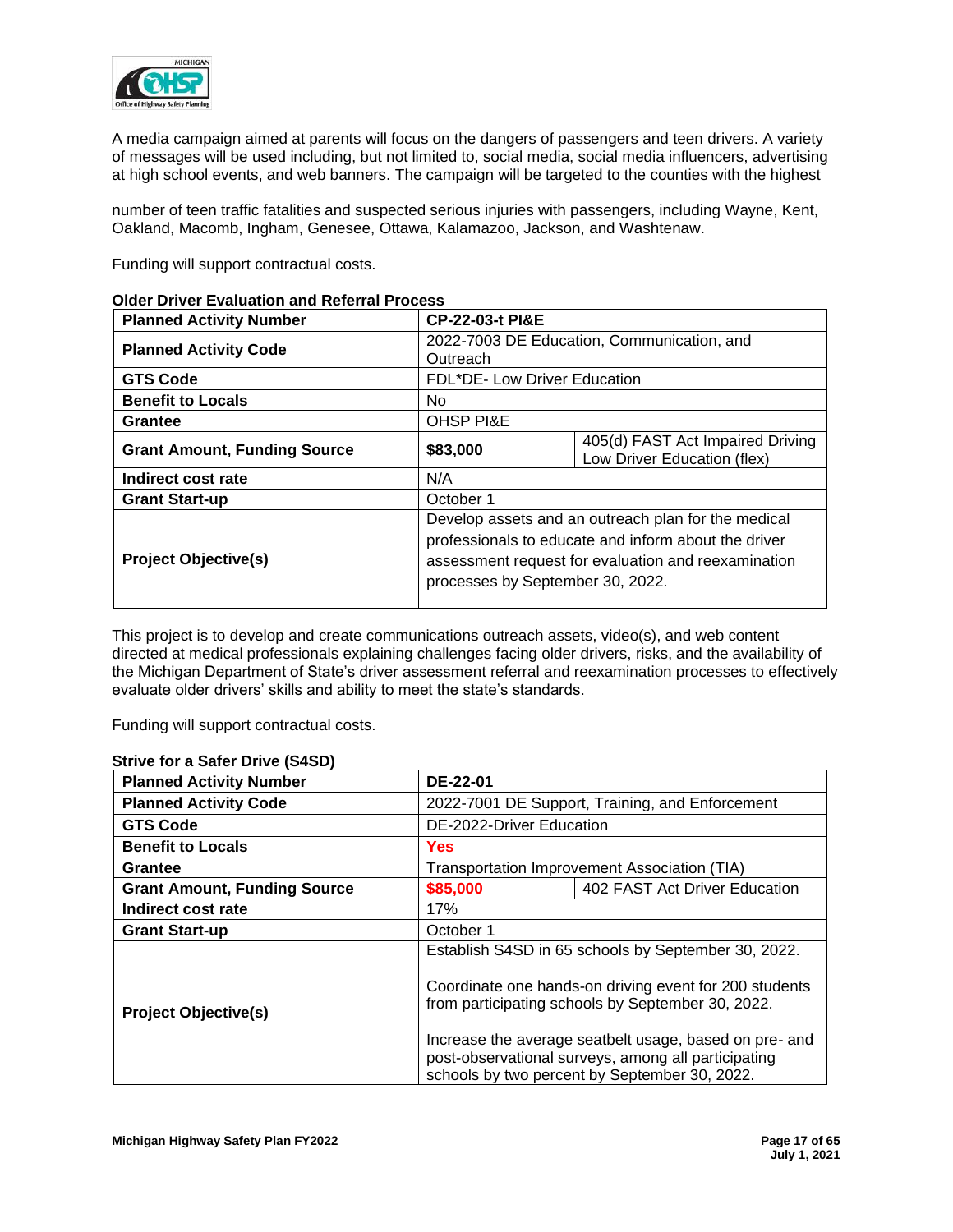A media campaign aimed at parents will focus on the dangers of passengers and teen drivers. A variety of messages will be used including, but not limited to, social media, social media influencers, advertising at high school events, and web banners. The campaign will be targeted to the counties with the highest

number of teen traffic fatalities and suspected serious injuries with passengers, including Wayne, Kent, Oakland, Macomb, Ingham, Genesee, Ottawa, Kalamazoo, Jackson, and Washtenaw.

Funding will support contractual costs.

**Older Driver Evaluation and Referral Process**

| **Planned Activity Number** | **CP-22-03-t PI&E** | |
|---|---|---|
| **Planned Activity Code** | 2022-7003 DE Education, Communication, and Outreach | |
| **GTS Code** | FDL*DE- Low Driver Education | |
| **Benefit to Locals** | No | |
| **Grantee** | OHSP PI&E | |
| **Grant Amount, Funding Source** | **$83,000** | 405(d) FAST Act Impaired Driving Low Driver Education (flex) |
| **Indirect cost rate** | N/A | |
| **Grant Start-up** | October 1 | |
| **Project Objective(s)** | Develop assets and an outreach plan for the medical professionals to educate and inform about the driver assessment request for evaluation and reexamination processes by September 30, 2022. | |

This project is to develop and create communications outreach assets, video(s), and web content directed at medical professionals explaining challenges facing older drivers, risks, and the availability of the Michigan Department of State's driver assessment referral and reexamination processes to effectively evaluate older drivers' skills and ability to meet the state's standards.

Funding will support contractual costs.

**Strive for a Safer Drive (S4SD)**

| **Planned Activity Number** | **DE-22-01** | |
|---|---|---|
| **Planned Activity Code** | 2022-7001 DE Support, Training, and Enforcement | |
| **GTS Code** | DE-2022-Driver Education | |
| **Benefit to Locals** | Yes | |
| **Grantee** | Transportation Improvement Association (TIA) | |
| **Grant Amount, Funding Source** | $85,000 | 402 FAST Act Driver Education |
| **Indirect cost rate** | 17% | |
| **Grant Start-up** | October 1 | |
| **Project Objective(s)** | Establish S4SD in 65 schools by September 30, 2022.<br><br>Coordinate one hands-on driving event for 200 students from participating schools by September 30, 2022.<br><br>Increase the average seatbelt usage, based on pre- and post-observational surveys, among all participating schools by two percent by September 30, 2022. | |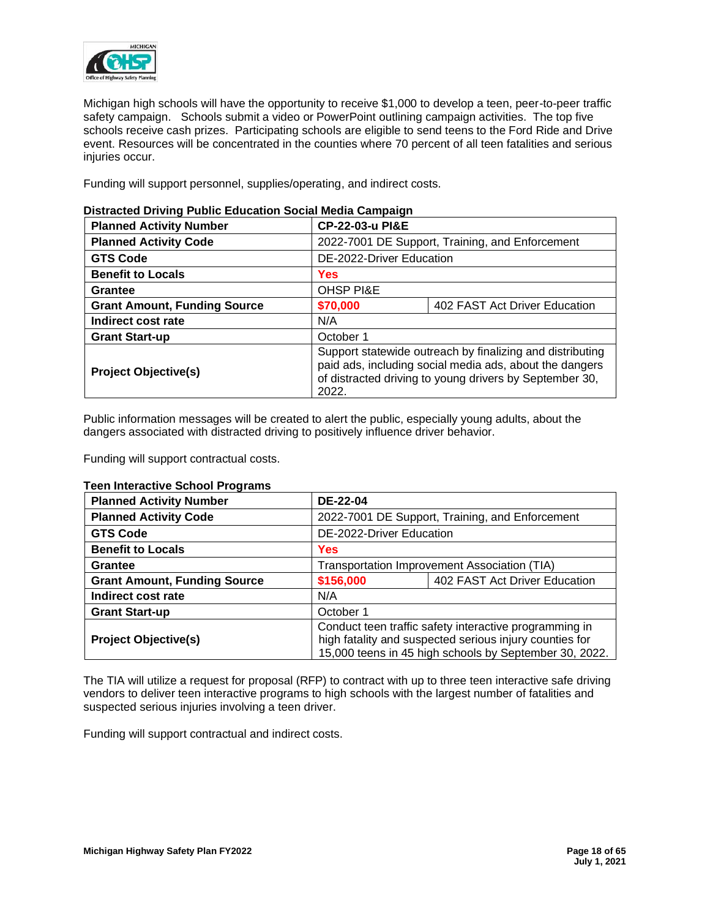Michigan high schools will have the opportunity to receive $1,000 to develop a teen, peer-to-peer traffic safety campaign. Schools submit a video or PowerPoint outlining campaign activities. The top five schools receive cash prizes. Participating schools are eligible to send teens to the Ford Ride and Drive event. Resources will be concentrated in the counties where 70 percent of all teen fatalities and serious injuries occur.

Funding will support personnel, supplies/operating, and indirect costs.

**Distracted Driving Public Education Social Media Campaign**

| **Planned Activity Number** | **CP-22-03-u PI&E** | |
|---|---|---|
| **Planned Activity Code** | 2022-7001 DE Support, Training, and Enforcement | |
| **GTS Code** | DE-2022-Driver Education | |
| **Benefit to Locals** | **Yes** | |
| **Grantee** | OHSP PI&E | |
| **Grant Amount, Funding Source** | **$70,000** | 402 FAST Act Driver Education |
| **Indirect cost rate** | N/A | |
| **Grant Start-up** | October 1 | |
| **Project Objective(s)** | Support statewide outreach by finalizing and distributing paid ads, including social media ads, about the dangers of distracted driving to young drivers by September 30, 2022. | |

Public information messages will be created to alert the public, especially young adults, about the dangers associated with distracted driving to positively influence driver behavior.

Funding will support contractual costs.

**Teen Interactive School Programs**

| **Planned Activity Number** | **DE-22-04** | |
|---|---|---|
| **Planned Activity Code** | 2022-7001 DE Support, Training, and Enforcement | |
| **GTS Code** | DE-2022-Driver Education | |
| **Benefit to Locals** | **Yes** | |
| **Grantee** | Transportation Improvement Association (TIA) | |
| **Grant Amount, Funding Source** | **$156,000** | 402 FAST Act Driver Education |
| **Indirect cost rate** | N/A | |
| **Grant Start-up** | October 1 | |
| **Project Objective(s)** | Conduct teen traffic safety interactive programming in high fatality and suspected serious injury counties for 15,000 teens in 45 high schools by September 30, 2022. | |

The TIA will utilize a request for proposal (RFP) to contract with up to three teen interactive safe driving vendors to deliver teen interactive programs to high schools with the largest number of fatalities and suspected serious injuries involving a teen driver.

Funding will support contractual and indirect costs.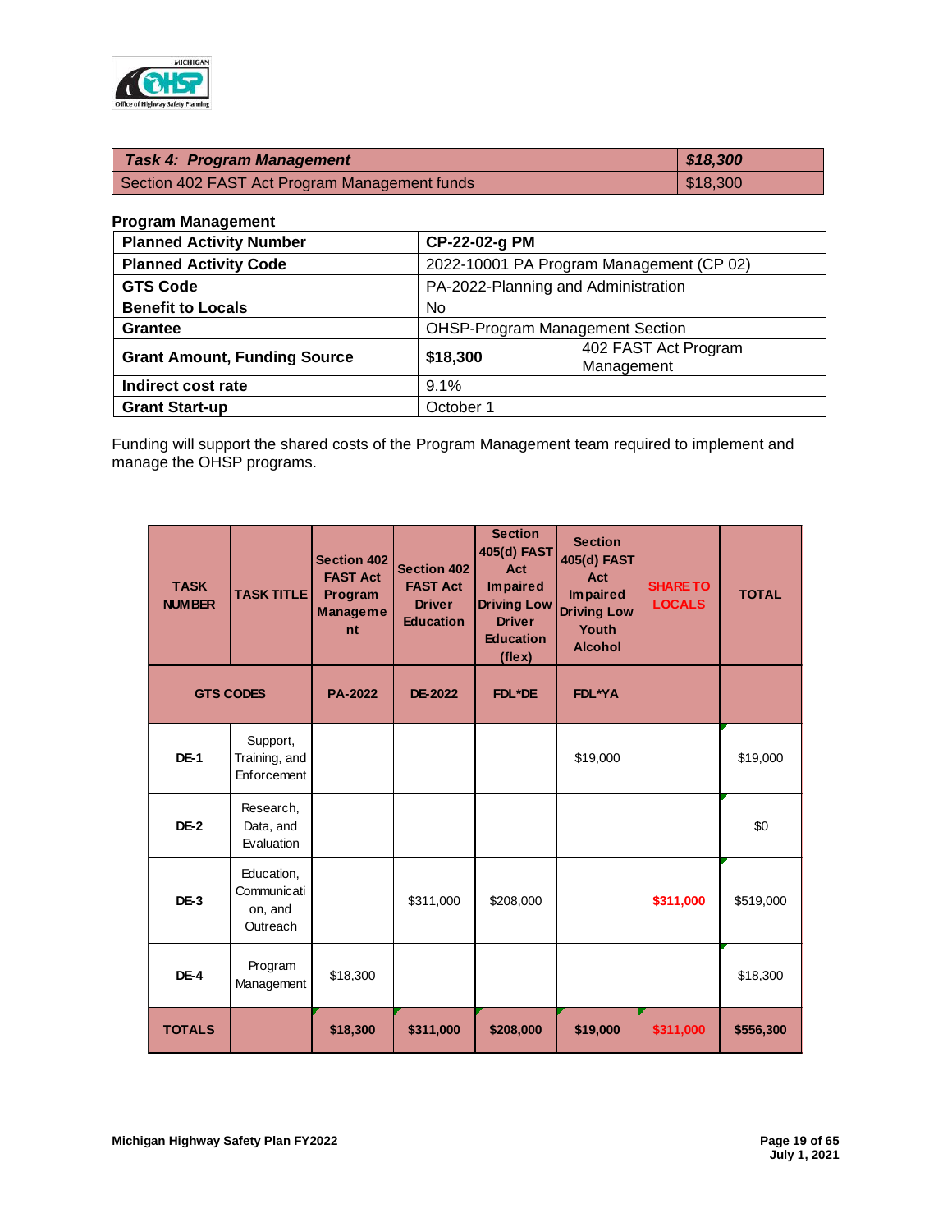| ***Task 4: Program Management*** | ***$18,300*** |
|---|---|
| Section 402 FAST Act Program Management funds | $18,300 |

**Program Management**

| **Planned Activity Number** | **CP-22-02-g PM** | |
|---|---|---|
| **Planned Activity Code** | 2022-10001 PA Program Management (CP 02) | |
| **GTS Code** | PA-2022-Planning and Administration | |
| **Benefit to Locals** | No | |
| **Grantee** | OHSP-Program Management Section | |
| **Grant Amount, Funding Source** | **$18,300** | 402 FAST Act Program Management |
| **Indirect cost rate** | 9.1% | |
| **Grant Start-up** | October 1 | |

Funding will support the shared costs of the Program Management team required to implement and manage the OHSP programs.

| TASK NUMBER | TASK TITLE | Section 402 FAST Act Program Management | Section 402 FAST Act Driver Education | Section 405(d) FAST Act Impaired Driving Low Driver Education (flex) | Section 405(d) FAST Act Impaired Driving Low Youth Alcohol | SHARE TO LOCALS | TOTAL |
|---|---|---|---|---|---|---|---|
| GTS CODES | | PA-2022 | DE-2022 | FDL*DE | FDL*YA | | |
| DE-1 | Support, Training, and Enforcement | | | | $19,000 | | $19,000 |
| DE-2 | Research, Data, and Evaluation | | | | | | $0 |
| DE-3 | Education, Communication, and Outreach | | $311,000 | $208,000 | | $311,000 | $519,000 |
| DE-4 | Program Management | $18,300 | | | | | $18,300 |
| TOTALS | | $18,300 | $311,000 | $208,000 | $19,000 | $311,000 | $556,300 |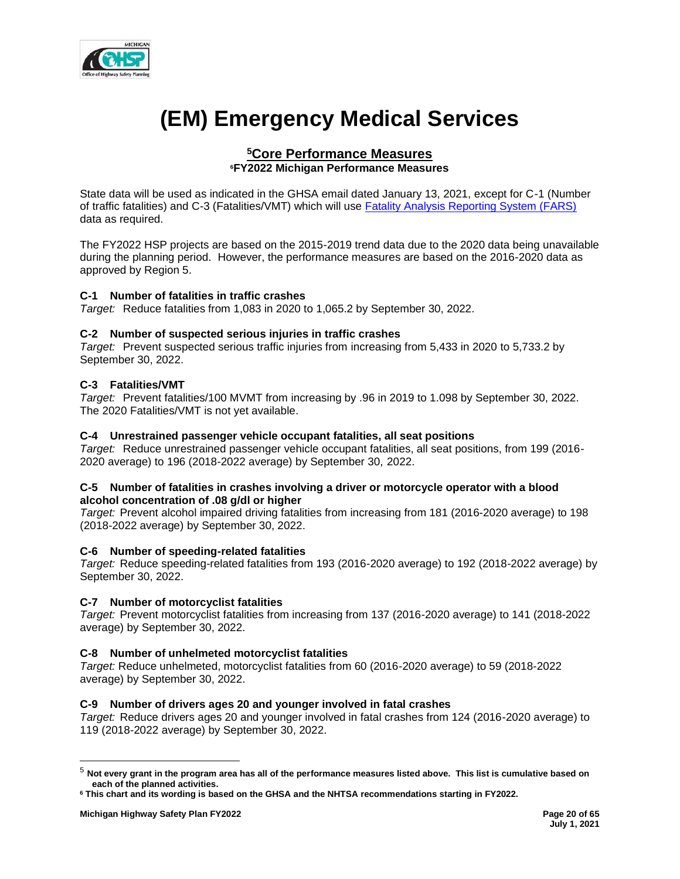# (EM) Emergency Medical Services

## [5]Core Performance Measures

### [6]FY2022 Michigan Performance Measures

State data will be used as indicated in the GHSA email dated January 13, 2021, except for C-1 (Number of traffic fatalities) and C-3 (Fatalities/VMT) which will use [Fatality Analysis Reporting System (FARS)]() data as required.

The FY2022 HSP projects are based on the 2015-2019 trend data due to the 2020 data being unavailable during the planning period. However, the performance measures are based on the 2016-2020 data as approved by Region 5.

**C-1 Number of fatalities in traffic crashes**
*Target:* Reduce fatalities from 1,083 in 2020 to 1,065.2 by September 30, 2022.

**C-2 Number of suspected serious injuries in traffic crashes**
*Target:* Prevent suspected serious traffic injuries from increasing from 5,433 in 2020 to 5,733.2 by September 30, 2022.

**C-3 Fatalities/VMT**
*Target:* Prevent fatalities/100 MVMT from increasing by .96 in 2019 to 1.098 by September 30, 2022. The 2020 Fatalities/VMT is not yet available.

**C-4 Unrestrained passenger vehicle occupant fatalities, all seat positions**
*Target:* Reduce unrestrained passenger vehicle occupant fatalities, all seat positions, from 199 (2016-2020 average) to 196 (2018-2022 average) by September 30, 2022.

**C-5 Number of fatalities in crashes involving a driver or motorcycle operator with a blood alcohol concentration of .08 g/dl or higher**
*Target:* Prevent alcohol impaired driving fatalities from increasing from 181 (2016-2020 average) to 198 (2018-2022 average) by September 30, 2022.

**C-6 Number of speeding-related fatalities**
*Target:* Reduce speeding-related fatalities from 193 (2016-2020 average) to 192 (2018-2022 average) by September 30, 2022.

**C-7 Number of motorcyclist fatalities**
*Target:* Prevent motorcyclist fatalities from increasing from 137 (2016-2020 average) to 141 (2018-2022 average) by September 30, 2022.

**C-8 Number of unhelmeted motorcyclist fatalities**
*Target:* Reduce unhelmeted, motorcyclist fatalities from 60 (2016-2020 average) to 59 (2018-2022 average) by September 30, 2022.

**C-9 Number of drivers ages 20 and younger involved in fatal crashes**
*Target:* Reduce drivers ages 20 and younger involved in fatal crashes from 124 (2016-2020 average) to 119 (2018-2022 average) by September 30, 2022.

---

[5] **Not every grant in the program area has all of the performance measures listed above. This list is cumulative based on each of the planned activities.**

[6] **This chart and its wording is based on the GHSA and the NHTSA recommendations starting in FY2022.**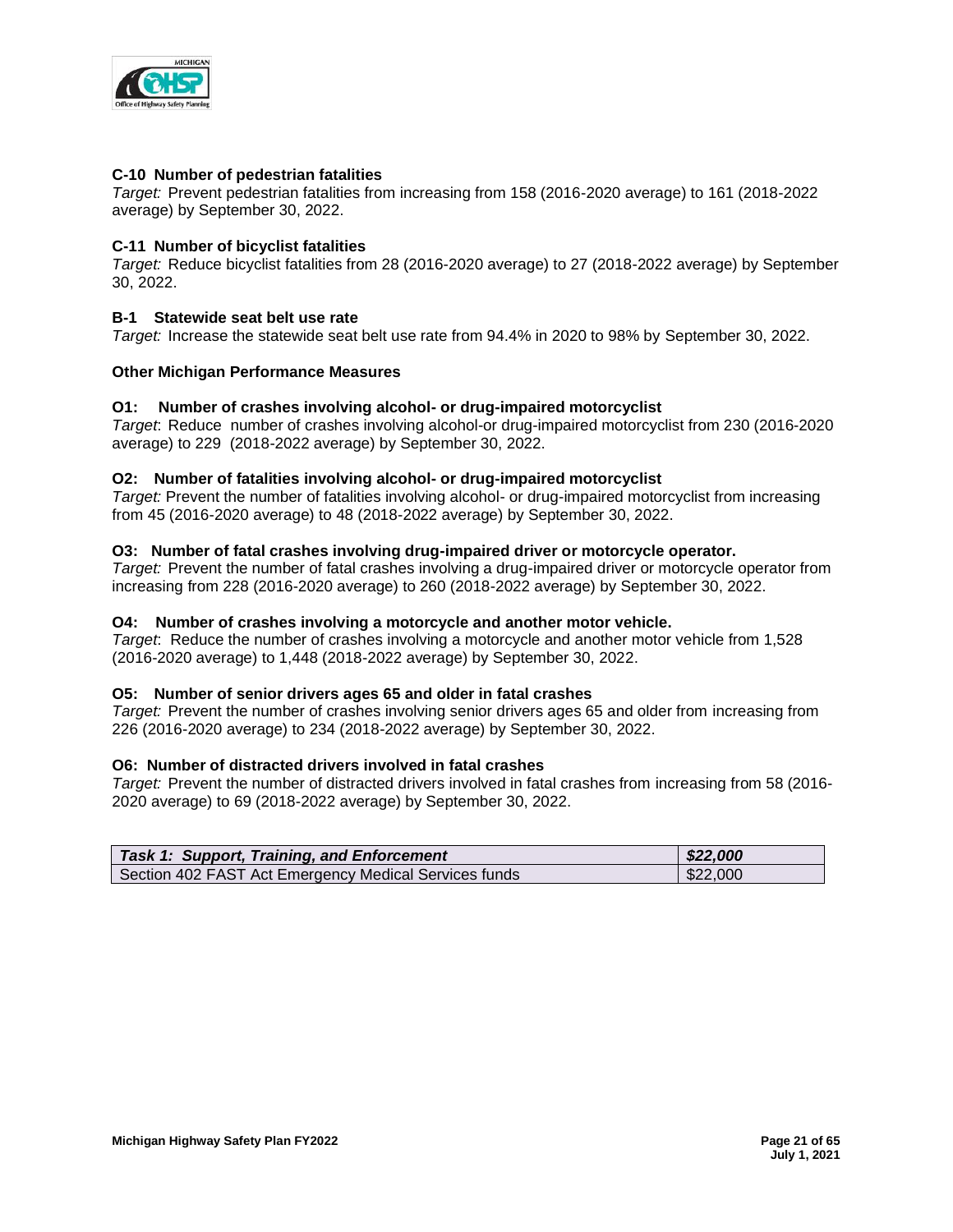**C-10 Number of pedestrian fatalities**
*Target:* Prevent pedestrian fatalities from increasing from 158 (2016-2020 average) to 161 (2018-2022 average) by September 30, 2022.

**C-11 Number of bicyclist fatalities**
*Target:* Reduce bicyclist fatalities from 28 (2016-2020 average) to 27 (2018-2022 average) by September 30, 2022.

**B-1 Statewide seat belt use rate**
*Target:* Increase the statewide seat belt use rate from 94.4% in 2020 to 98% by September 30, 2022.

**Other Michigan Performance Measures**

**O1: Number of crashes involving alcohol- or drug-impaired motorcyclist**
*Target*: Reduce number of crashes involving alcohol-or drug-impaired motorcyclist from 230 (2016-2020 average) to 229 (2018-2022 average) by September 30, 2022.

**O2: Number of fatalities involving alcohol- or drug-impaired motorcyclist**
*Target:* Prevent the number of fatalities involving alcohol- or drug-impaired motorcyclist from increasing from 45 (2016-2020 average) to 48 (2018-2022 average) by September 30, 2022.

**O3: Number of fatal crashes involving drug-impaired driver or motorcycle operator.**
*Target:* Prevent the number of fatal crashes involving a drug-impaired driver or motorcycle operator from increasing from 228 (2016-2020 average) to 260 (2018-2022 average) by September 30, 2022.

**O4: Number of crashes involving a motorcycle and another motor vehicle.**
*Target*: Reduce the number of crashes involving a motorcycle and another motor vehicle from 1,528 (2016-2020 average) to 1,448 (2018-2022 average) by September 30, 2022.

**O5: Number of senior drivers ages 65 and older in fatal crashes**
*Target:* Prevent the number of crashes involving senior drivers ages 65 and older from increasing from 226 (2016-2020 average) to 234 (2018-2022 average) by September 30, 2022.

**O6: Number of distracted drivers involved in fatal crashes**
*Target:* Prevent the number of distracted drivers involved in fatal crashes from increasing from 58 (2016-2020 average) to 69 (2018-2022 average) by September 30, 2022.

| ***Task 1: Support, Training, and Enforcement*** | ***$22,000*** |
|---|---|
| Section 402 FAST Act Emergency Medical Services funds | $22,000 |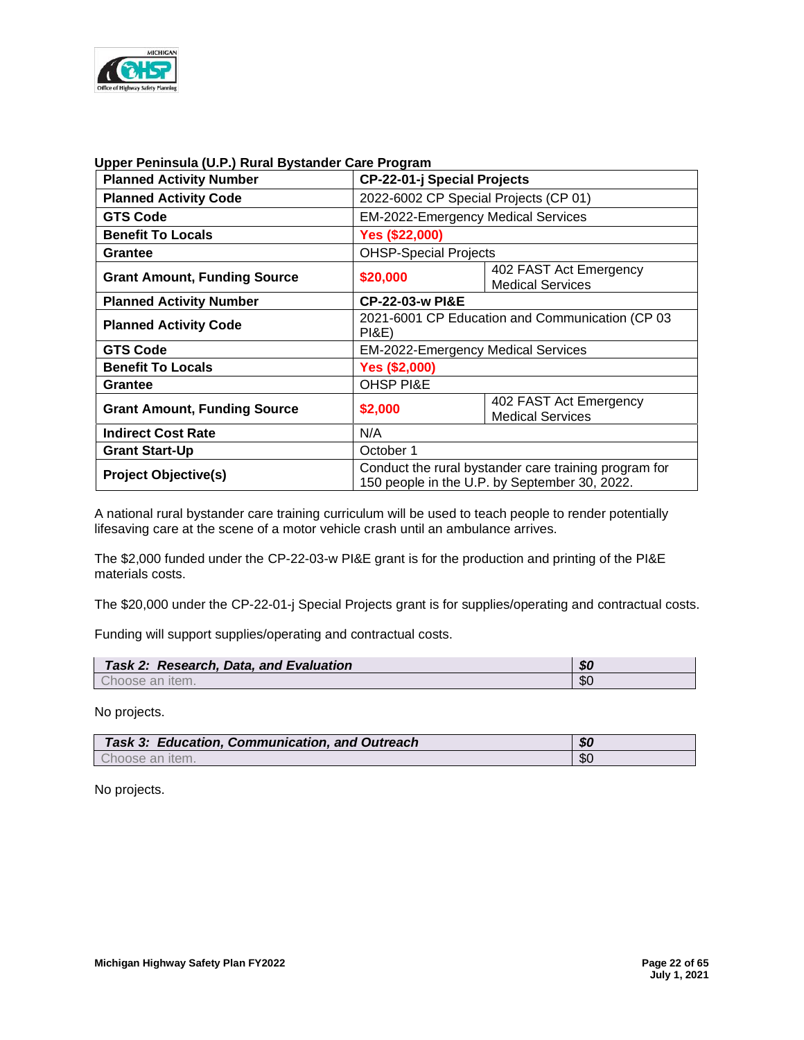**Upper Peninsula (U.P.) Rural Bystander Care Program**

| Planned Activity Number | CP-22-01-j Special Projects | |
|---|---|---|
| Planned Activity Code | 2022-6002 CP Special Projects (CP 01) | |
| GTS Code | EM-2022-Emergency Medical Services | |
| Benefit To Locals | Yes ($22,000) | |
| Grantee | OHSP-Special Projects | |
| Grant Amount, Funding Source | $20,000 | 402 FAST Act Emergency Medical Services |
| Planned Activity Number | CP-22-03-w PI&E | |
| Planned Activity Code | 2021-6001 CP Education and Communication (CP 03 PI&E) | |
| GTS Code | EM-2022-Emergency Medical Services | |
| Benefit To Locals | Yes ($2,000) | |
| Grantee | OHSP PI&E | |
| Grant Amount, Funding Source | $2,000 | 402 FAST Act Emergency Medical Services |
| Indirect Cost Rate | N/A | |
| Grant Start-Up | October 1 | |
| Project Objective(s) | Conduct the rural bystander care training program for 150 people in the U.P. by September 30, 2022. | |

A national rural bystander care training curriculum will be used to teach people to render potentially lifesaving care at the scene of a motor vehicle crash until an ambulance arrives.

The $2,000 funded under the CP-22-03-w PI&E grant is for the production and printing of the PI&E materials costs.

The $20,000 under the CP-22-01-j Special Projects grant is for supplies/operating and contractual costs.

Funding will support supplies/operating and contractual costs.

| ***Task 2: Research, Data, and Evaluation*** | ***$0*** |
|---|---|
| Choose an item. | $0 |

No projects.

| ***Task 3: Education, Communication, and Outreach*** | ***$0*** |
|---|---|
| Choose an item. | $0 |

No projects.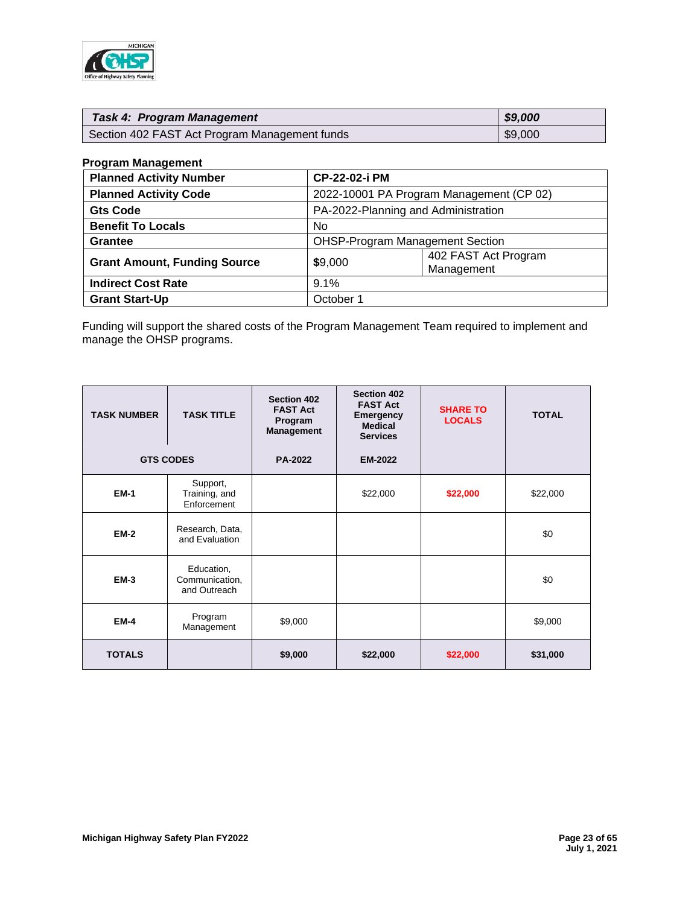| *Task 4: Program Management* | *$9,000* |
|---|---|
| Section 402 FAST Act Program Management funds | $9,000 |

**Program Management**

| **Planned Activity Number** | **CP-22-02-i PM** | |
|---|---|---|
| **Planned Activity Code** | 2022-10001 PA Program Management (CP 02) | |
| **Gts Code** | PA-2022-Planning and Administration | |
| **Benefit To Locals** | No | |
| **Grantee** | OHSP-Program Management Section | |
| **Grant Amount, Funding Source** | $9,000 | 402 FAST Act Program Management |
| **Indirect Cost Rate** | 9.1% | |
| **Grant Start-Up** | October 1 | |

Funding will support the shared costs of the Program Management Team required to implement and manage the OHSP programs.

| **TASK NUMBER** | **TASK TITLE** | **Section 402 FAST Act Program Management** | **Section 402 FAST Act Emergency Medical Services** | **SHARE TO LOCALS** | **TOTAL** |
|---|---|---|---|---|---|
| **GTS CODES** | | **PA-2022** | **EM-2022** | | |
| **EM-1** | Support, Training, and Enforcement | | $22,000 | **$22,000** | $22,000 |
| **EM-2** | Research, Data, and Evaluation | | | | $0 |
| **EM-3** | Education, Communication, and Outreach | | | | $0 |
| **EM-4** | Program Management | $9,000 | | | $9,000 |
| **TOTALS** | | **$9,000** | **$22,000** | **$22,000** | **$31,000** |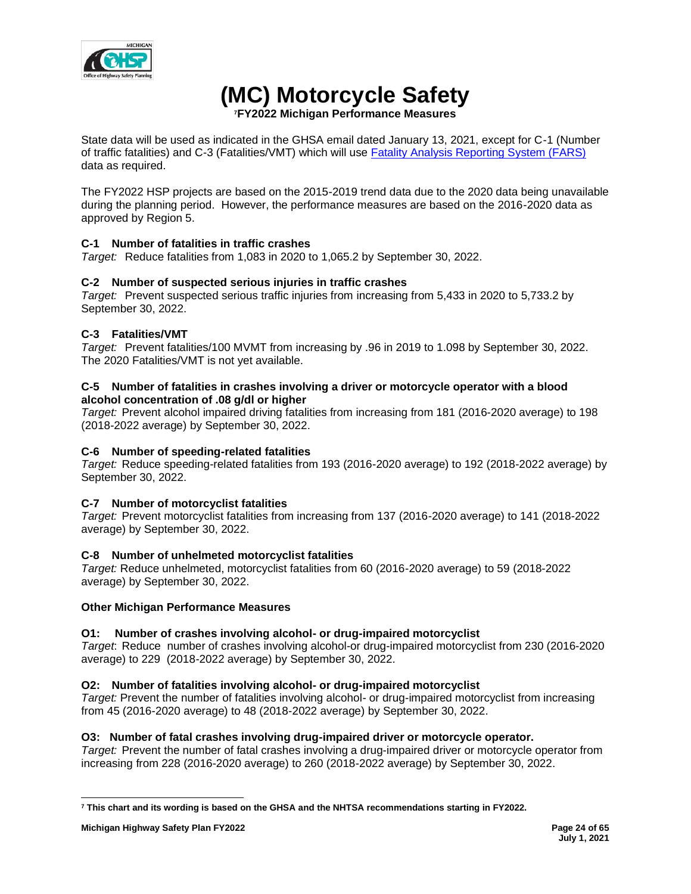# (MC) Motorcycle Safety

**[7]FY2022 Michigan Performance Measures**

State data will be used as indicated in the GHSA email dated January 13, 2021, except for C-1 (Number of traffic fatalities) and C-3 (Fatalities/VMT) which will use Fatality Analysis Reporting System (FARS) data as required.

The FY2022 HSP projects are based on the 2015-2019 trend data due to the 2020 data being unavailable during the planning period. However, the performance measures are based on the 2016-2020 data as approved by Region 5.

**C-1 Number of fatalities in traffic crashes**
*Target:* Reduce fatalities from 1,083 in 2020 to 1,065.2 by September 30, 2022.

**C-2 Number of suspected serious injuries in traffic crashes**
*Target:* Prevent suspected serious traffic injuries from increasing from 5,433 in 2020 to 5,733.2 by September 30, 2022.

**C-3 Fatalities/VMT**
*Target:* Prevent fatalities/100 MVMT from increasing by .96 in 2019 to 1.098 by September 30, 2022. The 2020 Fatalities/VMT is not yet available.

**C-5 Number of fatalities in crashes involving a driver or motorcycle operator with a blood alcohol concentration of .08 g/dl or higher**
*Target:* Prevent alcohol impaired driving fatalities from increasing from 181 (2016-2020 average) to 198 (2018-2022 average) by September 30, 2022.

**C-6 Number of speeding-related fatalities**
*Target:* Reduce speeding-related fatalities from 193 (2016-2020 average) to 192 (2018-2022 average) by September 30, 2022.

**C-7 Number of motorcyclist fatalities**
*Target:* Prevent motorcyclist fatalities from increasing from 137 (2016-2020 average) to 141 (2018-2022 average) by September 30, 2022.

**C-8 Number of unhelmeted motorcyclist fatalities**
*Target:* Reduce unhelmeted, motorcyclist fatalities from 60 (2016-2020 average) to 59 (2018-2022 average) by September 30, 2022.

**Other Michigan Performance Measures**

**O1: Number of crashes involving alcohol- or drug-impaired motorcyclist**
*Target*: Reduce number of crashes involving alcohol-or drug-impaired motorcyclist from 230 (2016-2020 average) to 229 (2018-2022 average) by September 30, 2022.

**O2: Number of fatalities involving alcohol- or drug-impaired motorcyclist**
*Target:* Prevent the number of fatalities involving alcohol- or drug-impaired motorcyclist from increasing from 45 (2016-2020 average) to 48 (2018-2022 average) by September 30, 2022.

**O3: Number of fatal crashes involving drug-impaired driver or motorcycle operator.**
*Target:* Prevent the number of fatal crashes involving a drug-impaired driver or motorcycle operator from increasing from 228 (2016-2020 average) to 260 (2018-2022 average) by September 30, 2022.

---

**[7] This chart and its wording is based on the GHSA and the NHTSA recommendations starting in FY2022.**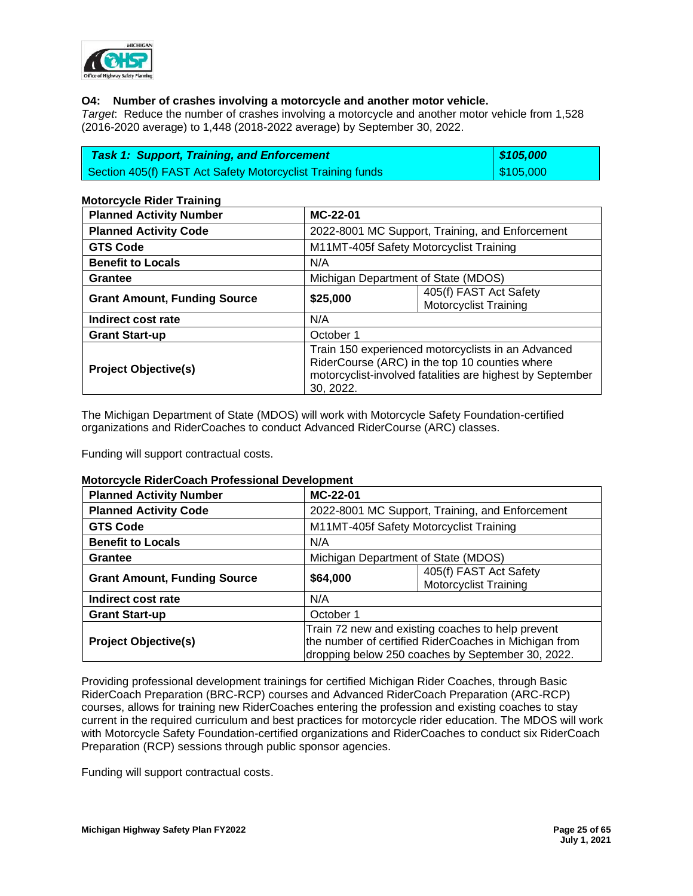**O4: Number of crashes involving a motorcycle and another motor vehicle.**

*Target*: Reduce the number of crashes involving a motorcycle and another motor vehicle from 1,528 (2016-2020 average) to 1,448 (2018-2022 average) by September 30, 2022.

| ***Task 1: Support, Training, and Enforcement*** | ***$105,000*** |
|---|---|
| Section 405(f) FAST Act Safety Motorcyclist Training funds | $105,000 |

**Motorcycle Rider Training**

| **Planned Activity Number** | **MC-22-01** | |
|---|---|---|
| **Planned Activity Code** | 2022-8001 MC Support, Training, and Enforcement | |
| **GTS Code** | M11MT-405f Safety Motorcyclist Training | |
| **Benefit to Locals** | N/A | |
| **Grantee** | Michigan Department of State (MDOS) | |
| **Grant Amount, Funding Source** | **$25,000** | 405(f) FAST Act Safety Motorcyclist Training |
| **Indirect cost rate** | N/A | |
| **Grant Start-up** | October 1 | |
| **Project Objective(s)** | Train 150 experienced motorcyclists in an Advanced RiderCourse (ARC) in the top 10 counties where motorcyclist-involved fatalities are highest by September 30, 2022. | |

The Michigan Department of State (MDOS) will work with Motorcycle Safety Foundation-certified organizations and RiderCoaches to conduct Advanced RiderCourse (ARC) classes.

Funding will support contractual costs.

**Motorcycle RiderCoach Professional Development**

| **Planned Activity Number** | **MC-22-01** | |
|---|---|---|
| **Planned Activity Code** | 2022-8001 MC Support, Training, and Enforcement | |
| **GTS Code** | M11MT-405f Safety Motorcyclist Training | |
| **Benefit to Locals** | N/A | |
| **Grantee** | Michigan Department of State (MDOS) | |
| **Grant Amount, Funding Source** | **$64,000** | 405(f) FAST Act Safety Motorcyclist Training |
| **Indirect cost rate** | N/A | |
| **Grant Start-up** | October 1 | |
| **Project Objective(s)** | Train 72 new and existing coaches to help prevent the number of certified RiderCoaches in Michigan from dropping below 250 coaches by September 30, 2022. | |

Providing professional development trainings for certified Michigan Rider Coaches, through Basic RiderCoach Preparation (BRC-RCP) courses and Advanced RiderCoach Preparation (ARC-RCP) courses, allows for training new RiderCoaches entering the profession and existing coaches to stay current in the required curriculum and best practices for motorcycle rider education. The MDOS will work with Motorcycle Safety Foundation-certified organizations and RiderCoaches to conduct six RiderCoach Preparation (RCP) sessions through public sponsor agencies.

Funding will support contractual costs.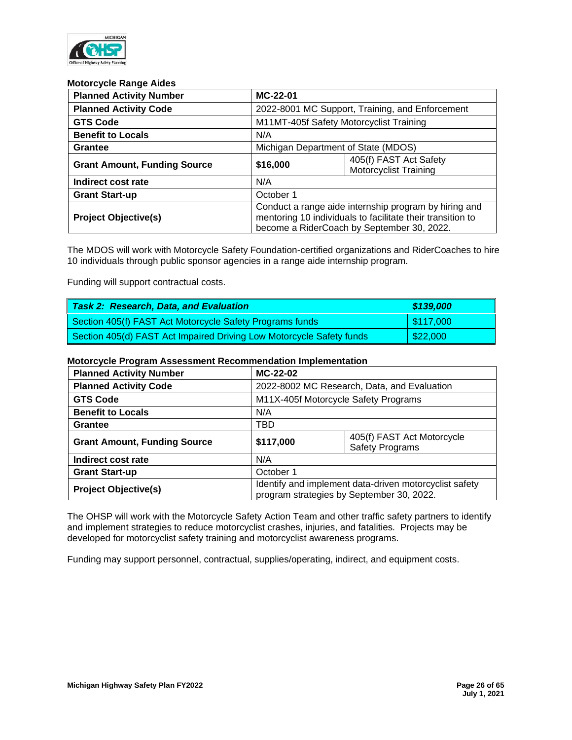### Motorcycle Range Aides

| Planned Activity Number | MC-22-01 | |
|---|---|---|
| Planned Activity Code | 2022-8001 MC Support, Training, and Enforcement | |
| GTS Code | M11MT-405f Safety Motorcyclist Training | |
| Benefit to Locals | N/A | |
| Grantee | Michigan Department of State (MDOS) | |
| Grant Amount, Funding Source | $16,000 | 405(f) FAST Act Safety Motorcyclist Training |
| Indirect cost rate | N/A | |
| Grant Start-up | October 1 | |
| Project Objective(s) | Conduct a range aide internship program by hiring and mentoring 10 individuals to facilitate their transition to become a RiderCoach by September 30, 2022. | |

The MDOS will work with Motorcycle Safety Foundation-certified organizations and RiderCoaches to hire 10 individuals through public sponsor agencies in a range aide internship program.

Funding will support contractual costs.

| ***Task 2: Research, Data, and Evaluation*** | ***$139,000*** |
|---|---|
| Section 405(f) FAST Act Motorcycle Safety Programs funds | $117,000 |
| Section 405(d) FAST Act Impaired Driving Low Motorcycle Safety funds | $22,000 |

### Motorcycle Program Assessment Recommendation Implementation

| Planned Activity Number | MC-22-02 | |
|---|---|---|
| Planned Activity Code | 2022-8002 MC Research, Data, and Evaluation | |
| GTS Code | M11X-405f Motorcycle Safety Programs | |
| Benefit to Locals | N/A | |
| Grantee | TBD | |
| Grant Amount, Funding Source | $117,000 | 405(f) FAST Act Motorcycle Safety Programs |
| Indirect cost rate | N/A | |
| Grant Start-up | October 1 | |
| Project Objective(s) | Identify and implement data-driven motorcyclist safety program strategies by September 30, 2022. | |

The OHSP will work with the Motorcycle Safety Action Team and other traffic safety partners to identify and implement strategies to reduce motorcyclist crashes, injuries, and fatalities. Projects may be developed for motorcyclist safety training and motorcyclist awareness programs.

Funding may support personnel, contractual, supplies/operating, indirect, and equipment costs.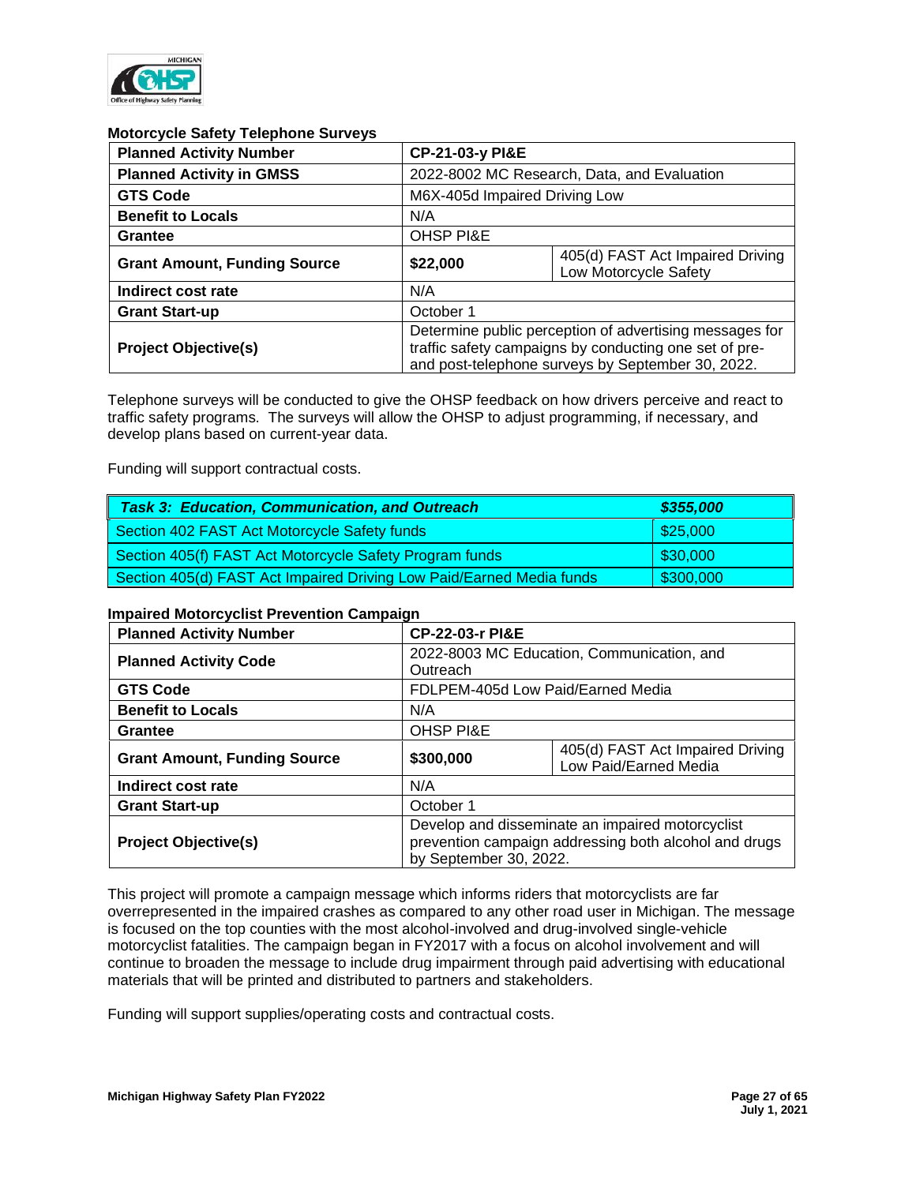### Motorcycle Safety Telephone Surveys

| Planned Activity Number | CP-21-03-y PI&E | |
|---|---|---|
| Planned Activity in GMSS | 2022-8002 MC Research, Data, and Evaluation | |
| GTS Code | M6X-405d Impaired Driving Low | |
| Benefit to Locals | N/A | |
| Grantee | OHSP PI&E | |
| Grant Amount, Funding Source | $22,000 | 405(d) FAST Act Impaired Driving Low Motorcycle Safety |
| Indirect cost rate | N/A | |
| Grant Start-up | October 1 | |
| Project Objective(s) | Determine public perception of advertising messages for traffic safety campaigns by conducting one set of pre- and post-telephone surveys by September 30, 2022. | |

Telephone surveys will be conducted to give the OHSP feedback on how drivers perceive and react to traffic safety programs. The surveys will allow the OHSP to adjust programming, if necessary, and develop plans based on current-year data.

Funding will support contractual costs.

| *Task 3: Education, Communication, and Outreach* | *$355,000* |
|---|---|
| Section 402 FAST Act Motorcycle Safety funds | $25,000 |
| Section 405(f) FAST Act Motorcycle Safety Program funds | $30,000 |
| Section 405(d) FAST Act Impaired Driving Low Paid/Earned Media funds | $300,000 |

### Impaired Motorcyclist Prevention Campaign

| Planned Activity Number | CP-22-03-r PI&E | |
|---|---|---|
| Planned Activity Code | 2022-8003 MC Education, Communication, and Outreach | |
| GTS Code | FDLPEM-405d Low Paid/Earned Media | |
| Benefit to Locals | N/A | |
| Grantee | OHSP PI&E | |
| Grant Amount, Funding Source | $300,000 | 405(d) FAST Act Impaired Driving Low Paid/Earned Media |
| Indirect cost rate | N/A | |
| Grant Start-up | October 1 | |
| Project Objective(s) | Develop and disseminate an impaired motorcyclist prevention campaign addressing both alcohol and drugs by September 30, 2022. | |

This project will promote a campaign message which informs riders that motorcyclists are far overrepresented in the impaired crashes as compared to any other road user in Michigan. The message is focused on the top counties with the most alcohol-involved and drug-involved single-vehicle motorcyclist fatalities. The campaign began in FY2017 with a focus on alcohol involvement and will continue to broaden the message to include drug impairment through paid advertising with educational materials that will be printed and distributed to partners and stakeholders.

Funding will support supplies/operating costs and contractual costs.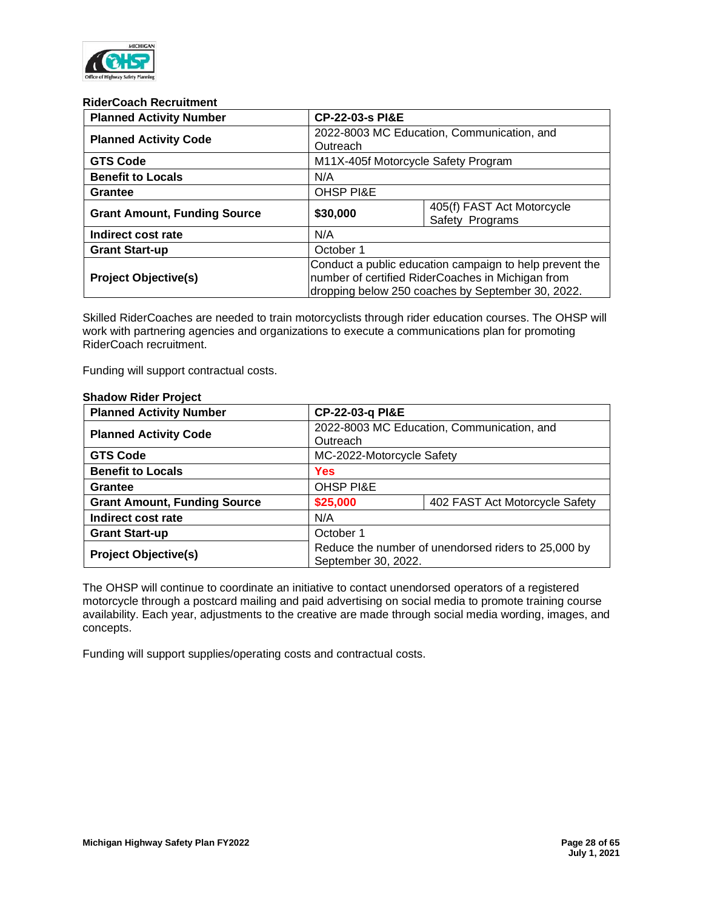**RiderCoach Recruitment**

| Planned Activity Number | CP-22-03-s PI&E | |
|---|---|---|
| Planned Activity Code | 2022-8003 MC Education, Communication, and Outreach | |
| GTS Code | M11X-405f Motorcycle Safety Program | |
| Benefit to Locals | N/A | |
| Grantee | OHSP PI&E | |
| Grant Amount, Funding Source | **$30,000** | 405(f) FAST Act Motorcycle Safety Programs |
| Indirect cost rate | N/A | |
| Grant Start-up | October 1 | |
| Project Objective(s) | Conduct a public education campaign to help prevent the number of certified RiderCoaches in Michigan from dropping below 250 coaches by September 30, 2022. | |

Skilled RiderCoaches are needed to train motorcyclists through rider education courses. The OHSP will work with partnering agencies and organizations to execute a communications plan for promoting RiderCoach recruitment.

Funding will support contractual costs.

**Shadow Rider Project**

| Planned Activity Number | CP-22-03-q PI&E | |
|---|---|---|
| Planned Activity Code | 2022-8003 MC Education, Communication, and Outreach | |
| GTS Code | MC-2022-Motorcycle Safety | |
| Benefit to Locals | **Yes** | |
| Grantee | OHSP PI&E | |
| Grant Amount, Funding Source | **$25,000** | 402 FAST Act Motorcycle Safety |
| Indirect cost rate | N/A | |
| Grant Start-up | October 1 | |
| Project Objective(s) | Reduce the number of unendorsed riders to 25,000 by September 30, 2022. | |

The OHSP will continue to coordinate an initiative to contact unendorsed operators of a registered motorcycle through a postcard mailing and paid advertising on social media to promote training course availability. Each year, adjustments to the creative are made through social media wording, images, and concepts.

Funding will support supplies/operating costs and contractual costs.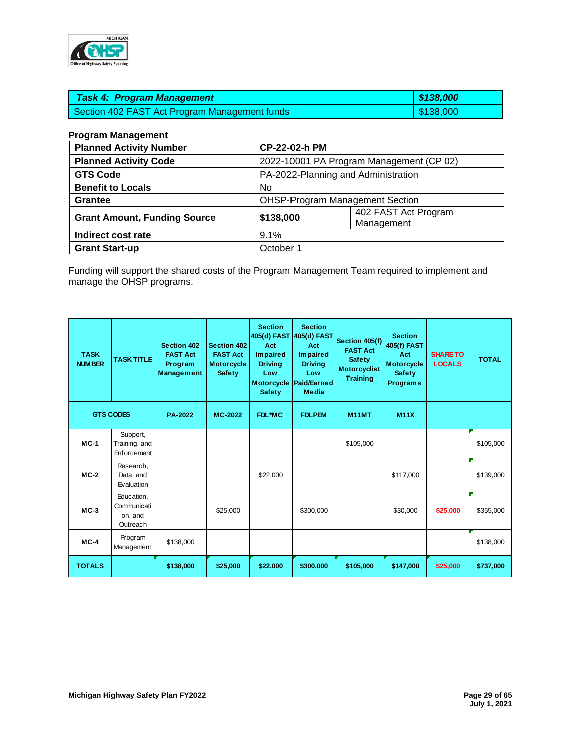| ***Task 4: Program Management*** | ***$138,000*** |
|---|---|
| Section 402 FAST Act Program Management funds | $138,000 |

**Program Management**

| **Planned Activity Number** | **CP-22-02-h PM** | |
|---|---|---|
| **Planned Activity Code** | 2022-10001 PA Program Management (CP 02) | |
| **GTS Code** | PA-2022-Planning and Administration | |
| **Benefit to Locals** | No | |
| **Grantee** | OHSP-Program Management Section | |
| **Grant Amount, Funding Source** | **$138,000** | 402 FAST Act Program Management |
| **Indirect cost rate** | 9.1% | |
| **Grant Start-up** | October 1 | |

Funding will support the shared costs of the Program Management Team required to implement and manage the OHSP programs.

| TASK NUMBER | TASK TITLE | Section 402 FAST Act Program Management | Section 402 FAST Act Motorcycle Safety | Section 405(d) FAST Act Impaired Driving Low Motorcycle Safety | Section 405(d) FAST Act Impaired Driving Low Paid/Earned Media | Section 405(f) FAST Act Safety Motorcyclist Training | Section 405(f) FAST Act Motorcycle Safety Programs | SHARE TO LOCALS | TOTAL |
|---|---|---|---|---|---|---|---|---|---|
| GTS CODES | | PA-2022 | MC-2022 | FDL*MC | FDLPEM | M11MT | M11X | | |
| MC-1 | Support, Training, and Enforcement | | | | | $105,000 | | | $105,000 |
| MC-2 | Research, Data, and Evaluation | | | $22,000 | | | $117,000 | | $139,000 |
| MC-3 | Education, Communication, and Outreach | | $25,000 | | $300,000 | | $30,000 | $25,000 | $355,000 |
| MC-4 | Program Management | $138,000 | | | | | | | $138,000 |
| TOTALS | | $138,000 | $25,000 | $22,000 | $300,000 | $105,000 | $147,000 | $25,000 | $737,000 |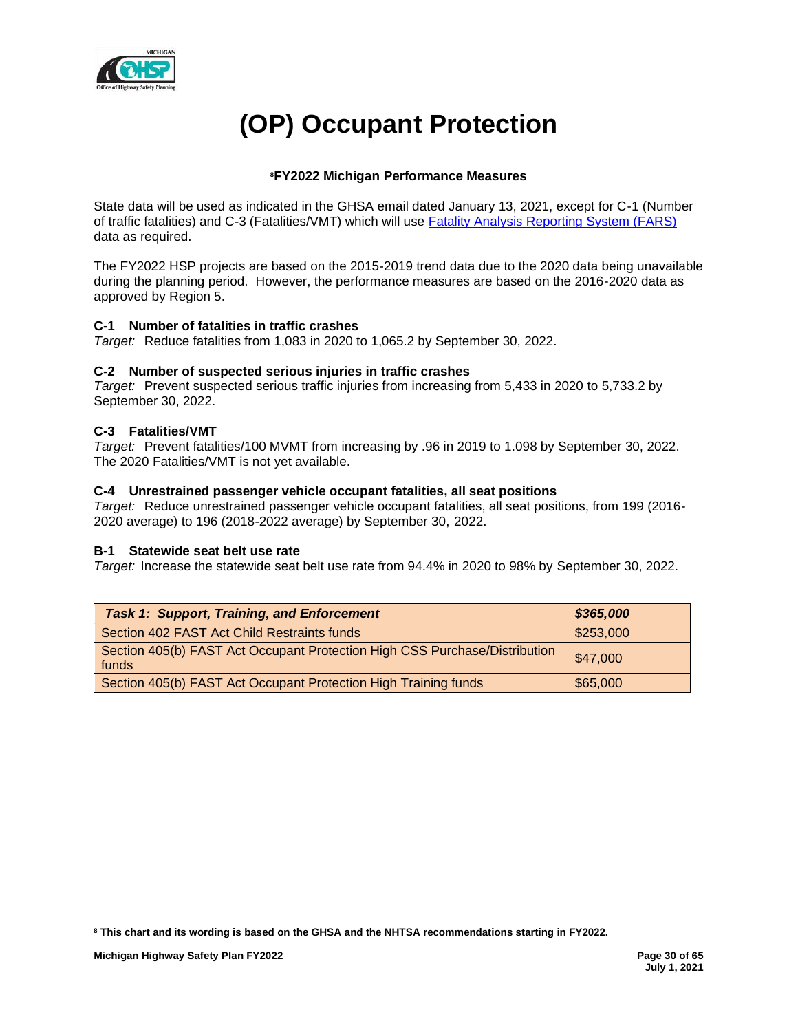# (OP) Occupant Protection

**[8]FY2022 Michigan Performance Measures**

State data will be used as indicated in the GHSA email dated January 13, 2021, except for C-1 (Number of traffic fatalities) and C-3 (Fatalities/VMT) which will use Fatality Analysis Reporting System (FARS) data as required.

The FY2022 HSP projects are based on the 2015-2019 trend data due to the 2020 data being unavailable during the planning period. However, the performance measures are based on the 2016-2020 data as approved by Region 5.

**C-1 Number of fatalities in traffic crashes**
*Target:* Reduce fatalities from 1,083 in 2020 to 1,065.2 by September 30, 2022.

**C-2 Number of suspected serious injuries in traffic crashes**
*Target:* Prevent suspected serious traffic injuries from increasing from 5,433 in 2020 to 5,733.2 by September 30, 2022.

**C-3 Fatalities/VMT**
*Target:* Prevent fatalities/100 MVMT from increasing by .96 in 2019 to 1.098 by September 30, 2022. The 2020 Fatalities/VMT is not yet available.

**C-4 Unrestrained passenger vehicle occupant fatalities, all seat positions**
*Target:* Reduce unrestrained passenger vehicle occupant fatalities, all seat positions, from 199 (2016-2020 average) to 196 (2018-2022 average) by September 30, 2022.

**B-1 Statewide seat belt use rate**
*Target:* Increase the statewide seat belt use rate from 94.4% in 2020 to 98% by September 30, 2022.

| ***Task 1: Support, Training, and Enforcement*** | ***$365,000*** |
|---|---|
| Section 402 FAST Act Child Restraints funds | $253,000 |
| Section 405(b) FAST Act Occupant Protection High CSS Purchase/Distribution funds | $47,000 |
| Section 405(b) FAST Act Occupant Protection High Training funds | $65,000 |

**[8] This chart and its wording is based on the GHSA and the NHTSA recommendations starting in FY2022.**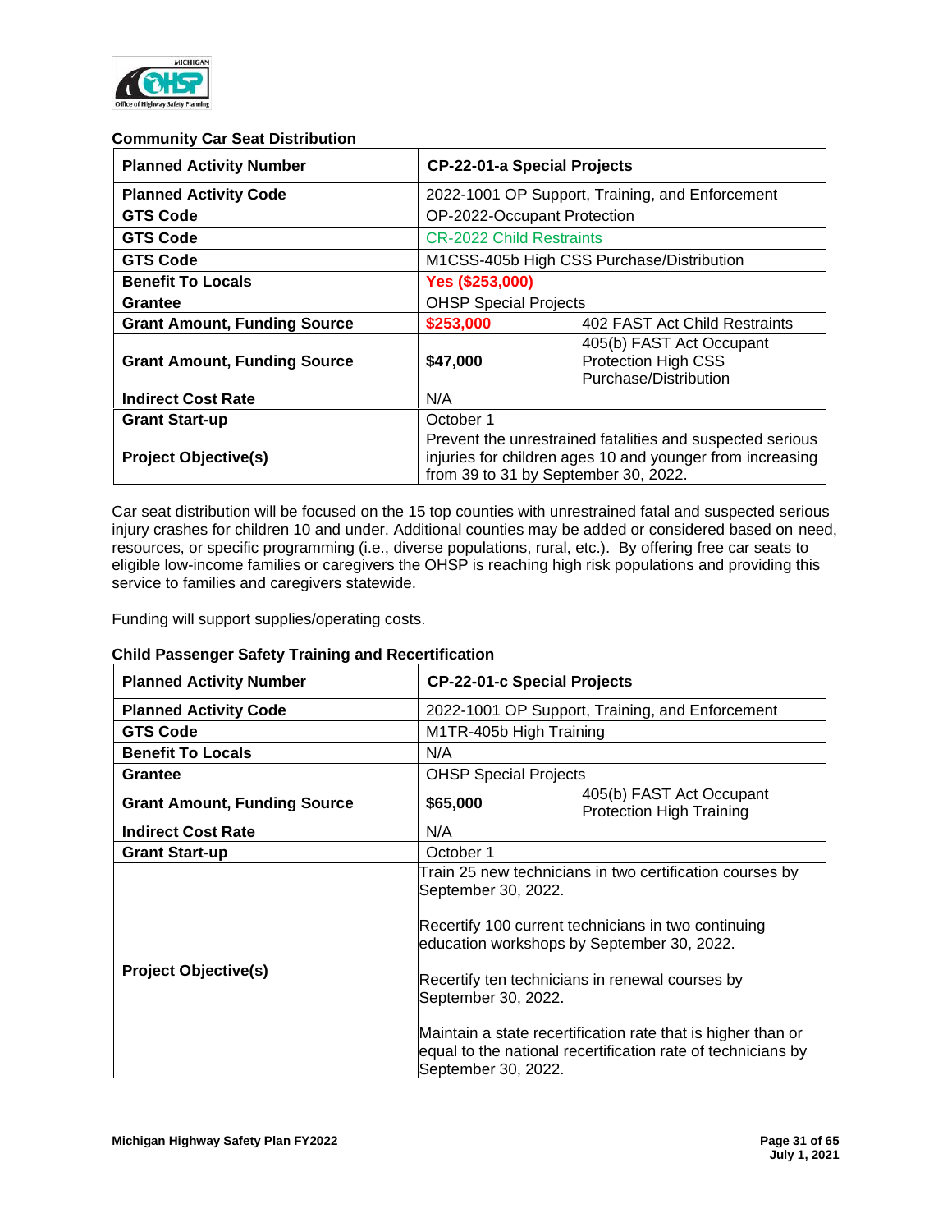**Community Car Seat Distribution**

| Planned Activity Number | CP-22-01-a Special Projects | |
|---|---|---|
| Planned Activity Code | 2022-1001 OP Support, Training, and Enforcement | |
| ~~GTS Code~~ | ~~OP-2022-Occupant Protection~~ | |
| GTS Code | CR-2022 Child Restraints | |
| GTS Code | M1CSS-405b High CSS Purchase/Distribution | |
| Benefit To Locals | Yes ($253,000) | |
| Grantee | OHSP Special Projects | |
| Grant Amount, Funding Source | $253,000 | 402 FAST Act Child Restraints |
| Grant Amount, Funding Source | $47,000 | 405(b) FAST Act Occupant Protection High CSS Purchase/Distribution |
| Indirect Cost Rate | N/A | |
| Grant Start-up | October 1 | |
| Project Objective(s) | Prevent the unrestrained fatalities and suspected serious injuries for children ages 10 and younger from increasing from 39 to 31 by September 30, 2022. | |

Car seat distribution will be focused on the 15 top counties with unrestrained fatal and suspected serious injury crashes for children 10 and under. Additional counties may be added or considered based on need, resources, or specific programming (i.e., diverse populations, rural, etc.). By offering free car seats to eligible low-income families or caregivers the OHSP is reaching high risk populations and providing this service to families and caregivers statewide.

Funding will support supplies/operating costs.

**Child Passenger Safety Training and Recertification**

| Planned Activity Number | CP-22-01-c Special Projects | |
|---|---|---|
| Planned Activity Code | 2022-1001 OP Support, Training, and Enforcement | |
| GTS Code | M1TR-405b High Training | |
| Benefit To Locals | N/A | |
| Grantee | OHSP Special Projects | |
| Grant Amount, Funding Source | $65,000 | 405(b) FAST Act Occupant Protection High Training |
| Indirect Cost Rate | N/A | |
| Grant Start-up | October 1 | |
| Project Objective(s) | Train 25 new technicians in two certification courses by September 30, 2022.<br><br>Recertify 100 current technicians in two continuing education workshops by September 30, 2022.<br><br>Recertify ten technicians in renewal courses by September 30, 2022.<br><br>Maintain a state recertification rate that is higher than or equal to the national recertification rate of technicians by September 30, 2022. | |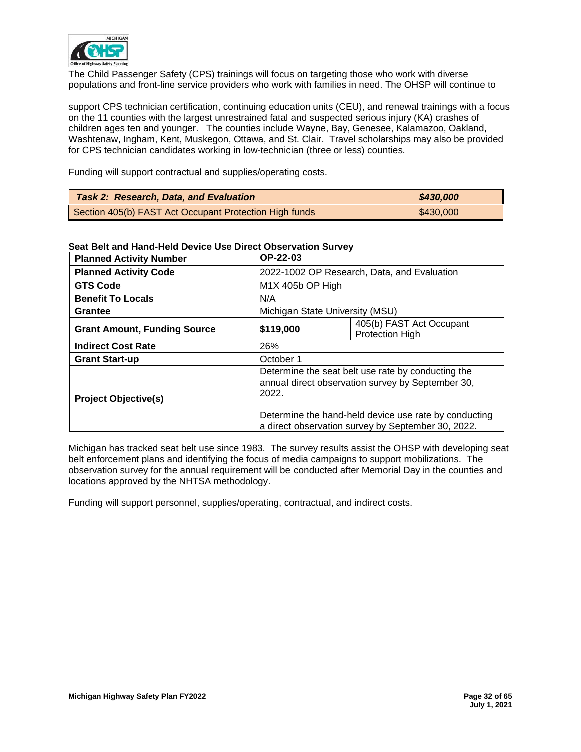The Child Passenger Safety (CPS) trainings will focus on targeting those who work with diverse populations and front-line service providers who work with families in need. The OHSP will continue to

support CPS technician certification, continuing education units (CEU), and renewal trainings with a focus on the 11 counties with the largest unrestrained fatal and suspected serious injury (KA) crashes of children ages ten and younger. The counties include Wayne, Bay, Genesee, Kalamazoo, Oakland, Washtenaw, Ingham, Kent, Muskegon, Ottawa, and St. Clair. Travel scholarships may also be provided for CPS technician candidates working in low-technician (three or less) counties.

Funding will support contractual and supplies/operating costs.

| ***Task 2: Research, Data, and Evaluation*** | ***$430,000*** |
|---|---|
| Section 405(b) FAST Act Occupant Protection High funds | $430,000 |

**Seat Belt and Hand-Held Device Use Direct Observation Survey**

| **Planned Activity Number** | **OP-22-03** | |
|---|---|---|
| **Planned Activity Code** | 2022-1002 OP Research, Data, and Evaluation | |
| **GTS Code** | M1X 405b OP High | |
| **Benefit To Locals** | N/A | |
| **Grantee** | Michigan State University (MSU) | |
| **Grant Amount, Funding Source** | **$119,000** | 405(b) FAST Act Occupant Protection High |
| **Indirect Cost Rate** | 26% | |
| **Grant Start-up** | October 1 | |
| **Project Objective(s)** | Determine the seat belt use rate by conducting the annual direct observation survey by September 30, 2022.<br><br>Determine the hand-held device use rate by conducting a direct observation survey by September 30, 2022. | |

Michigan has tracked seat belt use since 1983. The survey results assist the OHSP with developing seat belt enforcement plans and identifying the focus of media campaigns to support mobilizations. The observation survey for the annual requirement will be conducted after Memorial Day in the counties and locations approved by the NHTSA methodology.

Funding will support personnel, supplies/operating, contractual, and indirect costs.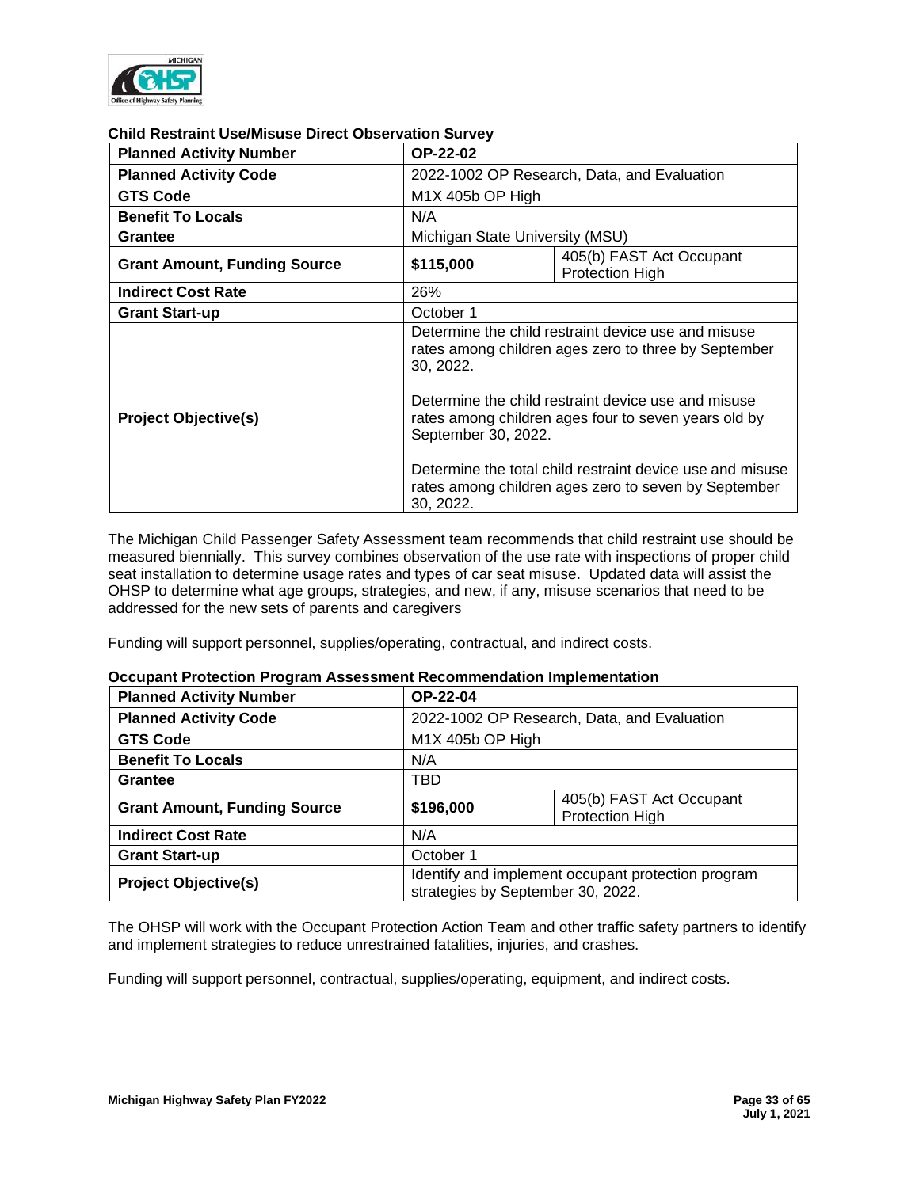**Child Restraint Use/Misuse Direct Observation Survey**

| **Planned Activity Number** | **OP-22-02** | |
|---|---|---|
| **Planned Activity Code** | 2022-1002 OP Research, Data, and Evaluation | |
| **GTS Code** | M1X 405b OP High | |
| **Benefit To Locals** | N/A | |
| **Grantee** | Michigan State University (MSU) | |
| **Grant Amount, Funding Source** | **$115,000** | 405(b) FAST Act Occupant Protection High |
| **Indirect Cost Rate** | 26% | |
| **Grant Start-up** | October 1 | |
| **Project Objective(s)** | Determine the child restraint device use and misuse rates among children ages zero to three by September 30, 2022.<br><br>Determine the child restraint device use and misuse rates among children ages four to seven years old by September 30, 2022.<br><br>Determine the total child restraint device use and misuse rates among children ages zero to seven by September 30, 2022. | |

The Michigan Child Passenger Safety Assessment team recommends that child restraint use should be measured biennially. This survey combines observation of the use rate with inspections of proper child seat installation to determine usage rates and types of car seat misuse. Updated data will assist the OHSP to determine what age groups, strategies, and new, if any, misuse scenarios that need to be addressed for the new sets of parents and caregivers

Funding will support personnel, supplies/operating, contractual, and indirect costs.

**Occupant Protection Program Assessment Recommendation Implementation**

| **Planned Activity Number** | **OP-22-04** | |
|---|---|---|
| **Planned Activity Code** | 2022-1002 OP Research, Data, and Evaluation | |
| **GTS Code** | M1X 405b OP High | |
| **Benefit To Locals** | N/A | |
| **Grantee** | TBD | |
| **Grant Amount, Funding Source** | **$196,000** | 405(b) FAST Act Occupant Protection High |
| **Indirect Cost Rate** | N/A | |
| **Grant Start-up** | October 1 | |
| **Project Objective(s)** | Identify and implement occupant protection program strategies by September 30, 2022. | |

The OHSP will work with the Occupant Protection Action Team and other traffic safety partners to identify and implement strategies to reduce unrestrained fatalities, injuries, and crashes.

Funding will support personnel, contractual, supplies/operating, equipment, and indirect costs.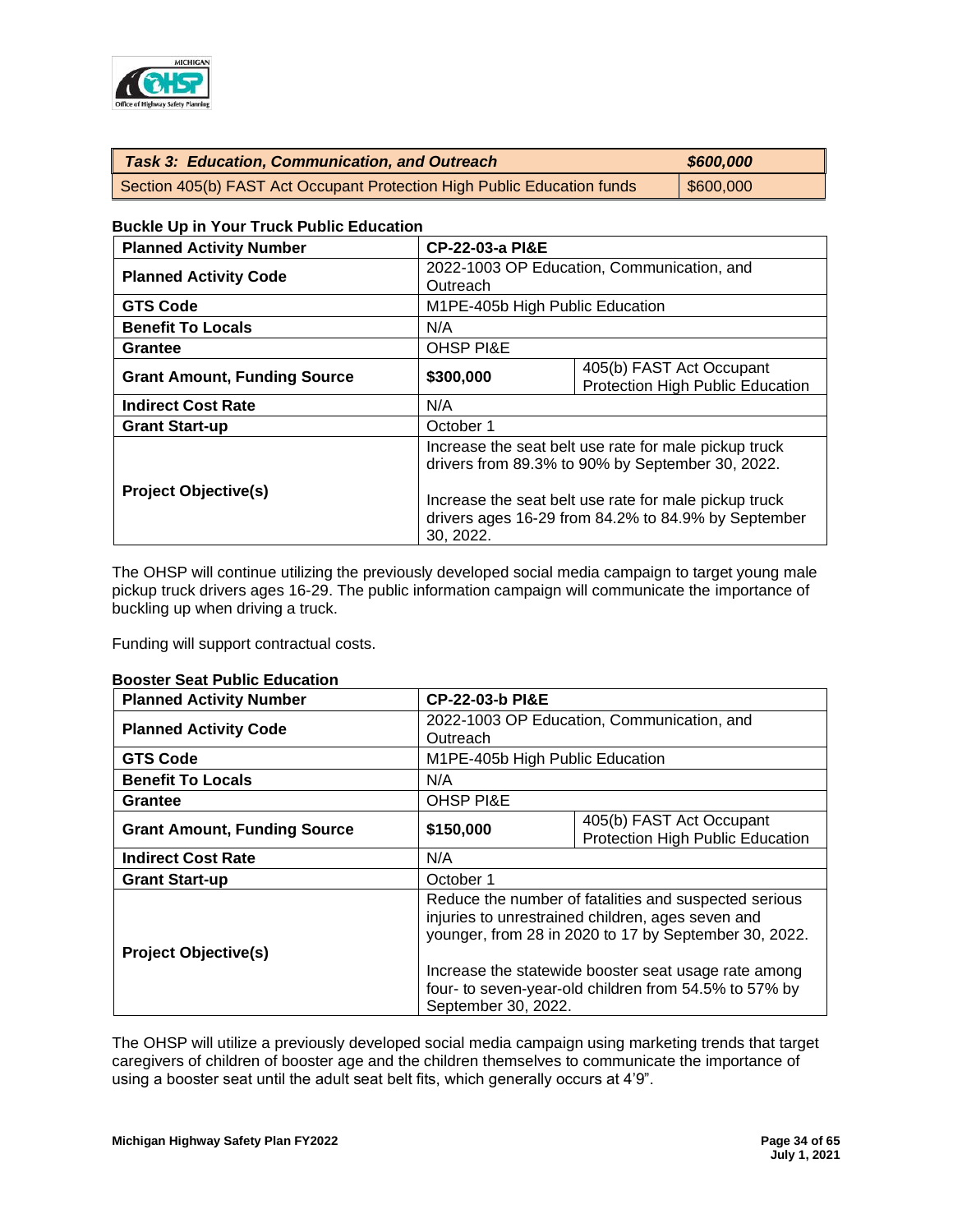| *Task 3: Education, Communication, and Outreach* | *$600,000* |
|---|---|
| Section 405(b) FAST Act Occupant Protection High Public Education funds | $600,000 |

**Buckle Up in Your Truck Public Education**

| **Planned Activity Number** | **CP-22-03-a PI&E** | |
|---|---|---|
| **Planned Activity Code** | 2022-1003 OP Education, Communication, and Outreach | |
| **GTS Code** | M1PE-405b High Public Education | |
| **Benefit To Locals** | N/A | |
| **Grantee** | OHSP PI&E | |
| **Grant Amount, Funding Source** | **$300,000** | 405(b) FAST Act Occupant Protection High Public Education |
| **Indirect Cost Rate** | N/A | |
| **Grant Start-up** | October 1 | |
| **Project Objective(s)** | Increase the seat belt use rate for male pickup truck drivers from 89.3% to 90% by September 30, 2022.<br><br>Increase the seat belt use rate for male pickup truck drivers ages 16-29 from 84.2% to 84.9% by September 30, 2022. | |

The OHSP will continue utilizing the previously developed social media campaign to target young male pickup truck drivers ages 16-29. The public information campaign will communicate the importance of buckling up when driving a truck.

Funding will support contractual costs.

**Booster Seat Public Education**

| **Planned Activity Number** | **CP-22-03-b PI&E** | |
|---|---|---|
| **Planned Activity Code** | 2022-1003 OP Education, Communication, and Outreach | |
| **GTS Code** | M1PE-405b High Public Education | |
| **Benefit To Locals** | N/A | |
| **Grantee** | OHSP PI&E | |
| **Grant Amount, Funding Source** | **$150,000** | 405(b) FAST Act Occupant Protection High Public Education |
| **Indirect Cost Rate** | N/A | |
| **Grant Start-up** | October 1 | |
| **Project Objective(s)** | Reduce the number of fatalities and suspected serious injuries to unrestrained children, ages seven and younger, from 28 in 2020 to 17 by September 30, 2022.<br><br>Increase the statewide booster seat usage rate among four- to seven-year-old children from 54.5% to 57% by September 30, 2022. | |

The OHSP will utilize a previously developed social media campaign using marketing trends that target caregivers of children of booster age and the children themselves to communicate the importance of using a booster seat until the adult seat belt fits, which generally occurs at 4'9".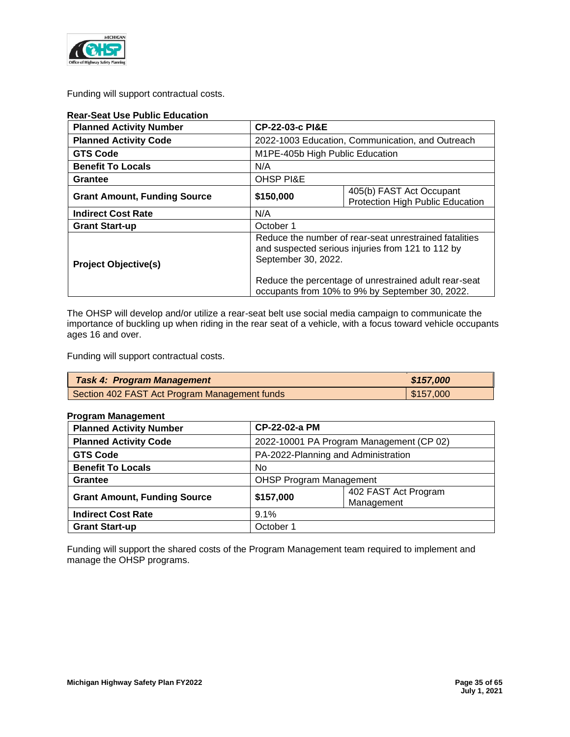Funding will support contractual costs.

**Rear-Seat Use Public Education**

| **Planned Activity Number** | **CP-22-03-c PI&E** | |
|---|---|---|
| **Planned Activity Code** | 2022-1003 Education, Communication, and Outreach | |
| **GTS Code** | M1PE-405b High Public Education | |
| **Benefit To Locals** | N/A | |
| **Grantee** | OHSP PI&E | |
| **Grant Amount, Funding Source** | **$150,000** | 405(b) FAST Act Occupant Protection High Public Education |
| **Indirect Cost Rate** | N/A | |
| **Grant Start-up** | October 1 | |
| **Project Objective(s)** | Reduce the number of rear-seat unrestrained fatalities and suspected serious injuries from 121 to 112 by September 30, 2022.<br><br>Reduce the percentage of unrestrained adult rear-seat occupants from 10% to 9% by September 30, 2022. | |

The OHSP will develop and/or utilize a rear-seat belt use social media campaign to communicate the importance of buckling up when riding in the rear seat of a vehicle, with a focus toward vehicle occupants ages 16 and over.

Funding will support contractual costs.

| ***Task 4: Program Management*** | ***$157,000*** |
|---|---|
| Section 402 FAST Act Program Management funds | $157,000 |

**Program Management**

| **Planned Activity Number** | **CP-22-02-a PM** | |
|---|---|---|
| **Planned Activity Code** | 2022-10001 PA Program Management (CP 02) | |
| **GTS Code** | PA-2022-Planning and Administration | |
| **Benefit To Locals** | No | |
| **Grantee** | OHSP Program Management | |
| **Grant Amount, Funding Source** | **$157,000** | 402 FAST Act Program Management |
| **Indirect Cost Rate** | 9.1% | |
| **Grant Start-up** | October 1 | |

Funding will support the shared costs of the Program Management team required to implement and manage the OHSP programs.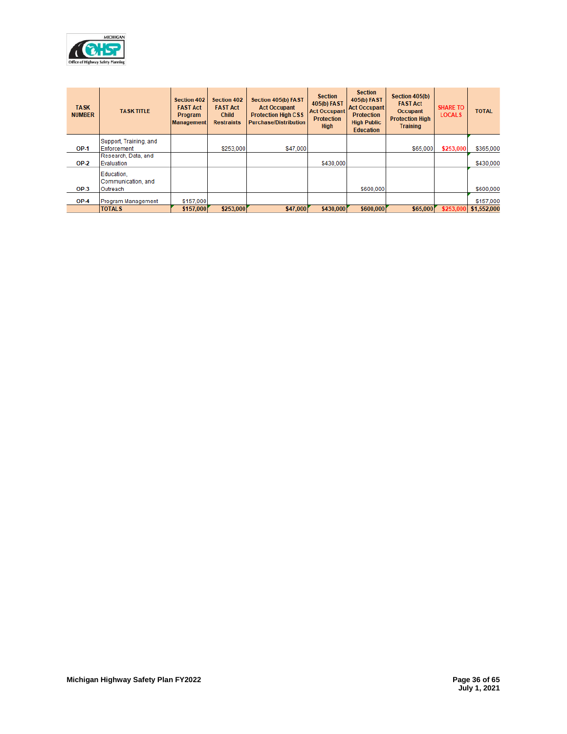| TASK NUMBER | TASK TITLE | Section 402 FAST Act Program Management | Section 402 FAST Act Child Restraints | Section 405(b) FAST Act Occupant Protection High CSS Purchase/Distribution | Section 405(b) FAST Act Occupant Protection High | Section 405(b) FAST Act Occupant Protection High Public Education | Section 405(b) FAST Act Occupant Protection High Training | SHARE TO LOCALS | TOTAL |
|---|---|---|---|---|---|---|---|---|---|
| OP-1 | Support, Training, and Enforcement | | $253,000 | $47,000 | | | $65,000 | $253,000 | $365,000 |
| OP-2 | Research, Data, and Evaluation | | | | $430,000 | | | | $430,000 |
| OP-3 | Education, Communication, and Outreach | | | | | $600,000 | | | $600,000 |
| OP-4 | Program Management | $157,000 | | | | | | | $157,000 |
| | **TOTALS** | **$157,000** | **$253,000** | **$47,000** | **$430,000** | **$600,000** | **$65,000** | **$253,000** | **$1,552,000** |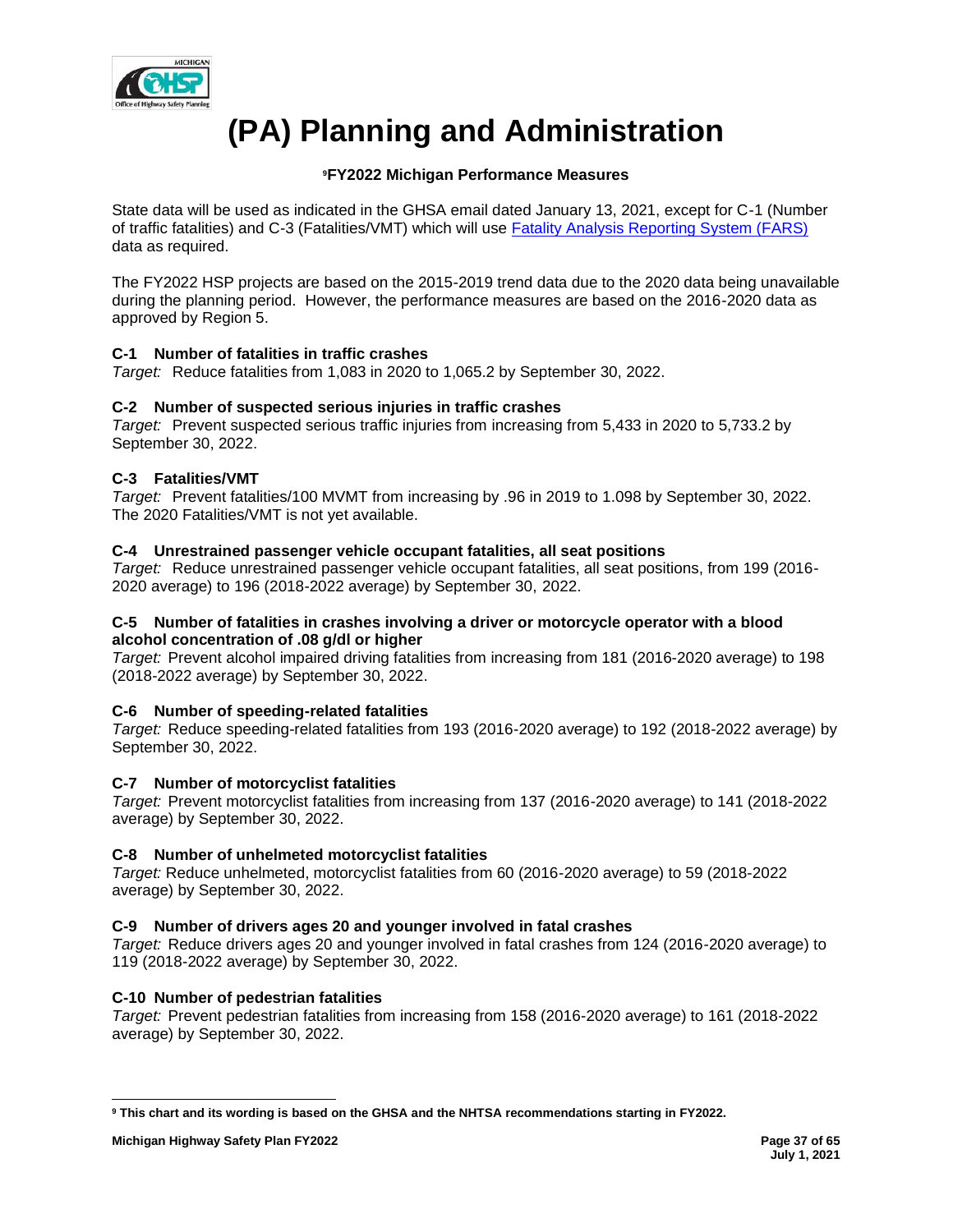# (PA) Planning and Administration

**[9]FY2022 Michigan Performance Measures**

State data will be used as indicated in the GHSA email dated January 13, 2021, except for C-1 (Number of traffic fatalities) and C-3 (Fatalities/VMT) which will use [Fatality Analysis Reporting System (FARS)](#) data as required.

The FY2022 HSP projects are based on the 2015-2019 trend data due to the 2020 data being unavailable during the planning period. However, the performance measures are based on the 2016-2020 data as approved by Region 5.

**C-1 Number of fatalities in traffic crashes**
*Target:* Reduce fatalities from 1,083 in 2020 to 1,065.2 by September 30, 2022.

**C-2 Number of suspected serious injuries in traffic crashes**
*Target:* Prevent suspected serious traffic injuries from increasing from 5,433 in 2020 to 5,733.2 by September 30, 2022.

**C-3 Fatalities/VMT**
*Target:* Prevent fatalities/100 MVMT from increasing by .96 in 2019 to 1.098 by September 30, 2022. The 2020 Fatalities/VMT is not yet available.

**C-4 Unrestrained passenger vehicle occupant fatalities, all seat positions**
*Target:* Reduce unrestrained passenger vehicle occupant fatalities, all seat positions, from 199 (2016-2020 average) to 196 (2018-2022 average) by September 30, 2022.

**C-5 Number of fatalities in crashes involving a driver or motorcycle operator with a blood alcohol concentration of .08 g/dl or higher**
*Target:* Prevent alcohol impaired driving fatalities from increasing from 181 (2016-2020 average) to 198 (2018-2022 average) by September 30, 2022.

**C-6 Number of speeding-related fatalities**
*Target:* Reduce speeding-related fatalities from 193 (2016-2020 average) to 192 (2018-2022 average) by September 30, 2022.

**C-7 Number of motorcyclist fatalities**
*Target:* Prevent motorcyclist fatalities from increasing from 137 (2016-2020 average) to 141 (2018-2022 average) by September 30, 2022.

**C-8 Number of unhelmeted motorcyclist fatalities**
*Target:* Reduce unhelmeted, motorcyclist fatalities from 60 (2016-2020 average) to 59 (2018-2022 average) by September 30, 2022.

**C-9 Number of drivers ages 20 and younger involved in fatal crashes**
*Target:* Reduce drivers ages 20 and younger involved in fatal crashes from 124 (2016-2020 average) to 119 (2018-2022 average) by September 30, 2022.

**C-10 Number of pedestrian fatalities**
*Target:* Prevent pedestrian fatalities from increasing from 158 (2016-2020 average) to 161 (2018-2022 average) by September 30, 2022.

---

**[9] This chart and its wording is based on the GHSA and the NHTSA recommendations starting in FY2022.**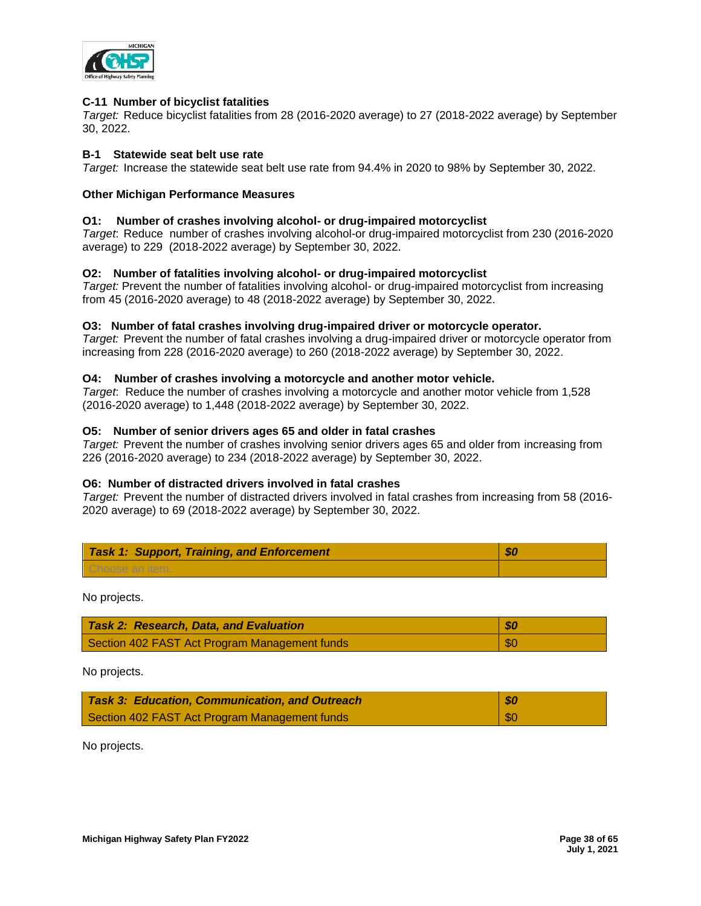**C-11 Number of bicyclist fatalities**
*Target:* Reduce bicyclist fatalities from 28 (2016-2020 average) to 27 (2018-2022 average) by September 30, 2022.

**B-1 Statewide seat belt use rate**
*Target:* Increase the statewide seat belt use rate from 94.4% in 2020 to 98% by September 30, 2022.

**Other Michigan Performance Measures**

**O1: Number of crashes involving alcohol- or drug-impaired motorcyclist**
*Target*: Reduce number of crashes involving alcohol-or drug-impaired motorcyclist from 230 (2016-2020 average) to 229 (2018-2022 average) by September 30, 2022.

**O2: Number of fatalities involving alcohol- or drug-impaired motorcyclist**
*Target:* Prevent the number of fatalities involving alcohol- or drug-impaired motorcyclist from increasing from 45 (2016-2020 average) to 48 (2018-2022 average) by September 30, 2022.

**O3: Number of fatal crashes involving drug-impaired driver or motorcycle operator.**
*Target:* Prevent the number of fatal crashes involving a drug-impaired driver or motorcycle operator from increasing from 228 (2016-2020 average) to 260 (2018-2022 average) by September 30, 2022.

**O4: Number of crashes involving a motorcycle and another motor vehicle.**
*Target*: Reduce the number of crashes involving a motorcycle and another motor vehicle from 1,528 (2016-2020 average) to 1,448 (2018-2022 average) by September 30, 2022.

**O5: Number of senior drivers ages 65 and older in fatal crashes**
*Target:* Prevent the number of crashes involving senior drivers ages 65 and older from increasing from 226 (2016-2020 average) to 234 (2018-2022 average) by September 30, 2022.

**O6: Number of distracted drivers involved in fatal crashes**
*Target:* Prevent the number of distracted drivers involved in fatal crashes from increasing from 58 (2016-2020 average) to 69 (2018-2022 average) by September 30, 2022.

| ***Task 1: Support, Training, and Enforcement*** | ***$0*** |
|---|---|
| Choose an item. | |

No projects.

| ***Task 2: Research, Data, and Evaluation*** | ***$0*** |
|---|---|
| Section 402 FAST Act Program Management funds | $0 |

No projects.

| ***Task 3: Education, Communication, and Outreach*** | ***$0*** |
|---|---|
| Section 402 FAST Act Program Management funds | $0 |

No projects.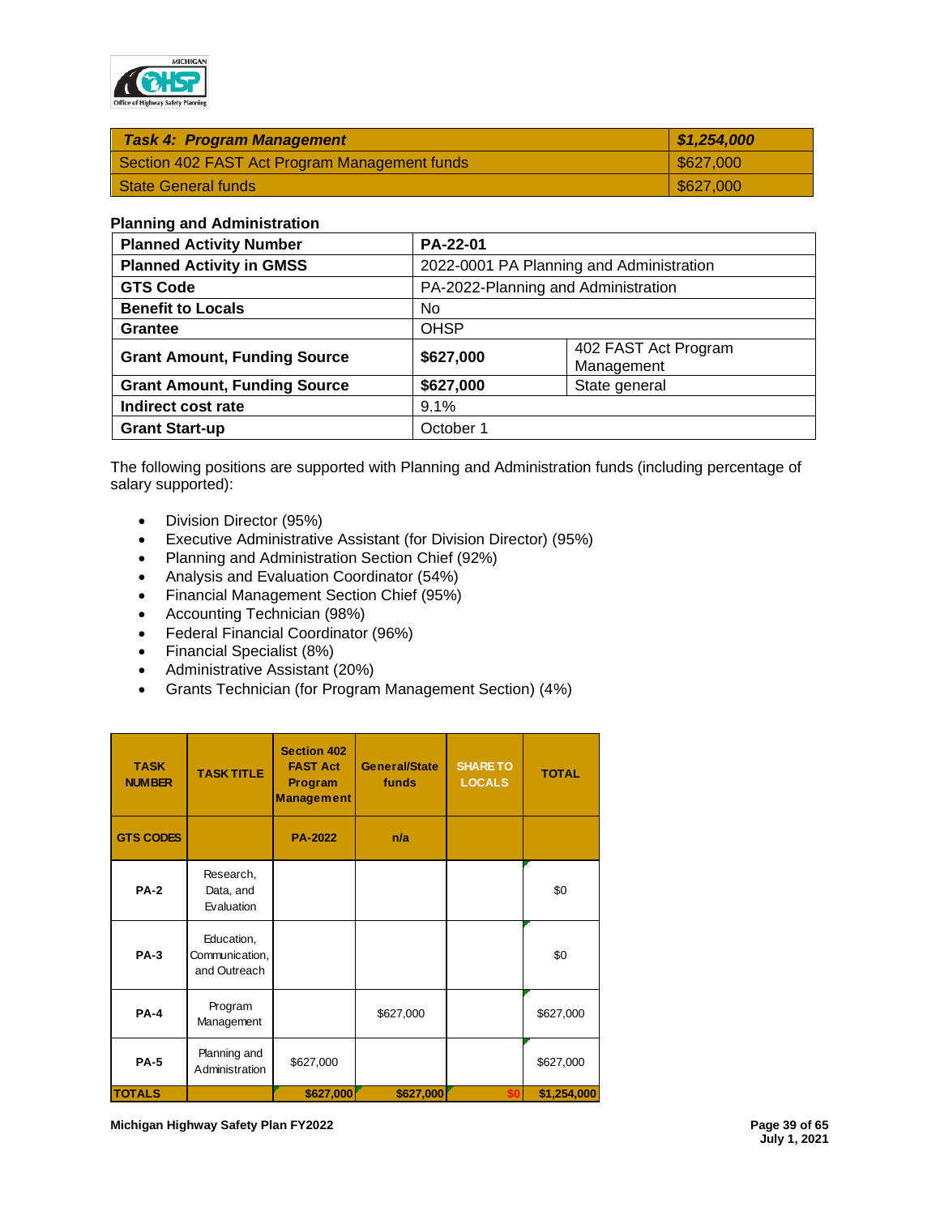| ***Task 4: Program Management*** | ***$1,254,000*** |
|---|---|
| Section 402 FAST Act Program Management funds | $627,000 |
| State General funds | $627,000 |

**Planning and Administration**

| **Planned Activity Number** | **PA-22-01** | |
|---|---|---|
| **Planned Activity in GMSS** | 2022-0001 PA Planning and Administration | |
| **GTS Code** | PA-2022-Planning and Administration | |
| **Benefit to Locals** | No | |
| **Grantee** | OHSP | |
| **Grant Amount, Funding Source** | **$627,000** | 402 FAST Act Program Management |
| **Grant Amount, Funding Source** | **$627,000** | State general |
| **Indirect cost rate** | 9.1% | |
| **Grant Start-up** | October 1 | |

The following positions are supported with Planning and Administration funds (including percentage of salary supported):

- Division Director (95%)
- Executive Administrative Assistant (for Division Director) (95%)
- Planning and Administration Section Chief (92%)
- Analysis and Evaluation Coordinator (54%)
- Financial Management Section Chief (95%)
- Accounting Technician (98%)
- Federal Financial Coordinator (96%)
- Financial Specialist (8%)
- Administrative Assistant (20%)
- Grants Technician (for Program Management Section) (4%)

| TASK NUMBER | TASK TITLE | Section 402 FAST Act Program Management | General/State funds | SHARE TO LOCALS | TOTAL |
|---|---|---|---|---|---|
| GTS CODES | | PA-2022 | n/a | | |
| PA-2 | Research, Data, and Evaluation | | | | $0 |
| PA-3 | Education, Communication, and Outreach | | | | $0 |
| PA-4 | Program Management | | $627,000 | | $627,000 |
| PA-5 | Planning and Administration | $627,000 | | | $627,000 |
| **TOTALS** | | **$627,000** | **$627,000** | **$0** | **$1,254,000** |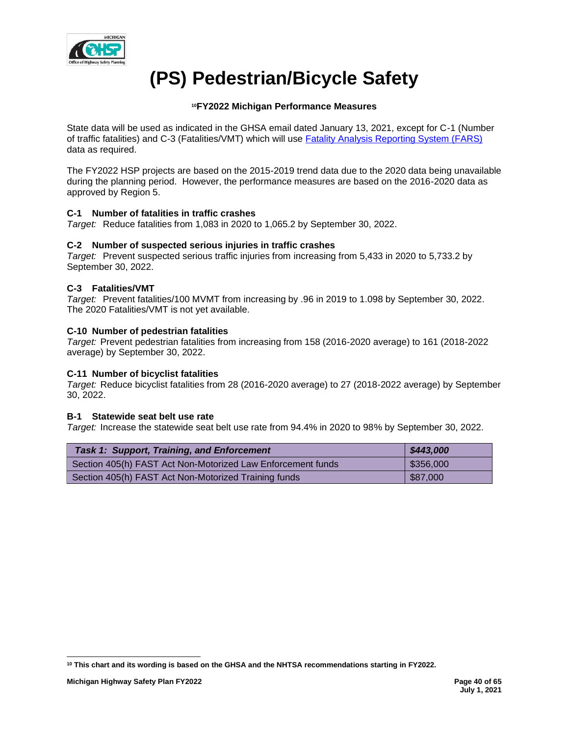# (PS) Pedestrian/Bicycle Safety

### [10]FY2022 Michigan Performance Measures

State data will be used as indicated in the GHSA email dated January 13, 2021, except for C-1 (Number of traffic fatalities) and C-3 (Fatalities/VMT) which will use Fatality Analysis Reporting System (FARS) data as required.

The FY2022 HSP projects are based on the 2015-2019 trend data due to the 2020 data being unavailable during the planning period. However, the performance measures are based on the 2016-2020 data as approved by Region 5.

**C-1 Number of fatalities in traffic crashes**
*Target:* Reduce fatalities from 1,083 in 2020 to 1,065.2 by September 30, 2022.

**C-2 Number of suspected serious injuries in traffic crashes**
*Target:* Prevent suspected serious traffic injuries from increasing from 5,433 in 2020 to 5,733.2 by September 30, 2022.

**C-3 Fatalities/VMT**
*Target:* Prevent fatalities/100 MVMT from increasing by .96 in 2019 to 1.098 by September 30, 2022. The 2020 Fatalities/VMT is not yet available.

**C-10 Number of pedestrian fatalities**
*Target:* Prevent pedestrian fatalities from increasing from 158 (2016-2020 average) to 161 (2018-2022 average) by September 30, 2022.

**C-11 Number of bicyclist fatalities**
*Target:* Reduce bicyclist fatalities from 28 (2016-2020 average) to 27 (2018-2022 average) by September 30, 2022.

**B-1 Statewide seat belt use rate**
*Target:* Increase the statewide seat belt use rate from 94.4% in 2020 to 98% by September 30, 2022.

| ***Task 1: Support, Training, and Enforcement*** | ***$443,000*** |
|---|---|
| Section 405(h) FAST Act Non-Motorized Law Enforcement funds | $356,000 |
| Section 405(h) FAST Act Non-Motorized Training funds | $87,000 |

---

[10] **This chart and its wording is based on the GHSA and the NHTSA recommendations starting in FY2022.**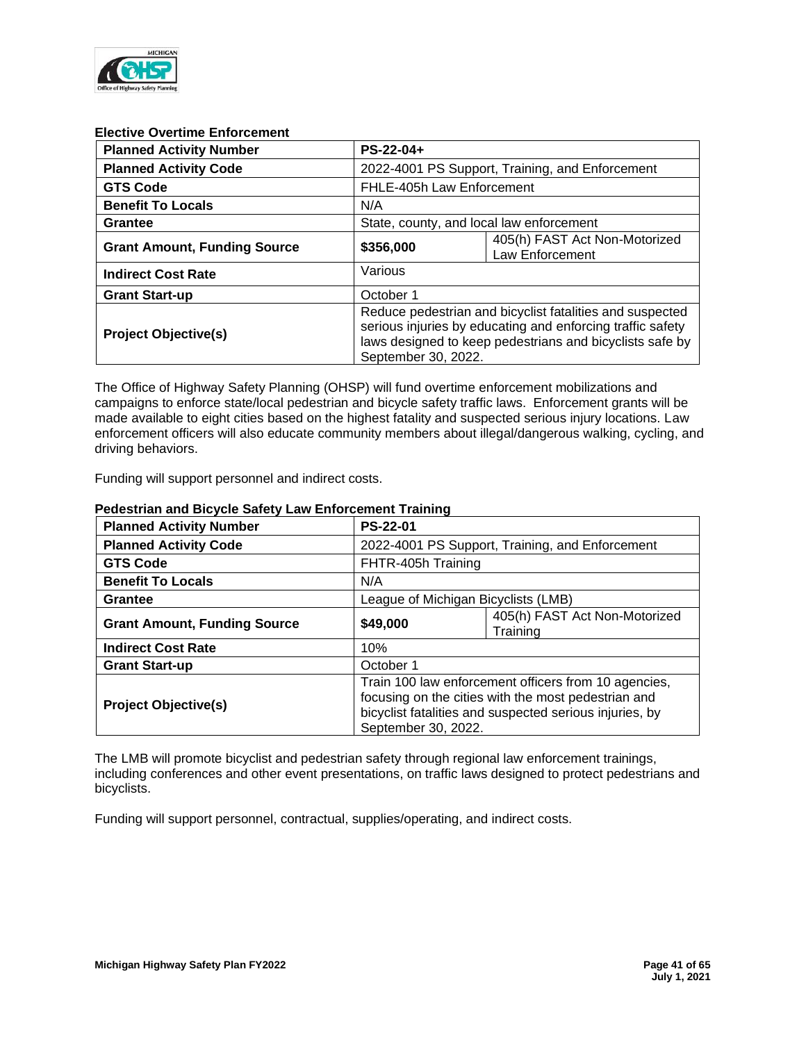**Elective Overtime Enforcement**

| Planned Activity Number | PS-22-04+ | |
|---|---|---|
| Planned Activity Code | 2022-4001 PS Support, Training, and Enforcement | |
| GTS Code | FHLE-405h Law Enforcement | |
| Benefit To Locals | N/A | |
| Grantee | State, county, and local law enforcement | |
| Grant Amount, Funding Source | $356,000 | 405(h) FAST Act Non-Motorized Law Enforcement |
| Indirect Cost Rate | Various | |
| Grant Start-up | October 1 | |
| Project Objective(s) | Reduce pedestrian and bicyclist fatalities and suspected serious injuries by educating and enforcing traffic safety laws designed to keep pedestrians and bicyclists safe by September 30, 2022. | |

The Office of Highway Safety Planning (OHSP) will fund overtime enforcement mobilizations and campaigns to enforce state/local pedestrian and bicycle safety traffic laws. Enforcement grants will be made available to eight cities based on the highest fatality and suspected serious injury locations. Law enforcement officers will also educate community members about illegal/dangerous walking, cycling, and driving behaviors.

Funding will support personnel and indirect costs.

**Pedestrian and Bicycle Safety Law Enforcement Training**

| Planned Activity Number | PS-22-01 | |
|---|---|---|
| Planned Activity Code | 2022-4001 PS Support, Training, and Enforcement | |
| GTS Code | FHTR-405h Training | |
| Benefit To Locals | N/A | |
| Grantee | League of Michigan Bicyclists (LMB) | |
| Grant Amount, Funding Source | $49,000 | 405(h) FAST Act Non-Motorized Training |
| Indirect Cost Rate | 10% | |
| Grant Start-up | October 1 | |
| Project Objective(s) | Train 100 law enforcement officers from 10 agencies, focusing on the cities with the most pedestrian and bicyclist fatalities and suspected serious injuries, by September 30, 2022. | |

The LMB will promote bicyclist and pedestrian safety through regional law enforcement trainings, including conferences and other event presentations, on traffic laws designed to protect pedestrians and bicyclists.

Funding will support personnel, contractual, supplies/operating, and indirect costs.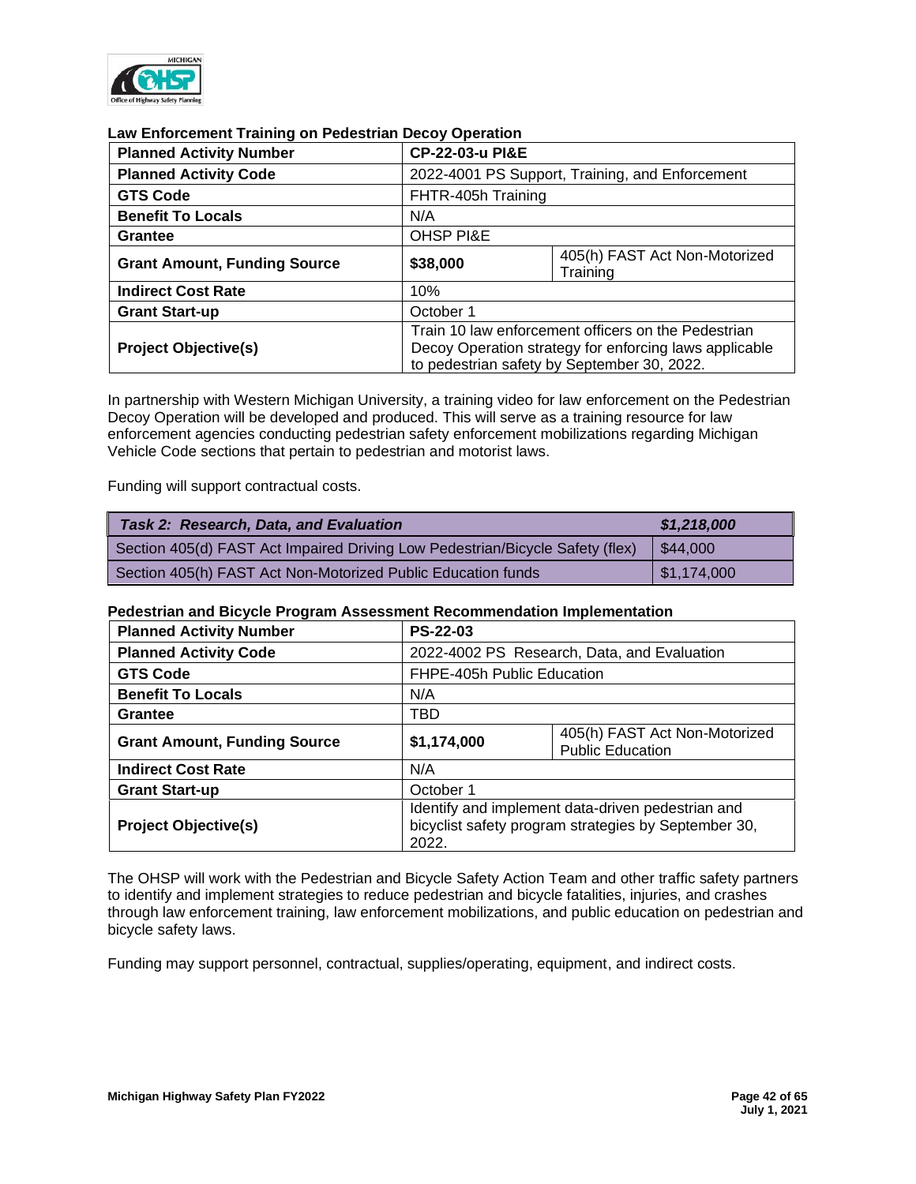### Law Enforcement Training on Pedestrian Decoy Operation

| | | |
|---|---|---|
| **Planned Activity Number** | **CP-22-03-u PI&E** | |
| **Planned Activity Code** | 2022-4001 PS Support, Training, and Enforcement | |
| **GTS Code** | FHTR-405h Training | |
| **Benefit To Locals** | N/A | |
| **Grantee** | OHSP PI&E | |
| **Grant Amount, Funding Source** | **$38,000** | 405(h) FAST Act Non-Motorized Training |
| **Indirect Cost Rate** | 10% | |
| **Grant Start-up** | October 1 | |
| **Project Objective(s)** | Train 10 law enforcement officers on the Pedestrian Decoy Operation strategy for enforcing laws applicable to pedestrian safety by September 30, 2022. | |

In partnership with Western Michigan University, a training video for law enforcement on the Pedestrian Decoy Operation will be developed and produced. This will serve as a training resource for law enforcement agencies conducting pedestrian safety enforcement mobilizations regarding Michigan Vehicle Code sections that pertain to pedestrian and motorist laws.

Funding will support contractual costs.

| ***Task 2: Research, Data, and Evaluation*** | ***$1,218,000*** |
|---|---|
| Section 405(d) FAST Act Impaired Driving Low Pedestrian/Bicycle Safety (flex) | $44,000 |
| Section 405(h) FAST Act Non-Motorized Public Education funds | $1,174,000 |

### Pedestrian and Bicycle Program Assessment Recommendation Implementation

| | | |
|---|---|---|
| **Planned Activity Number** | **PS-22-03** | |
| **Planned Activity Code** | 2022-4002 PS Research, Data, and Evaluation | |
| **GTS Code** | FHPE-405h Public Education | |
| **Benefit To Locals** | N/A | |
| **Grantee** | TBD | |
| **Grant Amount, Funding Source** | **$1,174,000** | 405(h) FAST Act Non-Motorized Public Education |
| **Indirect Cost Rate** | N/A | |
| **Grant Start-up** | October 1 | |
| **Project Objective(s)** | Identify and implement data-driven pedestrian and bicyclist safety program strategies by September 30, 2022. | |

The OHSP will work with the Pedestrian and Bicycle Safety Action Team and other traffic safety partners to identify and implement strategies to reduce pedestrian and bicycle fatalities, injuries, and crashes through law enforcement training, law enforcement mobilizations, and public education on pedestrian and bicycle safety laws.

Funding may support personnel, contractual, supplies/operating, equipment, and indirect costs.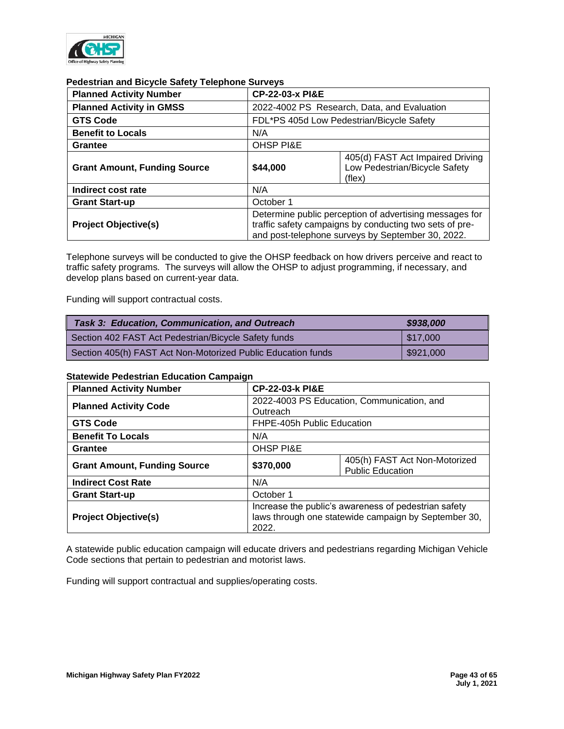### Pedestrian and Bicycle Safety Telephone Surveys

| | | |
|---|---|---|
| **Planned Activity Number** | **CP-22-03-x PI&E** | |
| **Planned Activity in GMSS** | 2022-4002 PS Research, Data, and Evaluation | |
| **GTS Code** | FDL*PS 405d Low Pedestrian/Bicycle Safety | |
| **Benefit to Locals** | N/A | |
| **Grantee** | OHSP PI&E | |
| **Grant Amount, Funding Source** | **$44,000** | 405(d) FAST Act Impaired Driving Low Pedestrian/Bicycle Safety (flex) |
| **Indirect cost rate** | N/A | |
| **Grant Start-up** | October 1 | |
| **Project Objective(s)** | Determine public perception of advertising messages for traffic safety campaigns by conducting two sets of pre- and post-telephone surveys by September 30, 2022. | |

Telephone surveys will be conducted to give the OHSP feedback on how drivers perceive and react to traffic safety programs. The surveys will allow the OHSP to adjust programming, if necessary, and develop plans based on current-year data.

Funding will support contractual costs.

| ***Task 3: Education, Communication, and Outreach*** | ***$938,000*** |
|---|---|
| Section 402 FAST Act Pedestrian/Bicycle Safety funds | $17,000 |
| Section 405(h) FAST Act Non-Motorized Public Education funds | $921,000 |

### Statewide Pedestrian Education Campaign

| | | |
|---|---|---|
| **Planned Activity Number** | **CP-22-03-k PI&E** | |
| **Planned Activity Code** | 2022-4003 PS Education, Communication, and Outreach | |
| **GTS Code** | FHPE-405h Public Education | |
| **Benefit To Locals** | N/A | |
| **Grantee** | OHSP PI&E | |
| **Grant Amount, Funding Source** | **$370,000** | 405(h) FAST Act Non-Motorized Public Education |
| **Indirect Cost Rate** | N/A | |
| **Grant Start-up** | October 1 | |
| **Project Objective(s)** | Increase the public's awareness of pedestrian safety laws through one statewide campaign by September 30, 2022. | |

A statewide public education campaign will educate drivers and pedestrians regarding Michigan Vehicle Code sections that pertain to pedestrian and motorist laws.

Funding will support contractual and supplies/operating costs.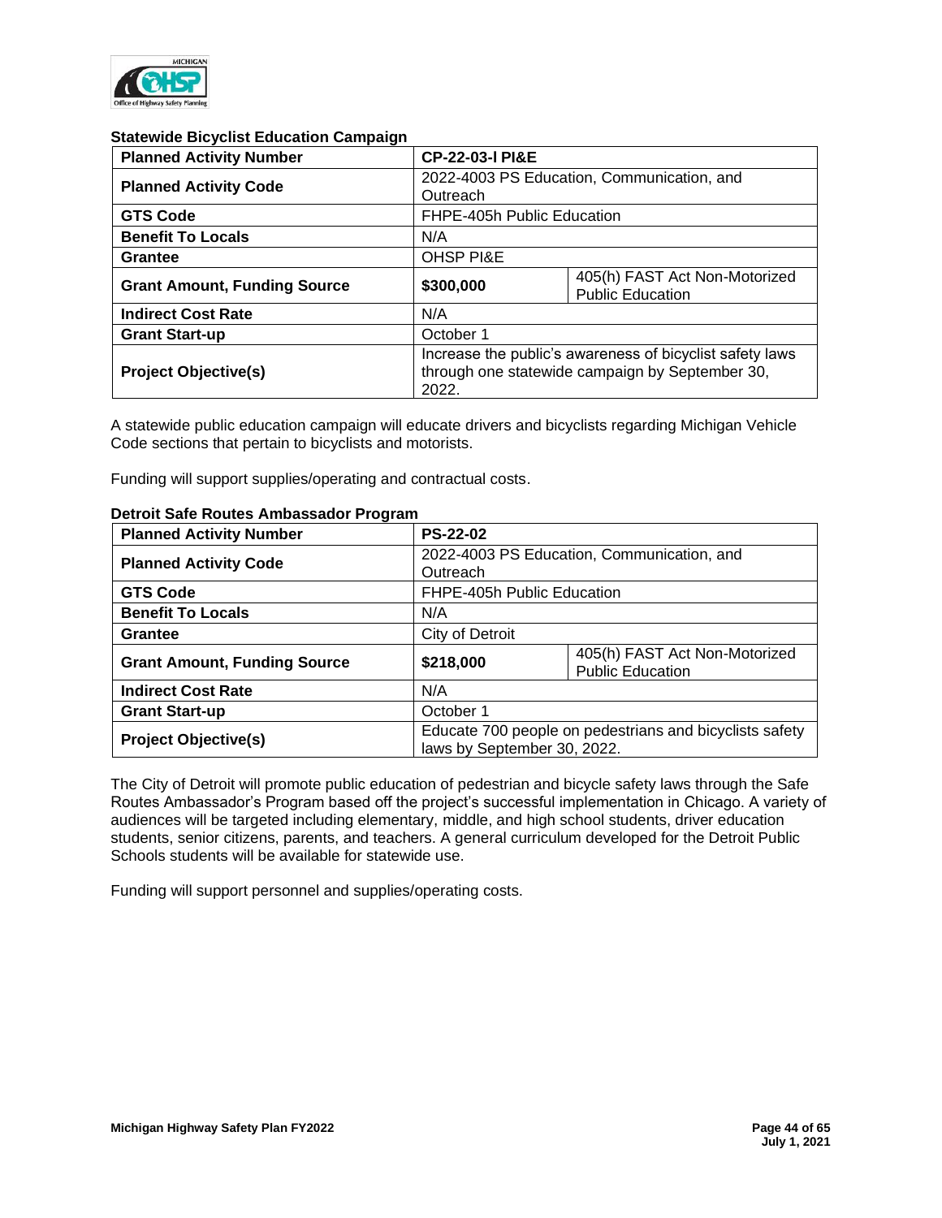### Statewide Bicyclist Education Campaign

| Planned Activity Number | CP-22-03-I PI&E | |
|---|---|---|
| Planned Activity Code | 2022-4003 PS Education, Communication, and Outreach | |
| GTS Code | FHPE-405h Public Education | |
| Benefit To Locals | N/A | |
| Grantee | OHSP PI&E | |
| Grant Amount, Funding Source | $300,000 | 405(h) FAST Act Non-Motorized Public Education |
| Indirect Cost Rate | N/A | |
| Grant Start-up | October 1 | |
| Project Objective(s) | Increase the public's awareness of bicyclist safety laws through one statewide campaign by September 30, 2022. | |

A statewide public education campaign will educate drivers and bicyclists regarding Michigan Vehicle Code sections that pertain to bicyclists and motorists.

Funding will support supplies/operating and contractual costs.

### Detroit Safe Routes Ambassador Program

| Planned Activity Number | PS-22-02 | |
|---|---|---|
| Planned Activity Code | 2022-4003 PS Education, Communication, and Outreach | |
| GTS Code | FHPE-405h Public Education | |
| Benefit To Locals | N/A | |
| Grantee | City of Detroit | |
| Grant Amount, Funding Source | $218,000 | 405(h) FAST Act Non-Motorized Public Education |
| Indirect Cost Rate | N/A | |
| Grant Start-up | October 1 | |
| Project Objective(s) | Educate 700 people on pedestrians and bicyclists safety laws by September 30, 2022. | |

The City of Detroit will promote public education of pedestrian and bicycle safety laws through the Safe Routes Ambassador's Program based off the project's successful implementation in Chicago. A variety of audiences will be targeted including elementary, middle, and high school students, driver education students, senior citizens, parents, and teachers. A general curriculum developed for the Detroit Public Schools students will be available for statewide use.

Funding will support personnel and supplies/operating costs.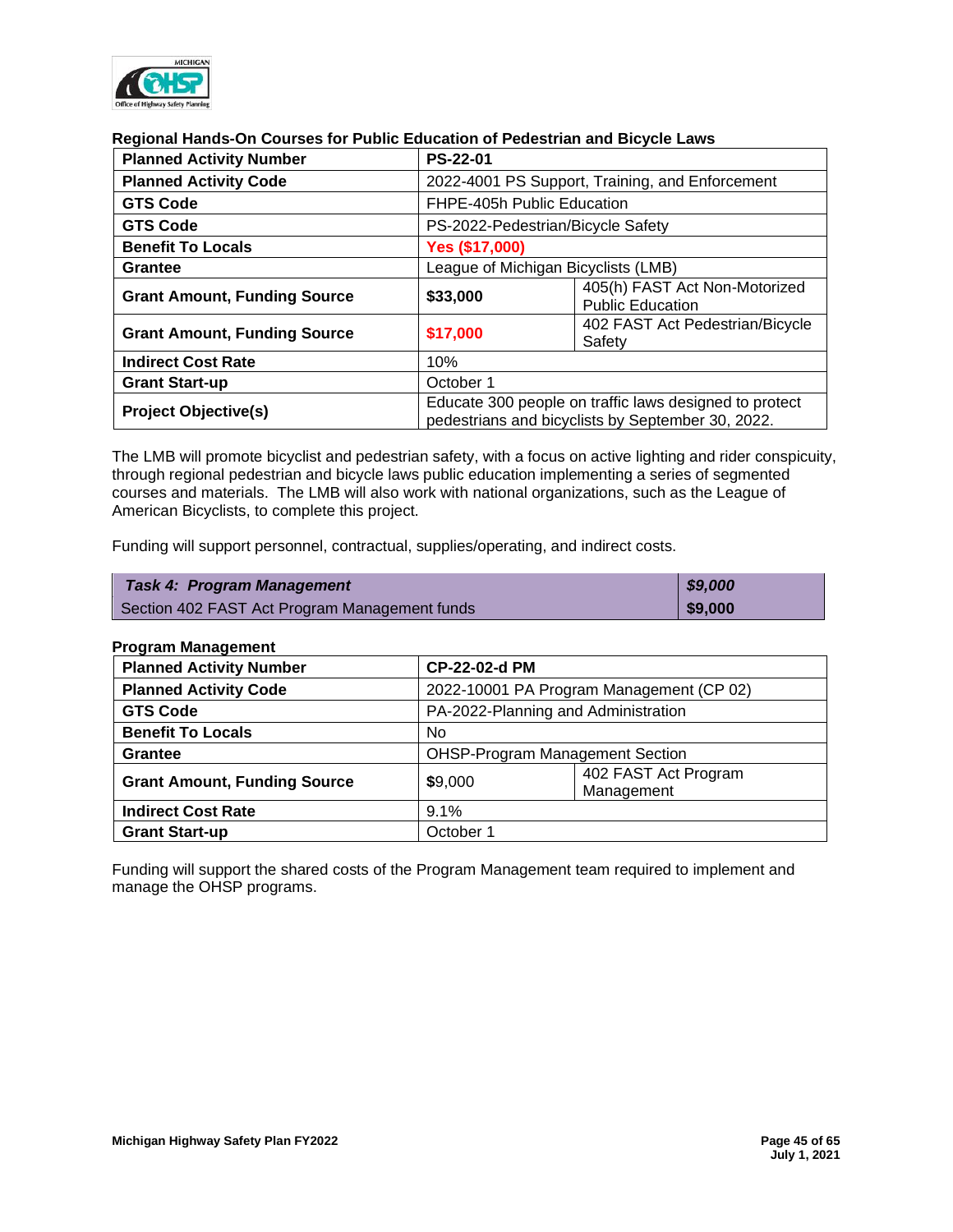**Regional Hands-On Courses for Public Education of Pedestrian and Bicycle Laws**

| **Planned Activity Number** | **PS-22-01** | |
|---|---|---|
| **Planned Activity Code** | 2022-4001 PS Support, Training, and Enforcement | |
| **GTS Code** | FHPE-405h Public Education | |
| **GTS Code** | PS-2022-Pedestrian/Bicycle Safety | |
| **Benefit To Locals** | **Yes ($17,000)** | |
| **Grantee** | League of Michigan Bicyclists (LMB) | |
| **Grant Amount, Funding Source** | **$33,000** | 405(h) FAST Act Non-Motorized Public Education |
| **Grant Amount, Funding Source** | **$17,000** | 402 FAST Act Pedestrian/Bicycle Safety |
| **Indirect Cost Rate** | 10% | |
| **Grant Start-up** | October 1 | |
| **Project Objective(s)** | Educate 300 people on traffic laws designed to protect pedestrians and bicyclists by September 30, 2022. | |

The LMB will promote bicyclist and pedestrian safety, with a focus on active lighting and rider conspicuity, through regional pedestrian and bicycle laws public education implementing a series of segmented courses and materials. The LMB will also work with national organizations, such as the League of American Bicyclists, to complete this project.

Funding will support personnel, contractual, supplies/operating, and indirect costs.

| ***Task 4: Program Management*** | ***$9,000*** |
|---|---|
| Section 402 FAST Act Program Management funds | **$9,000** |

**Program Management**

| **Planned Activity Number** | **CP-22-02-d PM** | |
|---|---|---|
| **Planned Activity Code** | 2022-10001 PA Program Management (CP 02) | |
| **GTS Code** | PA-2022-Planning and Administration | |
| **Benefit To Locals** | No | |
| **Grantee** | OHSP-Program Management Section | |
| **Grant Amount, Funding Source** | $9,000 | 402 FAST Act Program Management |
| **Indirect Cost Rate** | 9.1% | |
| **Grant Start-up** | October 1 | |

Funding will support the shared costs of the Program Management team required to implement and manage the OHSP programs.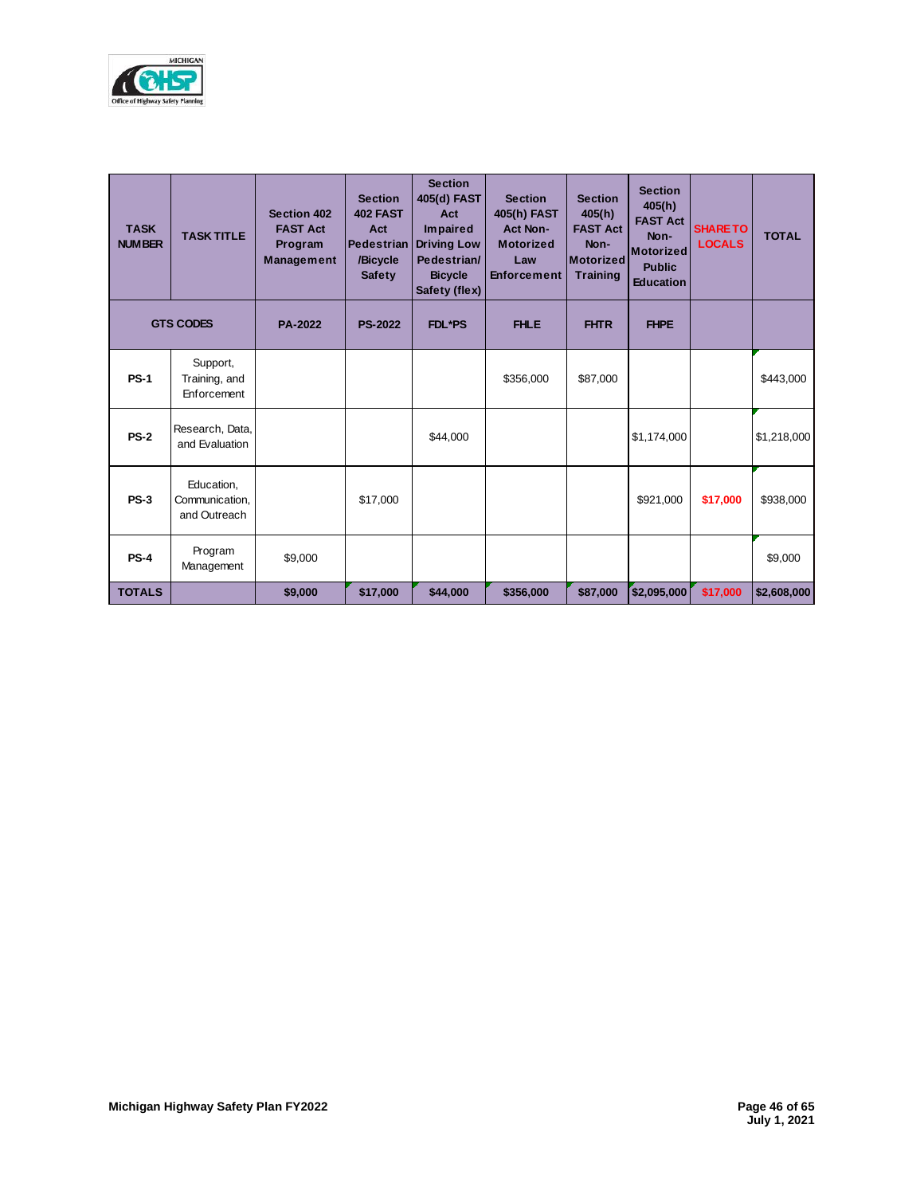| TASK NUMBER | TASK TITLE | Section 402 FAST Act Program Management | Section 402 FAST Act Pedestrian /Bicycle Safety | Section 405(d) FAST Act Impaired Driving Low Pedestrian/ Bicycle Safety (flex) | Section 405(h) FAST Act Non-Motorized Law Enforcement | Section 405(h) FAST Act Non-Motorized Training | Section 405(h) FAST Act Non-Motorized Public Education | SHARE TO LOCALS | TOTAL |
|---|---|---|---|---|---|---|---|---|---|
| GTS CODES | | PA-2022 | PS-2022 | FDL*PS | FHLE | FHTR | FHPE | | |
| **PS-1** | Support, Training, and Enforcement | | | | $356,000 | $87,000 | | | $443,000 |
| **PS-2** | Research, Data, and Evaluation | | | $44,000 | | | $1,174,000 | | $1,218,000 |
| **PS-3** | Education, Communication, and Outreach | | $17,000 | | | | $921,000 | $17,000 | $938,000 |
| **PS-4** | Program Management | $9,000 | | | | | | | $9,000 |
| **TOTALS** | | **$9,000** | **$17,000** | **$44,000** | **$356,000** | **$87,000** | **$2,095,000** | **$17,000** | **$2,608,000** |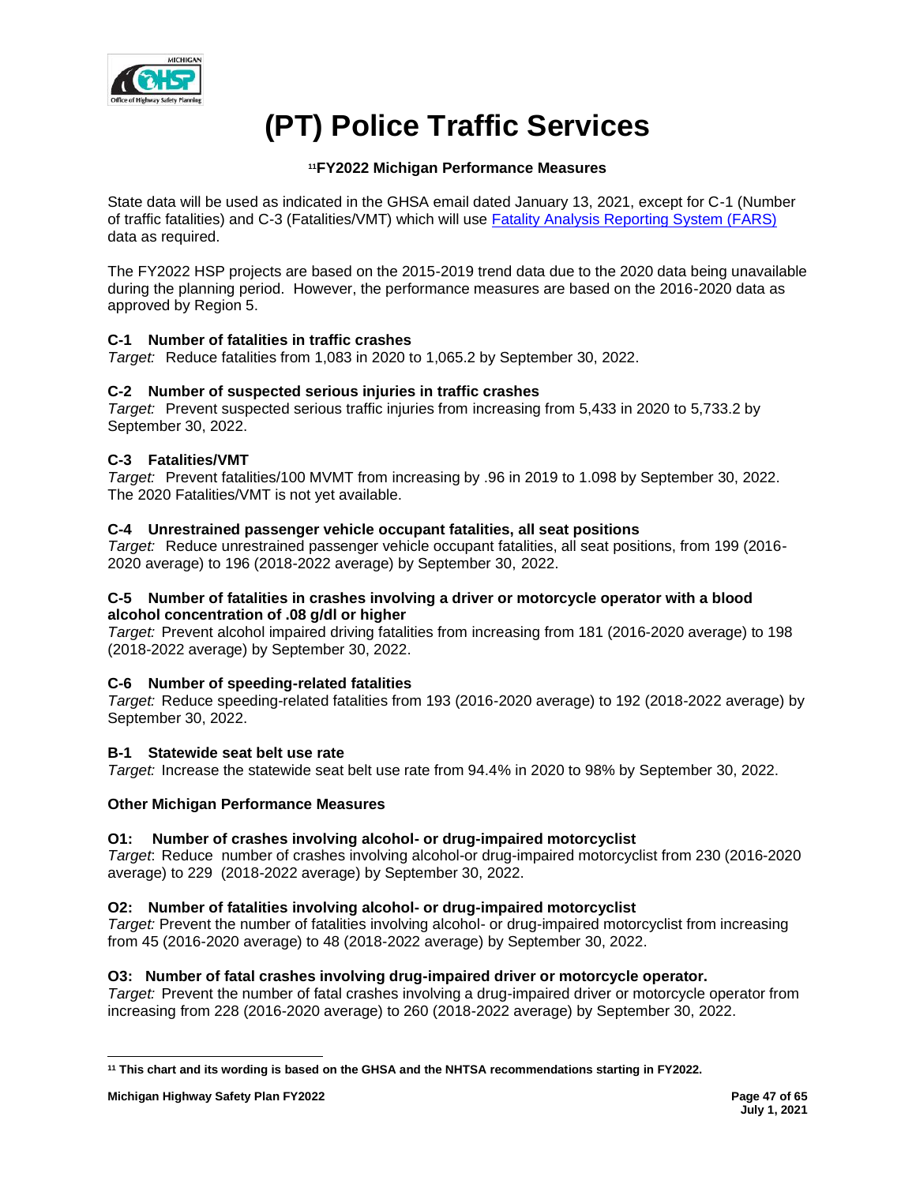# (PT) Police Traffic Services

### [11]FY2022 Michigan Performance Measures

State data will be used as indicated in the GHSA email dated January 13, 2021, except for C-1 (Number of traffic fatalities) and C-3 (Fatalities/VMT) which will use Fatality Analysis Reporting System (FARS) data as required.

The FY2022 HSP projects are based on the 2015-2019 trend data due to the 2020 data being unavailable during the planning period. However, the performance measures are based on the 2016-2020 data as approved by Region 5.

**C-1 Number of fatalities in traffic crashes**
*Target:* Reduce fatalities from 1,083 in 2020 to 1,065.2 by September 30, 2022.

**C-2 Number of suspected serious injuries in traffic crashes**
*Target:* Prevent suspected serious traffic injuries from increasing from 5,433 in 2020 to 5,733.2 by September 30, 2022.

**C-3 Fatalities/VMT**
*Target:* Prevent fatalities/100 MVMT from increasing by .96 in 2019 to 1.098 by September 30, 2022. The 2020 Fatalities/VMT is not yet available.

**C-4 Unrestrained passenger vehicle occupant fatalities, all seat positions**
*Target:* Reduce unrestrained passenger vehicle occupant fatalities, all seat positions, from 199 (2016-2020 average) to 196 (2018-2022 average) by September 30, 2022.

**C-5 Number of fatalities in crashes involving a driver or motorcycle operator with a blood alcohol concentration of .08 g/dl or higher**
*Target:* Prevent alcohol impaired driving fatalities from increasing from 181 (2016-2020 average) to 198 (2018-2022 average) by September 30, 2022.

**C-6 Number of speeding-related fatalities**
*Target:* Reduce speeding-related fatalities from 193 (2016-2020 average) to 192 (2018-2022 average) by September 30, 2022.

**B-1 Statewide seat belt use rate**
*Target:* Increase the statewide seat belt use rate from 94.4% in 2020 to 98% by September 30, 2022.

**Other Michigan Performance Measures**

**O1: Number of crashes involving alcohol- or drug-impaired motorcyclist**
*Target*: Reduce number of crashes involving alcohol-or drug-impaired motorcyclist from 230 (2016-2020 average) to 229 (2018-2022 average) by September 30, 2022.

**O2: Number of fatalities involving alcohol- or drug-impaired motorcyclist**
*Target:* Prevent the number of fatalities involving alcohol- or drug-impaired motorcyclist from increasing from 45 (2016-2020 average) to 48 (2018-2022 average) by September 30, 2022.

**O3: Number of fatal crashes involving drug-impaired driver or motorcycle operator.**
*Target:* Prevent the number of fatal crashes involving a drug-impaired driver or motorcycle operator from increasing from 228 (2016-2020 average) to 260 (2018-2022 average) by September 30, 2022.

---

**[11] This chart and its wording is based on the GHSA and the NHTSA recommendations starting in FY2022.**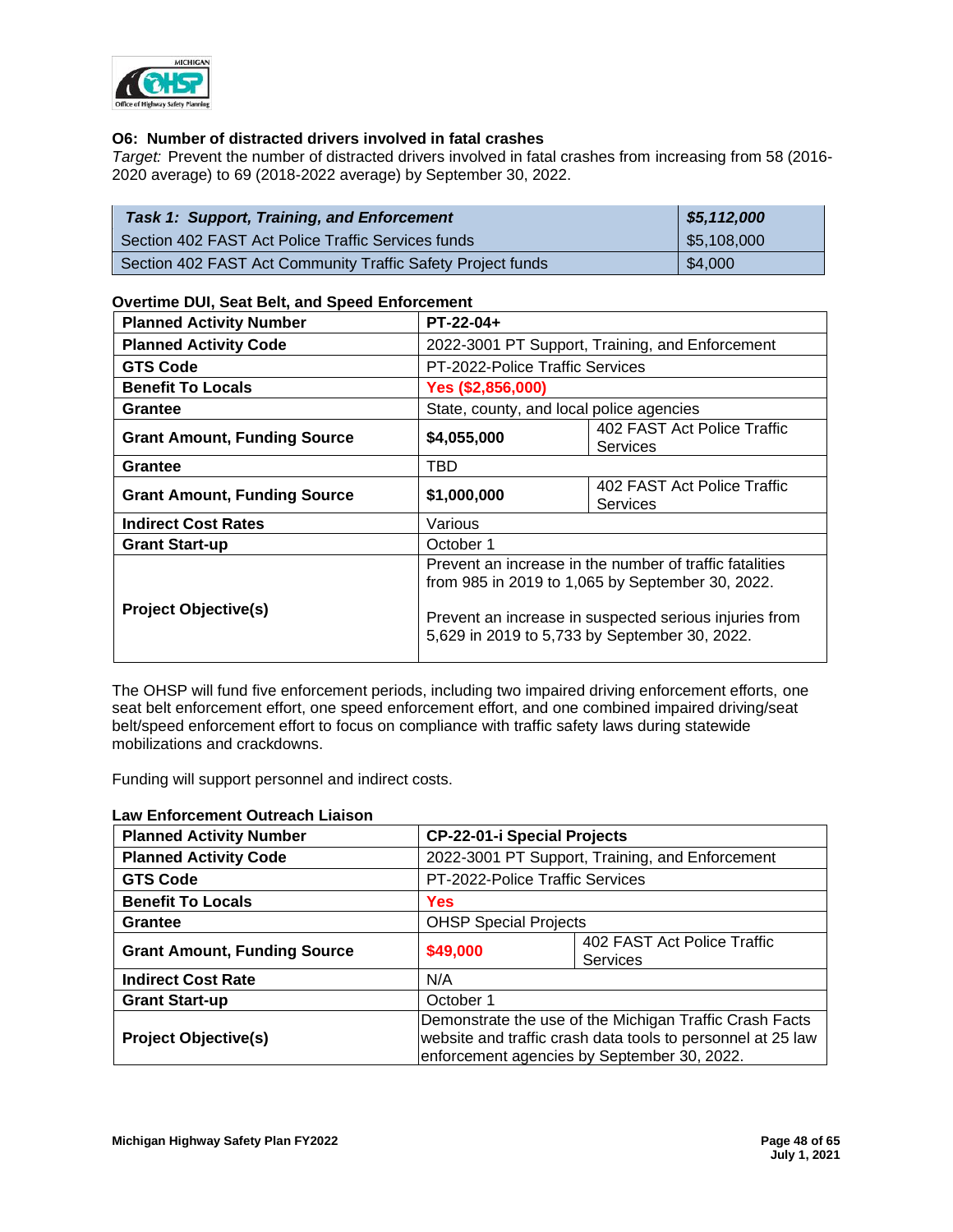### O6: Number of distracted drivers involved in fatal crashes

*Target:* Prevent the number of distracted drivers involved in fatal crashes from increasing from 58 (2016-2020 average) to 69 (2018-2022 average) by September 30, 2022.

| ***Task 1: Support, Training, and Enforcement*** | ***$5,112,000*** |
|---|---|
| Section 402 FAST Act Police Traffic Services funds | $5,108,000 |
| Section 402 FAST Act Community Traffic Safety Project funds | $4,000 |

**Overtime DUI, Seat Belt, and Speed Enforcement**

| **Planned Activity Number** | **PT-22-04+** | |
|---|---|---|
| **Planned Activity Code** | 2022-3001 PT Support, Training, and Enforcement | |
| **GTS Code** | PT-2022-Police Traffic Services | |
| **Benefit To Locals** | **Yes ($2,856,000)** | |
| **Grantee** | State, county, and local police agencies | |
| **Grant Amount, Funding Source** | **$4,055,000** | 402 FAST Act Police Traffic Services |
| **Grantee** | TBD | |
| **Grant Amount, Funding Source** | **$1,000,000** | 402 FAST Act Police Traffic Services |
| **Indirect Cost Rates** | Various | |
| **Grant Start-up** | October 1 | |
| **Project Objective(s)** | Prevent an increase in the number of traffic fatalities from 985 in 2019 to 1,065 by September 30, 2022.<br><br>Prevent an increase in suspected serious injuries from 5,629 in 2019 to 5,733 by September 30, 2022. | |

The OHSP will fund five enforcement periods, including two impaired driving enforcement efforts, one seat belt enforcement effort, one speed enforcement effort, and one combined impaired driving/seat belt/speed enforcement effort to focus on compliance with traffic safety laws during statewide mobilizations and crackdowns.

Funding will support personnel and indirect costs.

**Law Enforcement Outreach Liaison**

| **Planned Activity Number** | **CP-22-01-i Special Projects** | |
|---|---|---|
| **Planned Activity Code** | 2022-3001 PT Support, Training, and Enforcement | |
| **GTS Code** | PT-2022-Police Traffic Services | |
| **Benefit To Locals** | **Yes** | |
| **Grantee** | OHSP Special Projects | |
| **Grant Amount, Funding Source** | **$49,000** | 402 FAST Act Police Traffic Services |
| **Indirect Cost Rate** | N/A | |
| **Grant Start-up** | October 1 | |
| **Project Objective(s)** | Demonstrate the use of the Michigan Traffic Crash Facts website and traffic crash data tools to personnel at 25 law enforcement agencies by September 30, 2022. | |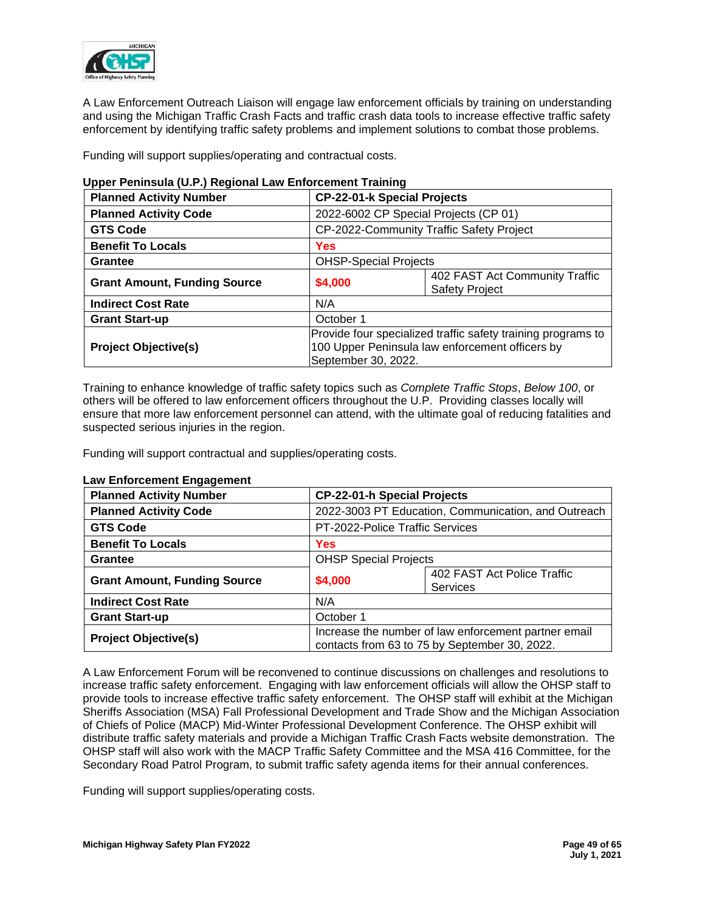A Law Enforcement Outreach Liaison will engage law enforcement officials by training on understanding and using the Michigan Traffic Crash Facts and traffic crash data tools to increase effective traffic safety enforcement by identifying traffic safety problems and implement solutions to combat those problems.

Funding will support supplies/operating and contractual costs.

**Upper Peninsula (U.P.) Regional Law Enforcement Training**

| **Planned Activity Number** | **CP-22-01-k Special Projects** | |
|---|---|---|
| **Planned Activity Code** | 2022-6002 CP Special Projects (CP 01) | |
| **GTS Code** | CP-2022-Community Traffic Safety Project | |
| **Benefit To Locals** | **Yes** | |
| **Grantee** | OHSP-Special Projects | |
| **Grant Amount, Funding Source** | **$4,000** | 402 FAST Act Community Traffic Safety Project |
| **Indirect Cost Rate** | N/A | |
| **Grant Start-up** | October 1 | |
| **Project Objective(s)** | Provide four specialized traffic safety training programs to 100 Upper Peninsula law enforcement officers by September 30, 2022. | |

Training to enhance knowledge of traffic safety topics such as *Complete Traffic Stops*, *Below 100*, or others will be offered to law enforcement officers throughout the U.P. Providing classes locally will ensure that more law enforcement personnel can attend, with the ultimate goal of reducing fatalities and suspected serious injuries in the region.

Funding will support contractual and supplies/operating costs.

**Law Enforcement Engagement**

| **Planned Activity Number** | **CP-22-01-h Special Projects** | |
|---|---|---|
| **Planned Activity Code** | 2022-3003 PT Education, Communication, and Outreach | |
| **GTS Code** | PT-2022-Police Traffic Services | |
| **Benefit To Locals** | **Yes** | |
| **Grantee** | OHSP Special Projects | |
| **Grant Amount, Funding Source** | **$4,000** | 402 FAST Act Police Traffic Services |
| **Indirect Cost Rate** | N/A | |
| **Grant Start-up** | October 1 | |
| **Project Objective(s)** | Increase the number of law enforcement partner email contacts from 63 to 75 by September 30, 2022. | |

A Law Enforcement Forum will be reconvened to continue discussions on challenges and resolutions to increase traffic safety enforcement. Engaging with law enforcement officials will allow the OHSP staff to provide tools to increase effective traffic safety enforcement. The OHSP staff will exhibit at the Michigan Sheriffs Association (MSA) Fall Professional Development and Trade Show and the Michigan Association of Chiefs of Police (MACP) Mid-Winter Professional Development Conference. The OHSP exhibit will distribute traffic safety materials and provide a Michigan Traffic Crash Facts website demonstration. The OHSP staff will also work with the MACP Traffic Safety Committee and the MSA 416 Committee, for the Secondary Road Patrol Program, to submit traffic safety agenda items for their annual conferences.

Funding will support supplies/operating costs.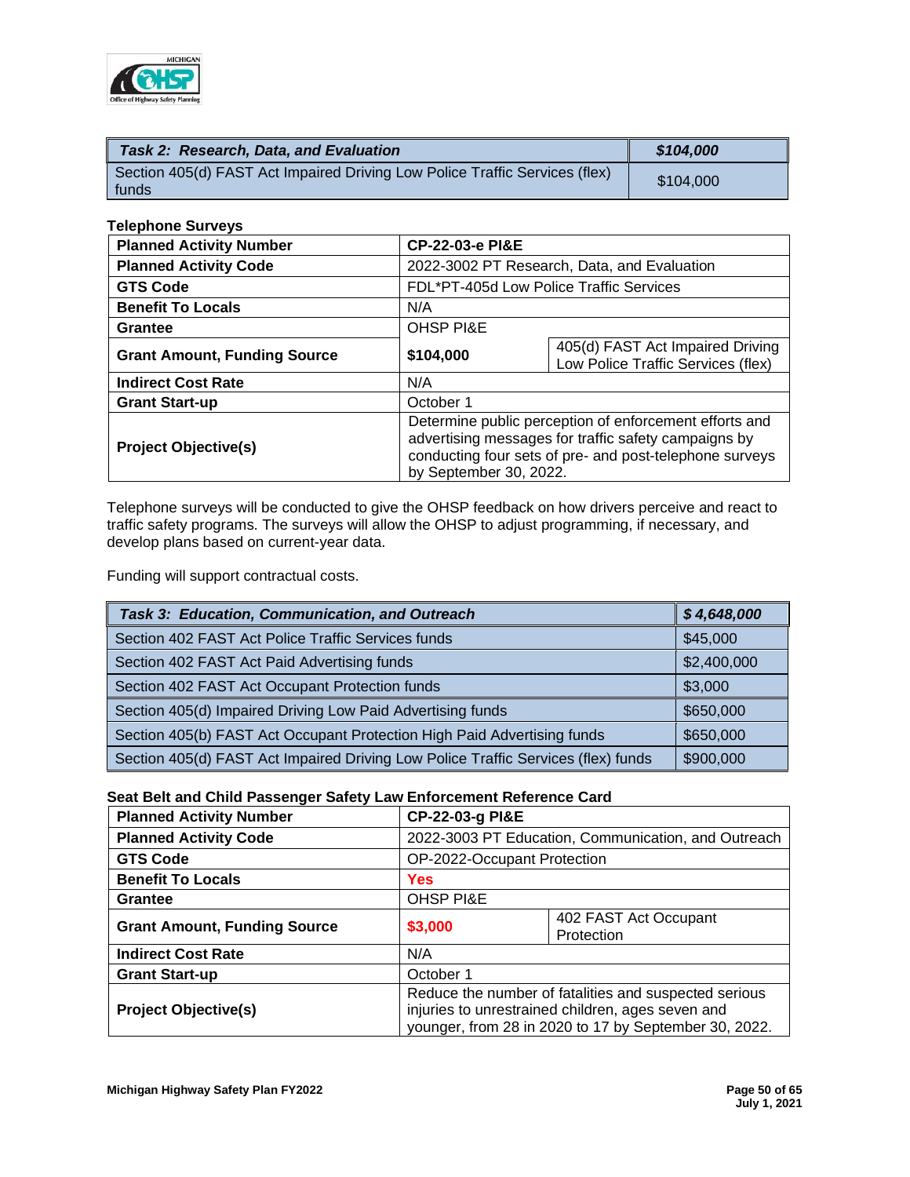| ***Task 2: Research, Data, and Evaluation*** | ***$104,000*** |
|---|---|
| Section 405(d) FAST Act Impaired Driving Low Police Traffic Services (flex) funds | $104,000 |

**Telephone Surveys**

| **Planned Activity Number** | **CP-22-03-e PI&E** | |
|---|---|---|
| **Planned Activity Code** | 2022-3002 PT Research, Data, and Evaluation | |
| **GTS Code** | FDL*PT-405d Low Police Traffic Services | |
| **Benefit To Locals** | N/A | |
| **Grantee** | OHSP PI&E | |
| **Grant Amount, Funding Source** | **$104,000** | 405(d) FAST Act Impaired Driving Low Police Traffic Services (flex) |
| **Indirect Cost Rate** | N/A | |
| **Grant Start-up** | October 1 | |
| **Project Objective(s)** | Determine public perception of enforcement efforts and advertising messages for traffic safety campaigns by conducting four sets of pre- and post-telephone surveys by September 30, 2022. | |

Telephone surveys will be conducted to give the OHSP feedback on how drivers perceive and react to traffic safety programs. The surveys will allow the OHSP to adjust programming, if necessary, and develop plans based on current-year data.

Funding will support contractual costs.

| ***Task 3: Education, Communication, and Outreach*** | ***$ 4,648,000*** |
|---|---|
| Section 402 FAST Act Police Traffic Services funds | $45,000 |
| Section 402 FAST Act Paid Advertising funds | $2,400,000 |
| Section 402 FAST Act Occupant Protection funds | $3,000 |
| Section 405(d) Impaired Driving Low Paid Advertising funds | $650,000 |
| Section 405(b) FAST Act Occupant Protection High Paid Advertising funds | $650,000 |
| Section 405(d) FAST Act Impaired Driving Low Police Traffic Services (flex) funds | $900,000 |

**Seat Belt and Child Passenger Safety Law Enforcement Reference Card**

| **Planned Activity Number** | **CP-22-03-g PI&E** | |
|---|---|---|
| **Planned Activity Code** | 2022-3003 PT Education, Communication, and Outreach | |
| **GTS Code** | OP-2022-Occupant Protection | |
| **Benefit To Locals** | **Yes** | |
| **Grantee** | OHSP PI&E | |
| **Grant Amount, Funding Source** | **$3,000** | 402 FAST Act Occupant Protection |
| **Indirect Cost Rate** | N/A | |
| **Grant Start-up** | October 1 | |
| **Project Objective(s)** | Reduce the number of fatalities and suspected serious injuries to unrestrained children, ages seven and younger, from 28 in 2020 to 17 by September 30, 2022. | |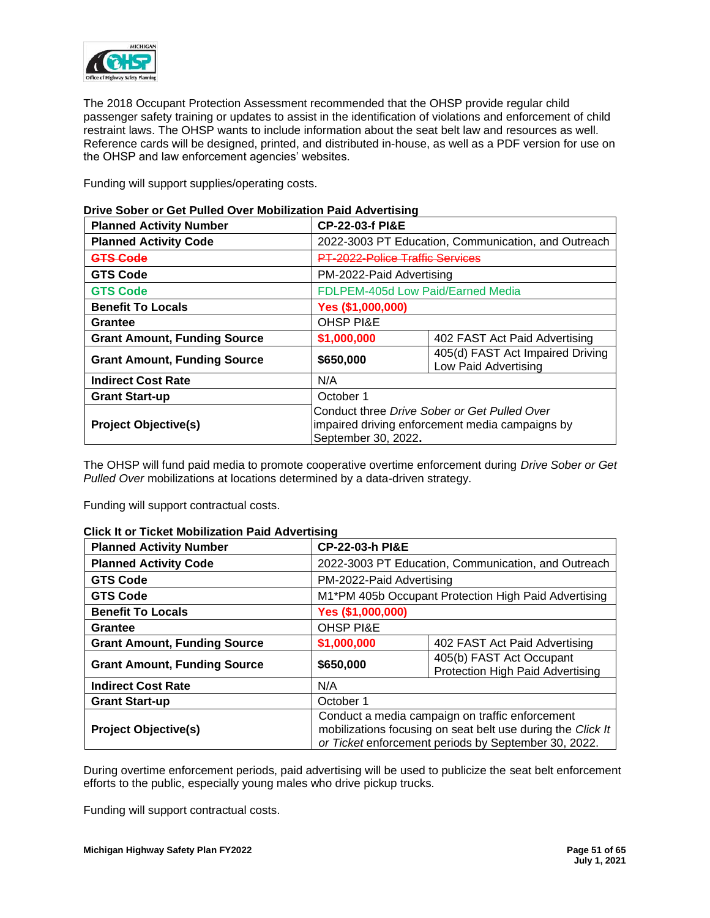The 2018 Occupant Protection Assessment recommended that the OHSP provide regular child passenger safety training or updates to assist in the identification of violations and enforcement of child restraint laws. The OHSP wants to include information about the seat belt law and resources as well. Reference cards will be designed, printed, and distributed in-house, as well as a PDF version for use on the OHSP and law enforcement agencies' websites.

Funding will support supplies/operating costs.

**Drive Sober or Get Pulled Over Mobilization Paid Advertising**

| **Planned Activity Number** | **CP-22-03-f PI&E** | |
|---|---|---|
| **Planned Activity Code** | 2022-3003 PT Education, Communication, and Outreach | |
| ~~**GTS Code**~~ | ~~PT-2022-Police Traffic Services~~ | |
| **GTS Code** | PM-2022-Paid Advertising | |
| **GTS Code** | FDLPEM-405d Low Paid/Earned Media | |
| **Benefit To Locals** | **Yes ($1,000,000)** | |
| **Grantee** | OHSP PI&E | |
| **Grant Amount, Funding Source** | **$1,000,000** | 402 FAST Act Paid Advertising |
| **Grant Amount, Funding Source** | **$650,000** | 405(d) FAST Act Impaired Driving Low Paid Advertising |
| **Indirect Cost Rate** | N/A | |
| **Grant Start-up** | October 1 | |
| **Project Objective(s)** | Conduct three *Drive Sober or Get Pulled Over* impaired driving enforcement media campaigns by September 30, 2022. | |

The OHSP will fund paid media to promote cooperative overtime enforcement during *Drive Sober or Get Pulled Over* mobilizations at locations determined by a data-driven strategy.

Funding will support contractual costs.

**Click It or Ticket Mobilization Paid Advertising**

| **Planned Activity Number** | **CP-22-03-h PI&E** | |
|---|---|---|
| **Planned Activity Code** | 2022-3003 PT Education, Communication, and Outreach | |
| **GTS Code** | PM-2022-Paid Advertising | |
| **GTS Code** | M1*PM 405b Occupant Protection High Paid Advertising | |
| **Benefit To Locals** | **Yes ($1,000,000)** | |
| **Grantee** | OHSP PI&E | |
| **Grant Amount, Funding Source** | **$1,000,000** | 402 FAST Act Paid Advertising |
| **Grant Amount, Funding Source** | **$650,000** | 405(b) FAST Act Occupant Protection High Paid Advertising |
| **Indirect Cost Rate** | N/A | |
| **Grant Start-up** | October 1 | |
| **Project Objective(s)** | Conduct a media campaign on traffic enforcement mobilizations focusing on seat belt use during the *Click It or Ticket* enforcement periods by September 30, 2022. | |

During overtime enforcement periods, paid advertising will be used to publicize the seat belt enforcement efforts to the public, especially young males who drive pickup trucks.

Funding will support contractual costs.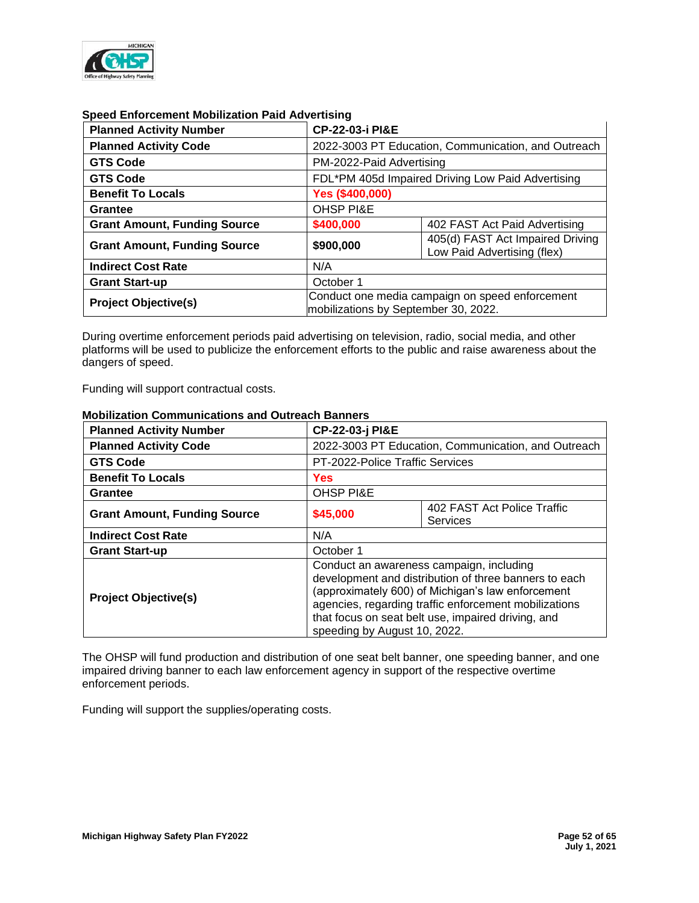**Speed Enforcement Mobilization Paid Advertising**

| Planned Activity Number | CP-22-03-i PI&E | |
|---|---|---|
| Planned Activity Code | 2022-3003 PT Education, Communication, and Outreach | |
| GTS Code | PM-2022-Paid Advertising | |
| GTS Code | FDL*PM 405d Impaired Driving Low Paid Advertising | |
| Benefit To Locals | Yes ($400,000) | |
| Grantee | OHSP PI&E | |
| Grant Amount, Funding Source | $400,000 | 402 FAST Act Paid Advertising |
| Grant Amount, Funding Source | $900,000 | 405(d) FAST Act Impaired Driving Low Paid Advertising (flex) |
| Indirect Cost Rate | N/A | |
| Grant Start-up | October 1 | |
| Project Objective(s) | Conduct one media campaign on speed enforcement mobilizations by September 30, 2022. | |

During overtime enforcement periods paid advertising on television, radio, social media, and other platforms will be used to publicize the enforcement efforts to the public and raise awareness about the dangers of speed.

Funding will support contractual costs.

**Mobilization Communications and Outreach Banners**

| Planned Activity Number | CP-22-03-j PI&E | |
|---|---|---|
| Planned Activity Code | 2022-3003 PT Education, Communication, and Outreach | |
| GTS Code | PT-2022-Police Traffic Services | |
| Benefit To Locals | Yes | |
| Grantee | OHSP PI&E | |
| Grant Amount, Funding Source | $45,000 | 402 FAST Act Police Traffic Services |
| Indirect Cost Rate | N/A | |
| Grant Start-up | October 1 | |
| Project Objective(s) | Conduct an awareness campaign, including development and distribution of three banners to each (approximately 600) of Michigan's law enforcement agencies, regarding traffic enforcement mobilizations that focus on seat belt use, impaired driving, and speeding by August 10, 2022. | |

The OHSP will fund production and distribution of one seat belt banner, one speeding banner, and one impaired driving banner to each law enforcement agency in support of the respective overtime enforcement periods.

Funding will support the supplies/operating costs.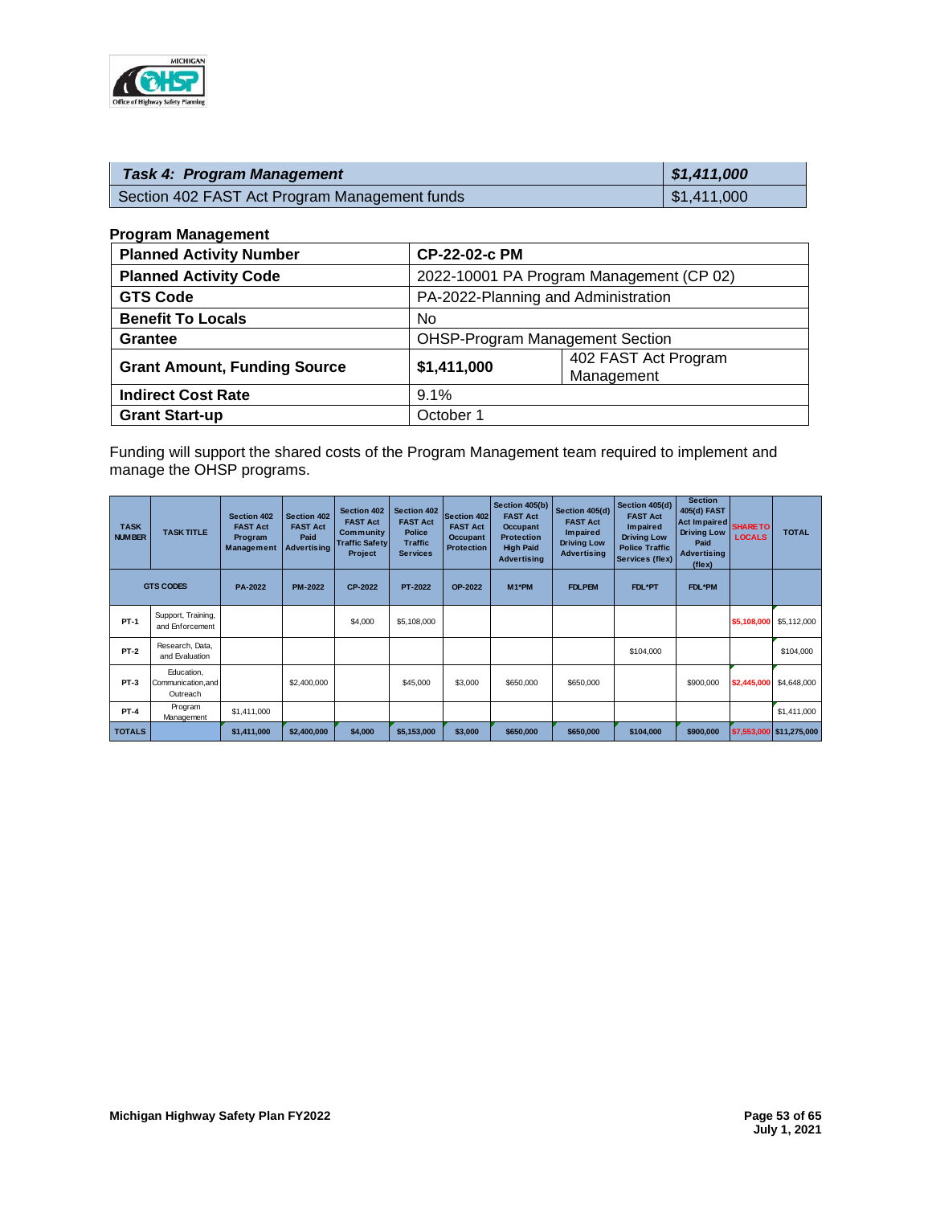| ***Task 4: Program Management*** | ***$1,411,000*** |
|---|---|
| Section 402 FAST Act Program Management funds | $1,411,000 |

**Program Management**

| **Planned Activity Number** | **CP-22-02-c PM** | |
|---|---|---|
| **Planned Activity Code** | 2022-10001 PA Program Management (CP 02) | |
| **GTS Code** | PA-2022-Planning and Administration | |
| **Benefit To Locals** | No | |
| **Grantee** | OHSP-Program Management Section | |
| **Grant Amount, Funding Source** | **$1,411,000** | 402 FAST Act Program Management |
| **Indirect Cost Rate** | 9.1% | |
| **Grant Start-up** | October 1 | |

Funding will support the shared costs of the Program Management team required to implement and manage the OHSP programs.

| TASK NUMBER | TASK TITLE | Section 402 FAST Act Program Management | Section 402 FAST Act Paid Advertising | Section 402 FAST Act Community Traffic Safety Project | Section 402 FAST Act Police Traffic Services | Section 402 FAST Act Occupant Protection | Section 405(b) FAST Act Occupant Protection High Paid Advertising | Section 405(d) FAST Act Impaired Driving Low Advertising | Section 405(d) FAST Act Impaired Driving Low Police Traffic Services (flex) | Section 405(d) FAST Act Impaired Driving Low Paid Advertising (flex) | SHARE TO LOCALS | TOTAL |
|---|---|---|---|---|---|---|---|---|---|---|---|---|
| GTS CODES | | PA-2022 | PM-2022 | CP-2022 | PT-2022 | OP-2022 | M1*PM | FDLPEM | FDL*PT | FDL*PM | | |
| PT-1 | Support, Training, and Enforcement | | | $4,000 | $5,108,000 | | | | | | $5,108,000 | $5,112,000 |
| PT-2 | Research, Data, and Evaluation | | | | | | | | $104,000 | | | $104,000 |
| PT-3 | Education, Communication,and Outreach | | $2,400,000 | | $45,000 | $3,000 | $650,000 | $650,000 | | $900,000 | $2,445,000 | $4,648,000 |
| PT-4 | Program Management | $1,411,000 | | | | | | | | | | $1,411,000 |
| TOTALS | | $1,411,000 | $2,400,000 | $4,000 | $5,153,000 | $3,000 | $650,000 | $650,000 | $104,000 | $900,000 | $7,553,000 | $11,275,000 |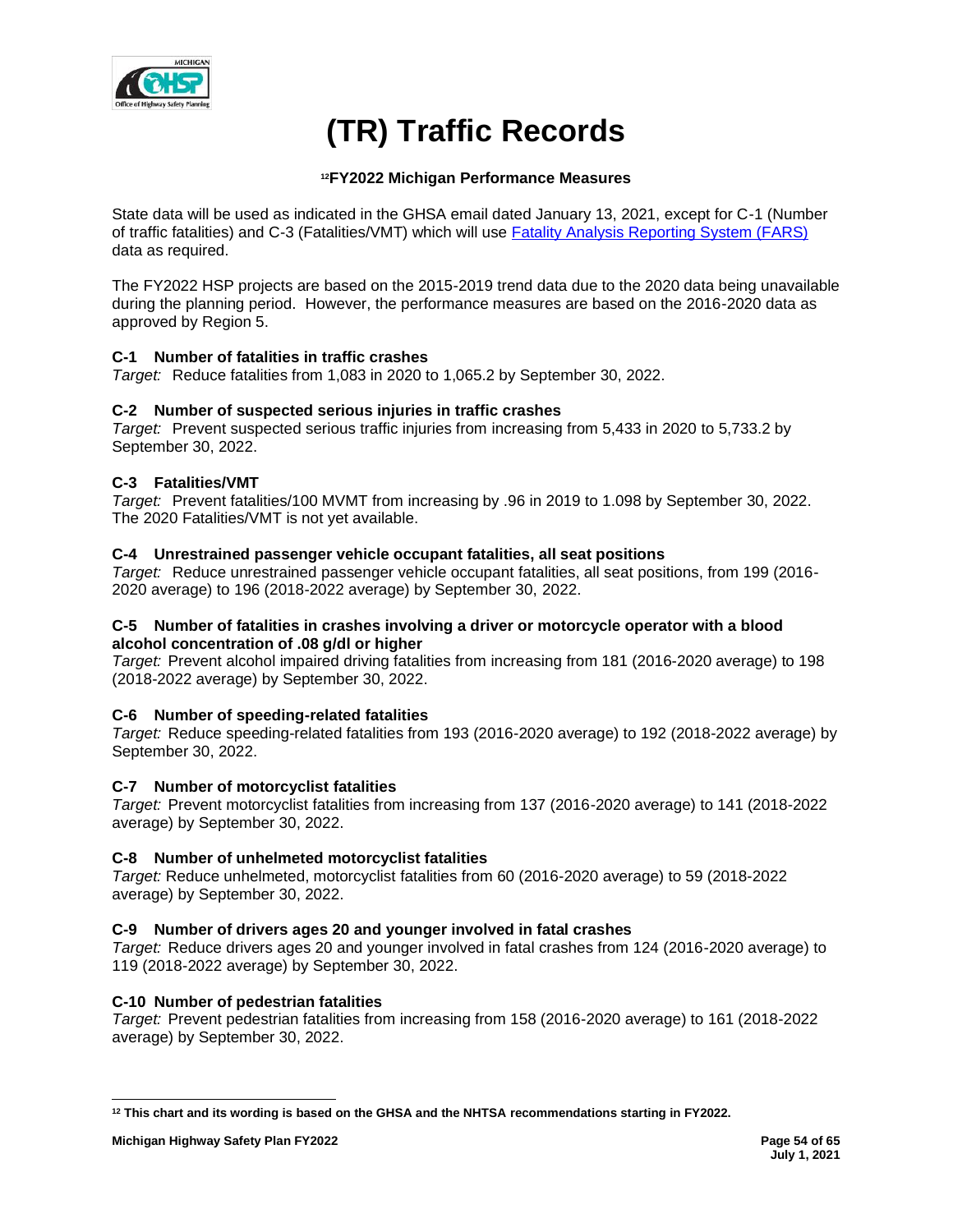# (TR) Traffic Records

## [12]FY2022 Michigan Performance Measures

State data will be used as indicated in the GHSA email dated January 13, 2021, except for C-1 (Number of traffic fatalities) and C-3 (Fatalities/VMT) which will use [Fatality Analysis Reporting System (FARS)]() data as required.

The FY2022 HSP projects are based on the 2015-2019 trend data due to the 2020 data being unavailable during the planning period. However, the performance measures are based on the 2016-2020 data as approved by Region 5.

**C-1 Number of fatalities in traffic crashes**
*Target:* Reduce fatalities from 1,083 in 2020 to 1,065.2 by September 30, 2022.

**C-2 Number of suspected serious injuries in traffic crashes**
*Target:* Prevent suspected serious traffic injuries from increasing from 5,433 in 2020 to 5,733.2 by September 30, 2022.

**C-3 Fatalities/VMT**
*Target:* Prevent fatalities/100 MVMT from increasing by .96 in 2019 to 1.098 by September 30, 2022. The 2020 Fatalities/VMT is not yet available.

**C-4 Unrestrained passenger vehicle occupant fatalities, all seat positions**
*Target:* Reduce unrestrained passenger vehicle occupant fatalities, all seat positions, from 199 (2016-2020 average) to 196 (2018-2022 average) by September 30, 2022.

**C-5 Number of fatalities in crashes involving a driver or motorcycle operator with a blood alcohol concentration of .08 g/dl or higher**
*Target:* Prevent alcohol impaired driving fatalities from increasing from 181 (2016-2020 average) to 198 (2018-2022 average) by September 30, 2022.

**C-6 Number of speeding-related fatalities**
*Target:* Reduce speeding-related fatalities from 193 (2016-2020 average) to 192 (2018-2022 average) by September 30, 2022.

**C-7 Number of motorcyclist fatalities**
*Target:* Prevent motorcyclist fatalities from increasing from 137 (2016-2020 average) to 141 (2018-2022 average) by September 30, 2022.

**C-8 Number of unhelmeted motorcyclist fatalities**
*Target:* Reduce unhelmeted, motorcyclist fatalities from 60 (2016-2020 average) to 59 (2018-2022 average) by September 30, 2022.

**C-9 Number of drivers ages 20 and younger involved in fatal crashes**
*Target:* Reduce drivers ages 20 and younger involved in fatal crashes from 124 (2016-2020 average) to 119 (2018-2022 average) by September 30, 2022.

**C-10 Number of pedestrian fatalities**
*Target:* Prevent pedestrian fatalities from increasing from 158 (2016-2020 average) to 161 (2018-2022 average) by September 30, 2022.

---

[12] **This chart and its wording is based on the GHSA and the NHTSA recommendations starting in FY2022.**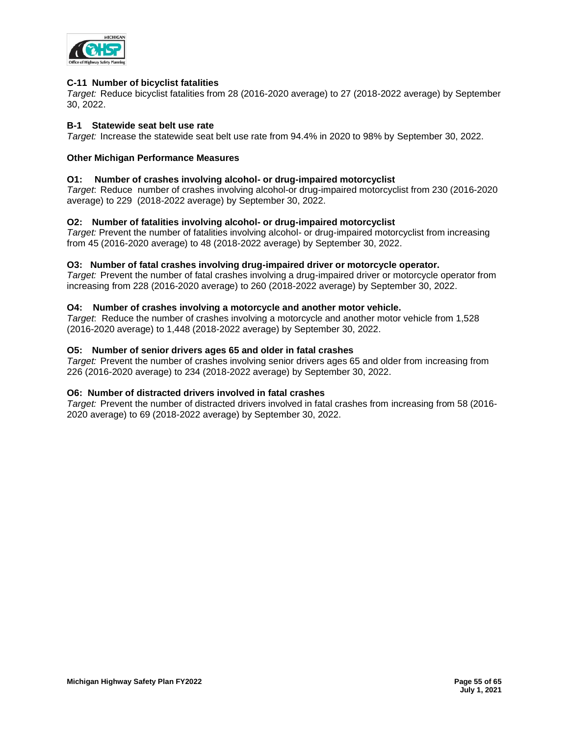**C-11 Number of bicyclist fatalities**

*Target:* Reduce bicyclist fatalities from 28 (2016-2020 average) to 27 (2018-2022 average) by September 30, 2022.

**B-1 Statewide seat belt use rate**

*Target:* Increase the statewide seat belt use rate from 94.4% in 2020 to 98% by September 30, 2022.

**Other Michigan Performance Measures**

**O1: Number of crashes involving alcohol- or drug-impaired motorcyclist**

*Target*: Reduce number of crashes involving alcohol-or drug-impaired motorcyclist from 230 (2016-2020 average) to 229 (2018-2022 average) by September 30, 2022.

**O2: Number of fatalities involving alcohol- or drug-impaired motorcyclist**

*Target:* Prevent the number of fatalities involving alcohol- or drug-impaired motorcyclist from increasing from 45 (2016-2020 average) to 48 (2018-2022 average) by September 30, 2022.

**O3: Number of fatal crashes involving drug-impaired driver or motorcycle operator.**

*Target:* Prevent the number of fatal crashes involving a drug-impaired driver or motorcycle operator from increasing from 228 (2016-2020 average) to 260 (2018-2022 average) by September 30, 2022.

**O4: Number of crashes involving a motorcycle and another motor vehicle.**

*Target*: Reduce the number of crashes involving a motorcycle and another motor vehicle from 1,528 (2016-2020 average) to 1,448 (2018-2022 average) by September 30, 2022.

**O5: Number of senior drivers ages 65 and older in fatal crashes**

*Target:* Prevent the number of crashes involving senior drivers ages 65 and older from increasing from 226 (2016-2020 average) to 234 (2018-2022 average) by September 30, 2022.

**O6: Number of distracted drivers involved in fatal crashes**

*Target:* Prevent the number of distracted drivers involved in fatal crashes from increasing from 58 (2016-2020 average) to 69 (2018-2022 average) by September 30, 2022.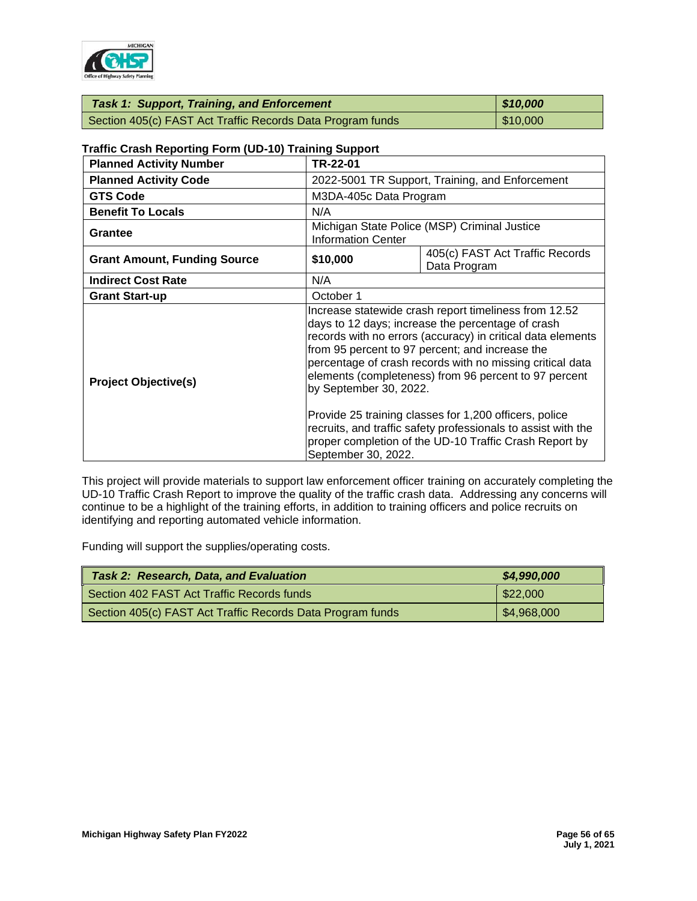| *Task 1: Support, Training, and Enforcement* | *$10,000* |
|---|---|
| Section 405(c) FAST Act Traffic Records Data Program funds | $10,000 |

**Traffic Crash Reporting Form (UD-10) Training Support**

| **Planned Activity Number** | **TR-22-01** | |
|---|---|---|
| **Planned Activity Code** | 2022-5001 TR Support, Training, and Enforcement | |
| **GTS Code** | M3DA-405c Data Program | |
| **Benefit To Locals** | N/A | |
| **Grantee** | Michigan State Police (MSP) Criminal Justice Information Center | |
| **Grant Amount, Funding Source** | **$10,000** | 405(c) FAST Act Traffic Records Data Program |
| **Indirect Cost Rate** | N/A | |
| **Grant Start-up** | October 1 | |
| **Project Objective(s)** | Increase statewide crash report timeliness from 12.52 days to 12 days; increase the percentage of crash records with no errors (accuracy) in critical data elements from 95 percent to 97 percent; and increase the percentage of crash records with no missing critical data elements (completeness) from 96 percent to 97 percent by September 30, 2022.<br><br>Provide 25 training classes for 1,200 officers, police recruits, and traffic safety professionals to assist with the proper completion of the UD-10 Traffic Crash Report by September 30, 2022. | |

This project will provide materials to support law enforcement officer training on accurately completing the UD-10 Traffic Crash Report to improve the quality of the traffic crash data. Addressing any concerns will continue to be a highlight of the training efforts, in addition to training officers and police recruits on identifying and reporting automated vehicle information.

Funding will support the supplies/operating costs.

| *Task 2: Research, Data, and Evaluation* | *$4,990,000* |
|---|---|
| Section 402 FAST Act Traffic Records funds | $22,000 |
| Section 405(c) FAST Act Traffic Records Data Program funds | $4,968,000 |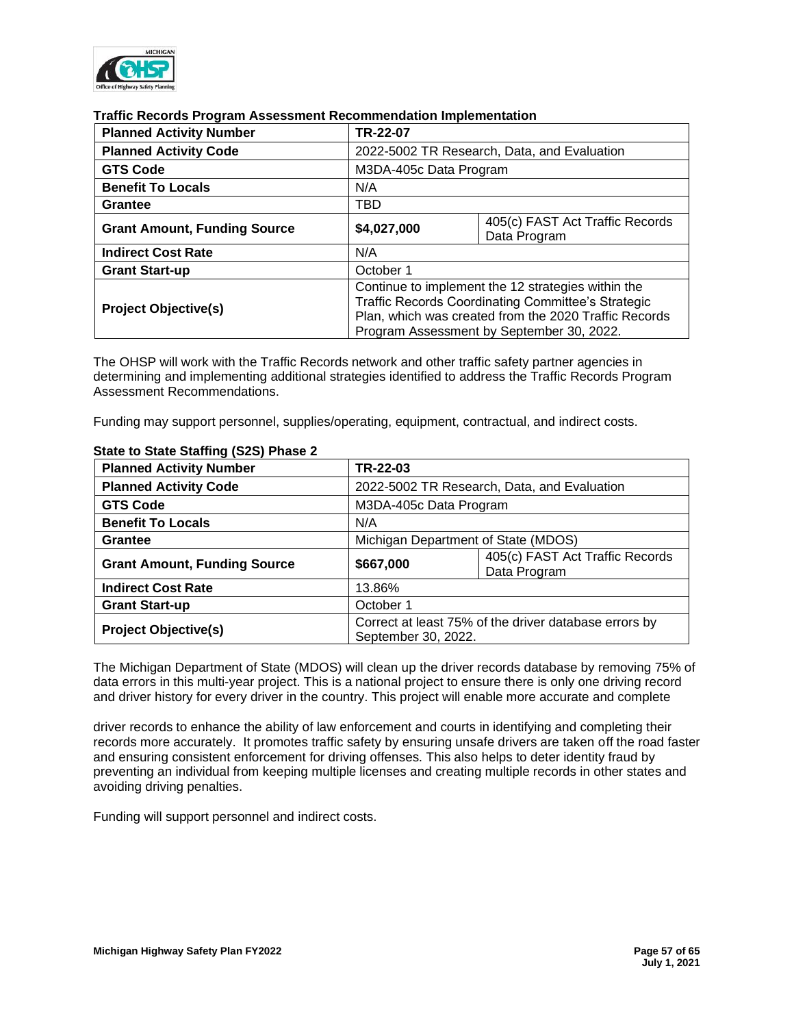**Traffic Records Program Assessment Recommendation Implementation**

| **Planned Activity Number** | **TR-22-07** | |
|---|---|---|
| **Planned Activity Code** | 2022-5002 TR Research, Data, and Evaluation | |
| **GTS Code** | M3DA-405c Data Program | |
| **Benefit To Locals** | N/A | |
| **Grantee** | TBD | |
| **Grant Amount, Funding Source** | **$4,027,000** | 405(c) FAST Act Traffic Records Data Program |
| **Indirect Cost Rate** | N/A | |
| **Grant Start-up** | October 1 | |
| **Project Objective(s)** | Continue to implement the 12 strategies within the Traffic Records Coordinating Committee's Strategic Plan, which was created from the 2020 Traffic Records Program Assessment by September 30, 2022. | |

The OHSP will work with the Traffic Records network and other traffic safety partner agencies in determining and implementing additional strategies identified to address the Traffic Records Program Assessment Recommendations.

Funding may support personnel, supplies/operating, equipment, contractual, and indirect costs.

**State to State Staffing (S2S) Phase 2**

| **Planned Activity Number** | **TR-22-03** | |
|---|---|---|
| **Planned Activity Code** | 2022-5002 TR Research, Data, and Evaluation | |
| **GTS Code** | M3DA-405c Data Program | |
| **Benefit To Locals** | N/A | |
| **Grantee** | Michigan Department of State (MDOS) | |
| **Grant Amount, Funding Source** | **$667,000** | 405(c) FAST Act Traffic Records Data Program |
| **Indirect Cost Rate** | 13.86% | |
| **Grant Start-up** | October 1 | |
| **Project Objective(s)** | Correct at least 75% of the driver database errors by September 30, 2022. | |

The Michigan Department of State (MDOS) will clean up the driver records database by removing 75% of data errors in this multi-year project. This is a national project to ensure there is only one driving record and driver history for every driver in the country. This project will enable more accurate and complete driver records to enhance the ability of law enforcement and courts in identifying and completing their records more accurately. It promotes traffic safety by ensuring unsafe drivers are taken off the road faster and ensuring consistent enforcement for driving offenses. This also helps to deter identity fraud by preventing an individual from keeping multiple licenses and creating multiple records in other states and avoiding driving penalties.

Funding will support personnel and indirect costs.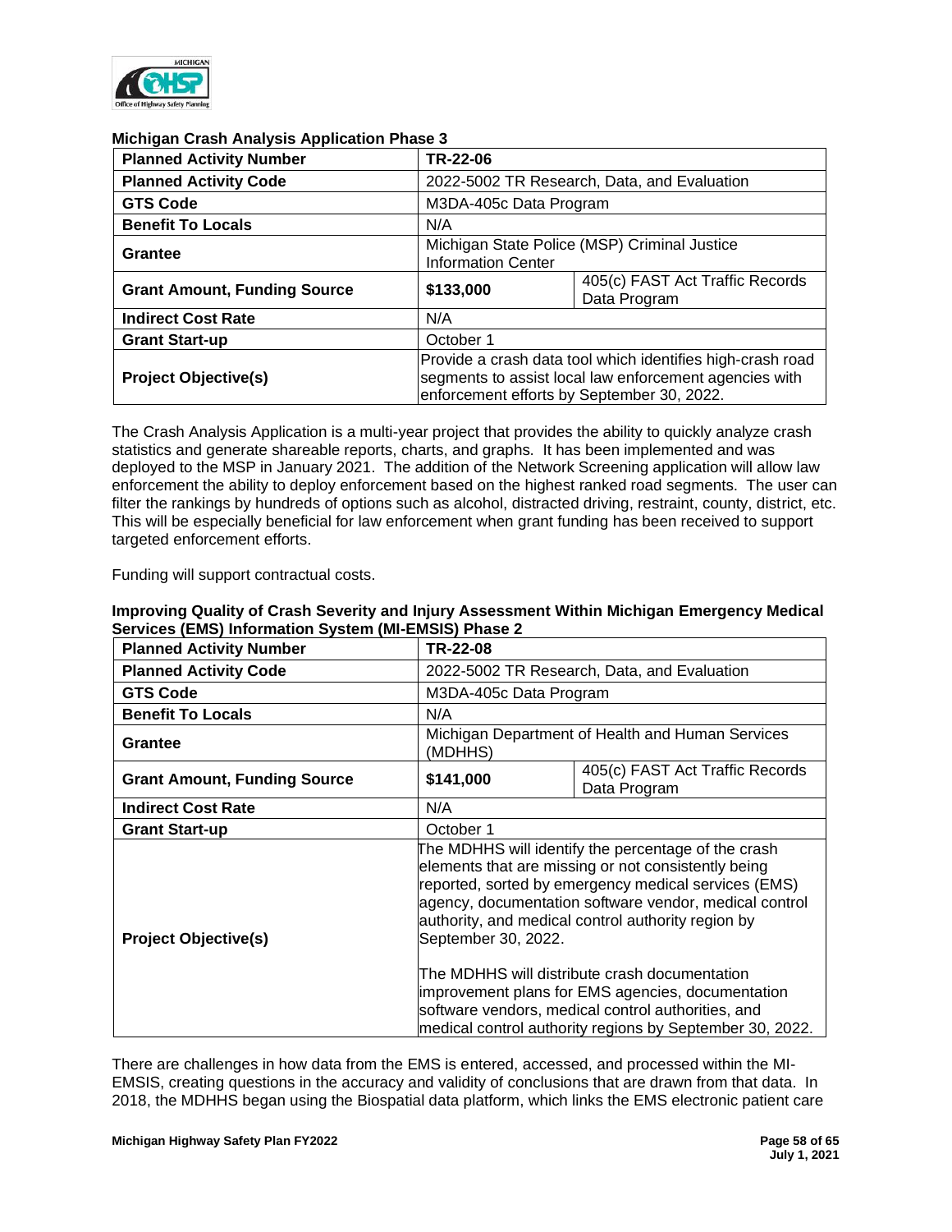### Michigan Crash Analysis Application Phase 3

| Planned Activity Number | TR-22-06 | |
|---|---|---|
| Planned Activity Code | 2022-5002 TR Research, Data, and Evaluation | |
| GTS Code | M3DA-405c Data Program | |
| Benefit To Locals | N/A | |
| Grantee | Michigan State Police (MSP) Criminal Justice Information Center | |
| Grant Amount, Funding Source | $133,000 | 405(c) FAST Act Traffic Records Data Program |
| Indirect Cost Rate | N/A | |
| Grant Start-up | October 1 | |
| Project Objective(s) | Provide a crash data tool which identifies high-crash road segments to assist local law enforcement agencies with enforcement efforts by September 30, 2022. | |

The Crash Analysis Application is a multi-year project that provides the ability to quickly analyze crash statistics and generate shareable reports, charts, and graphs. It has been implemented and was deployed to the MSP in January 2021. The addition of the Network Screening application will allow law enforcement the ability to deploy enforcement based on the highest ranked road segments. The user can filter the rankings by hundreds of options such as alcohol, distracted driving, restraint, county, district, etc. This will be especially beneficial for law enforcement when grant funding has been received to support targeted enforcement efforts.

Funding will support contractual costs.

### Improving Quality of Crash Severity and Injury Assessment Within Michigan Emergency Medical Services (EMS) Information System (MI-EMSIS) Phase 2

| Planned Activity Number | TR-22-08 | |
|---|---|---|
| Planned Activity Code | 2022-5002 TR Research, Data, and Evaluation | |
| GTS Code | M3DA-405c Data Program | |
| Benefit To Locals | N/A | |
| Grantee | Michigan Department of Health and Human Services (MDHHS) | |
| Grant Amount, Funding Source | $141,000 | 405(c) FAST Act Traffic Records Data Program |
| Indirect Cost Rate | N/A | |
| Grant Start-up | October 1 | |
| Project Objective(s) | The MDHHS will identify the percentage of the crash elements that are missing or not consistently being reported, sorted by emergency medical services (EMS) agency, documentation software vendor, medical control authority, and medical control authority region by September 30, 2022.<br><br>The MDHHS will distribute crash documentation improvement plans for EMS agencies, documentation software vendors, medical control authorities, and medical control authority regions by September 30, 2022. | |

There are challenges in how data from the EMS is entered, accessed, and processed within the MI-EMSIS, creating questions in the accuracy and validity of conclusions that are drawn from that data. In 2018, the MDHHS began using the Biospatial data platform, which links the EMS electronic patient care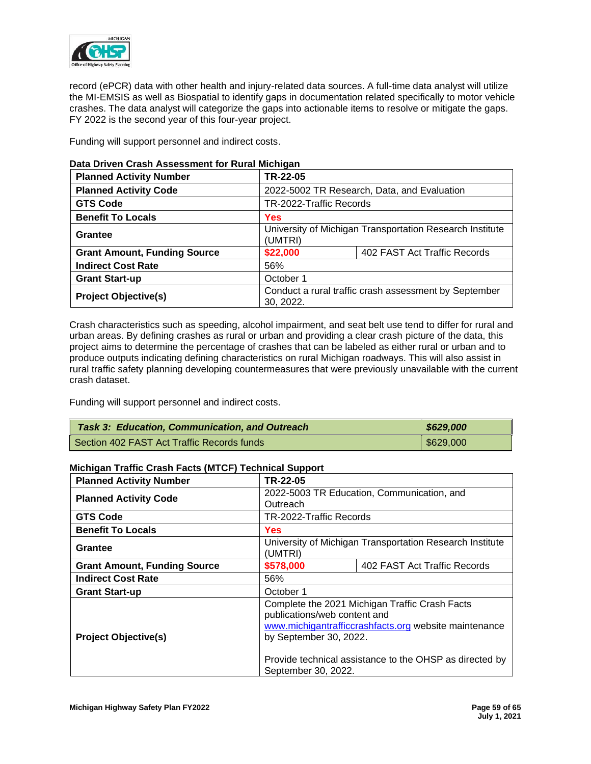record (ePCR) data with other health and injury-related data sources. A full-time data analyst will utilize the MI-EMSIS as well as Biospatial to identify gaps in documentation related specifically to motor vehicle crashes. The data analyst will categorize the gaps into actionable items to resolve or mitigate the gaps. FY 2022 is the second year of this four-year project.

Funding will support personnel and indirect costs.

**Data Driven Crash Assessment for Rural Michigan**

| **Planned Activity Number** | **TR-22-05** | |
|---|---|---|
| **Planned Activity Code** | 2022-5002 TR Research, Data, and Evaluation | |
| **GTS Code** | TR-2022-Traffic Records | |
| **Benefit To Locals** | **Yes** | |
| **Grantee** | University of Michigan Transportation Research Institute (UMTRI) | |
| **Grant Amount, Funding Source** | **$22,000** | 402 FAST Act Traffic Records |
| **Indirect Cost Rate** | 56% | |
| **Grant Start-up** | October 1 | |
| **Project Objective(s)** | Conduct a rural traffic crash assessment by September 30, 2022. | |

Crash characteristics such as speeding, alcohol impairment, and seat belt use tend to differ for rural and urban areas. By defining crashes as rural or urban and providing a clear crash picture of the data, this project aims to determine the percentage of crashes that can be labeled as either rural or urban and to produce outputs indicating defining characteristics on rural Michigan roadways. This will also assist in rural traffic safety planning developing countermeasures that were previously unavailable with the current crash dataset.

Funding will support personnel and indirect costs.

| ***Task 3: Education, Communication, and Outreach*** | ***$629,000*** |
|---|---|
| Section 402 FAST Act Traffic Records funds | $629,000 |

**Michigan Traffic Crash Facts (MTCF) Technical Support**

| **Planned Activity Number** | **TR-22-05** | |
|---|---|---|
| **Planned Activity Code** | 2022-5003 TR Education, Communication, and Outreach | |
| **GTS Code** | TR-2022-Traffic Records | |
| **Benefit To Locals** | **Yes** | |
| **Grantee** | University of Michigan Transportation Research Institute (UMTRI) | |
| **Grant Amount, Funding Source** | **$578,000** | 402 FAST Act Traffic Records |
| **Indirect Cost Rate** | 56% | |
| **Grant Start-up** | October 1 | |
| **Project Objective(s)** | Complete the 2021 Michigan Traffic Crash Facts publications/web content and www.michigantrafficcrashfacts.org website maintenance by September 30, 2022.<br><br>Provide technical assistance to the OHSP as directed by September 30, 2022. | |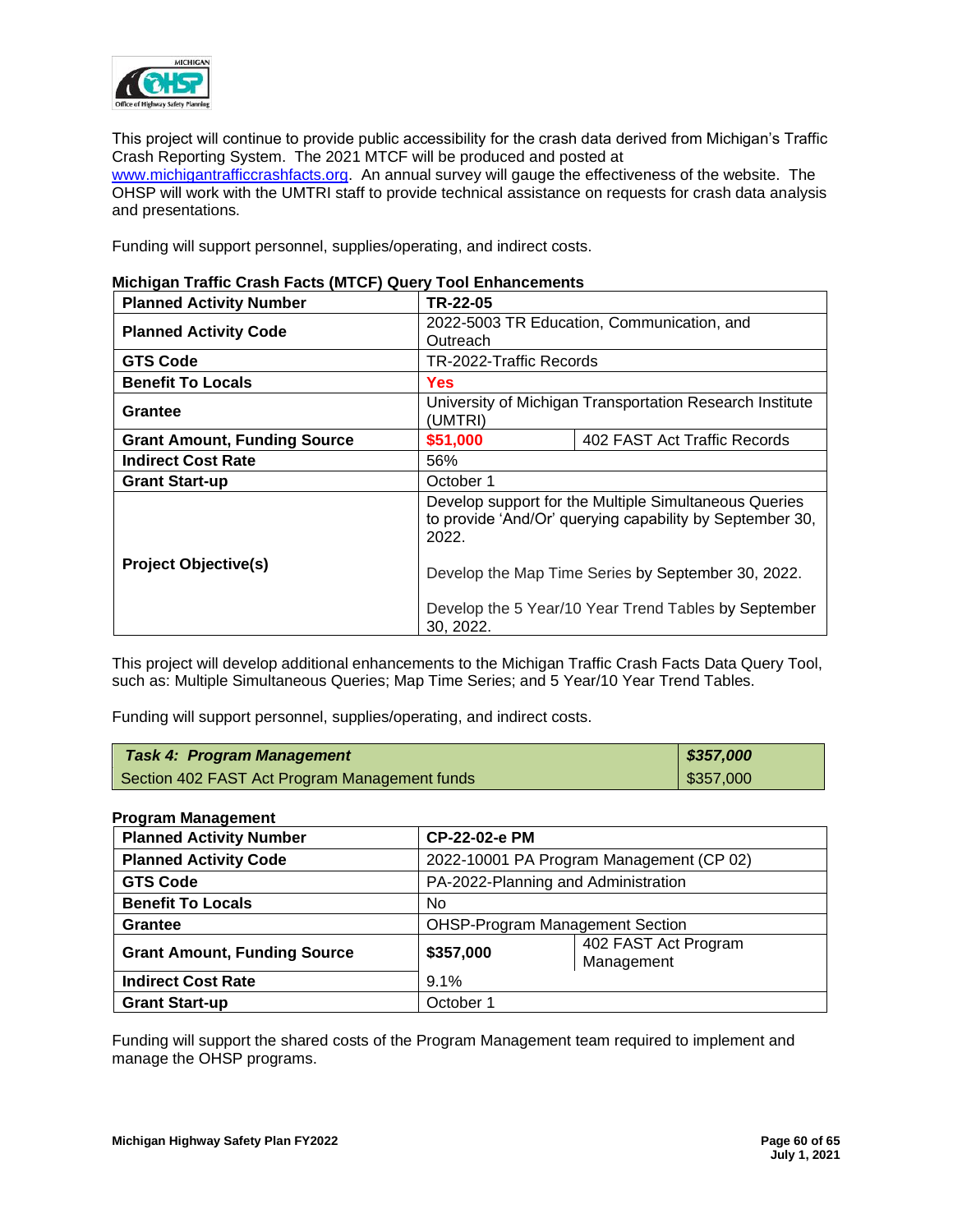This project will continue to provide public accessibility for the crash data derived from Michigan's Traffic Crash Reporting System. The 2021 MTCF will be produced and posted at www.michigantrafficcrashfacts.org. An annual survey will gauge the effectiveness of the website. The OHSP will work with the UMTRI staff to provide technical assistance on requests for crash data analysis and presentations.

Funding will support personnel, supplies/operating, and indirect costs.

**Michigan Traffic Crash Facts (MTCF) Query Tool Enhancements**

| **Planned Activity Number** | **TR-22-05** | |
|---|---|---|
| **Planned Activity Code** | 2022-5003 TR Education, Communication, and Outreach | |
| **GTS Code** | TR-2022-Traffic Records | |
| **Benefit To Locals** | **Yes** | |
| **Grantee** | University of Michigan Transportation Research Institute (UMTRI) | |
| **Grant Amount, Funding Source** | **$51,000** | 402 FAST Act Traffic Records |
| **Indirect Cost Rate** | 56% | |
| **Grant Start-up** | October 1 | |
| **Project Objective(s)** | Develop support for the Multiple Simultaneous Queries to provide 'And/Or' querying capability by September 30, 2022.<br><br>Develop the Map Time Series by September 30, 2022.<br><br>Develop the 5 Year/10 Year Trend Tables by September 30, 2022. | |

This project will develop additional enhancements to the Michigan Traffic Crash Facts Data Query Tool, such as: Multiple Simultaneous Queries; Map Time Series; and 5 Year/10 Year Trend Tables.

Funding will support personnel, supplies/operating, and indirect costs.

| ***Task 4: Program Management*** | ***$357,000*** |
|---|---|
| Section 402 FAST Act Program Management funds | $357,000 |

**Program Management**

| **Planned Activity Number** | **CP-22-02-e PM** | |
|---|---|---|
| **Planned Activity Code** | 2022-10001 PA Program Management (CP 02) | |
| **GTS Code** | PA-2022-Planning and Administration | |
| **Benefit To Locals** | No | |
| **Grantee** | OHSP-Program Management Section | |
| **Grant Amount, Funding Source** | **$357,000** | 402 FAST Act Program Management |
| **Indirect Cost Rate** | 9.1% | |
| **Grant Start-up** | October 1 | |

Funding will support the shared costs of the Program Management team required to implement and manage the OHSP programs.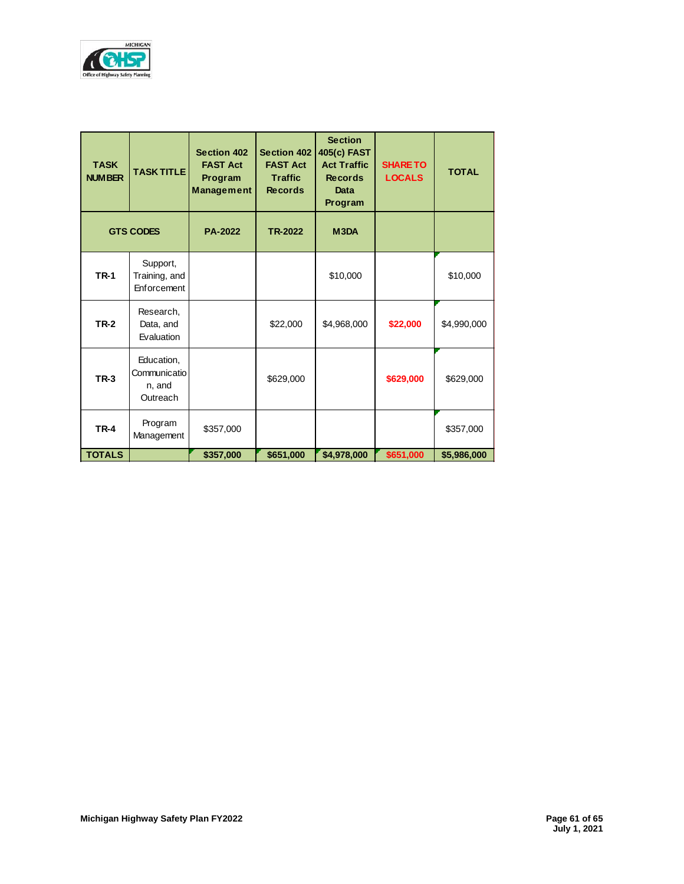| TASK NUMBER | TASK TITLE | Section 402 FAST Act Program Management | Section 402 FAST Act Traffic Records | Section 405(c) FAST Act Traffic Records Data Program | SHARE TO LOCALS | TOTAL |
|---|---|---|---|---|---|---|
| GTS CODES | | PA-2022 | TR-2022 | M3DA | | |
| TR-1 | Support, Training, and Enforcement | | | $10,000 | | $10,000 |
| TR-2 | Research, Data, and Evaluation | | $22,000 | $4,968,000 | $22,000 | $4,990,000 |
| TR-3 | Education, Communication, and Outreach | | $629,000 | | $629,000 | $629,000 |
| TR-4 | Program Management | $357,000 | | | | $357,000 |
| **TOTALS** | | **$357,000** | **$651,000** | **$4,978,000** | **$651,000** | **$5,986,000** |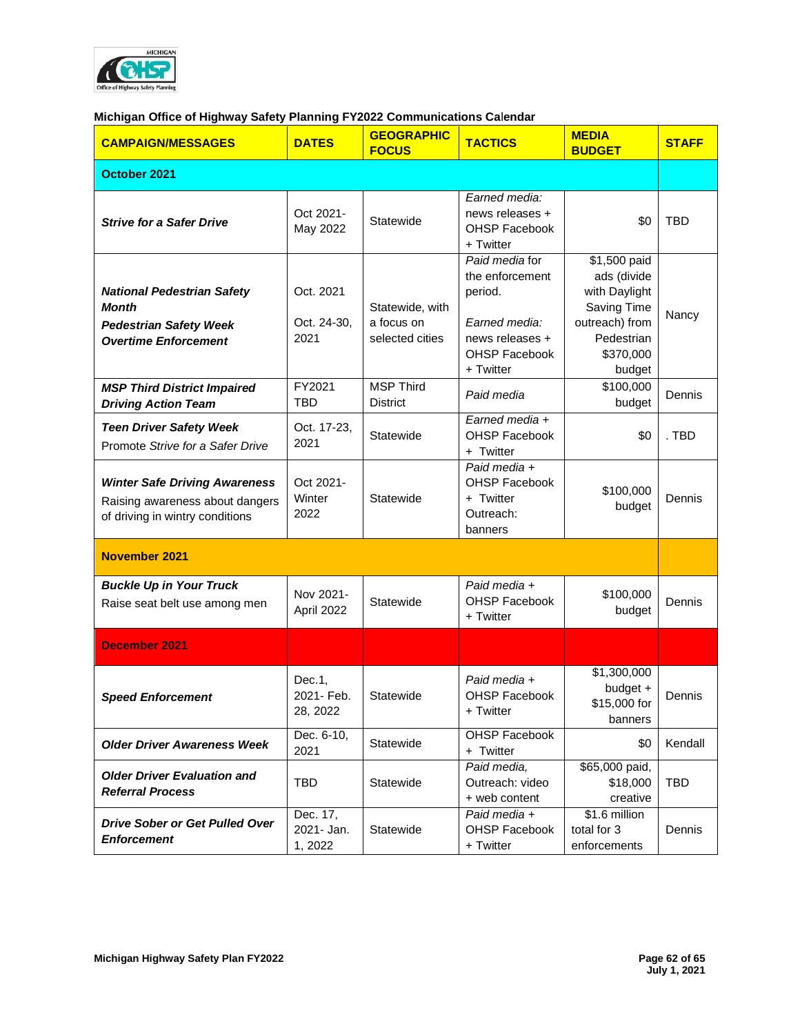**Michigan Office of Highway Safety Planning FY2022 Communications Calendar**

| CAMPAIGN/MESSAGES | DATES | GEOGRAPHIC FOCUS | TACTICS | MEDIA BUDGET | STAFF |
|---|---|---|---|---|---|
| **October 2021** | | | | | |
| ***Strive for a Safer Drive*** | Oct 2021- May 2022 | Statewide | *Earned media:* news releases + OHSP Facebook + Twitter | $0 | TBD |
| ***National Pedestrian Safety Month*** ***Pedestrian Safety Week*** ***Overtime Enforcement*** | Oct. 2021 Oct. 24-30, 2021 | Statewide, with a focus on selected cities | *Paid media* for the enforcement period. *Earned media:* news releases + OHSP Facebook + Twitter | $1,500 paid ads (divide with Daylight Saving Time outreach) from Pedestrian $370,000 budget | Nancy |
| ***MSP Third District Impaired Driving Action Team*** | FY2021 TBD | MSP Third District | *Paid media* | $100,000 budget | Dennis |
| ***Teen Driver Safety Week*** Promote *Strive for a Safer Drive* | Oct. 17-23, 2021 | Statewide | *Earned media* + OHSP Facebook + Twitter | $0 | . TBD |
| ***Winter Safe Driving Awareness*** Raising awareness about dangers of driving in wintry conditions | Oct 2021- Winter 2022 | Statewide | *Paid media* + OHSP Facebook + Twitter Outreach: banners | $100,000 budget | Dennis |
| **November 2021** | | | | | |
| ***Buckle Up in Your Truck*** Raise seat belt use among men | Nov 2021- April 2022 | Statewide | *Paid media* + OHSP Facebook + Twitter | $100,000 budget | Dennis |
| **December 2021** | | | | | |
| ***Speed Enforcement*** | Dec.1, 2021- Feb. 28, 2022 | Statewide | *Paid media* + OHSP Facebook + Twitter | $1,300,000 budget + $15,000 for banners | Dennis |
| ***Older Driver Awareness Week*** | Dec. 6-10, 2021 | Statewide | OHSP Facebook + Twitter | $0 | Kendall |
| ***Older Driver Evaluation and Referral Process*** | TBD | Statewide | *Paid media,* Outreach: video + web content | $65,000 paid, $18,000 creative | TBD |
| ***Drive Sober or Get Pulled Over Enforcement*** | Dec. 17, 2021- Jan. 1, 2022 | Statewide | *Paid media* + OHSP Facebook + Twitter | $1.6 million total for 3 enforcements | Dennis |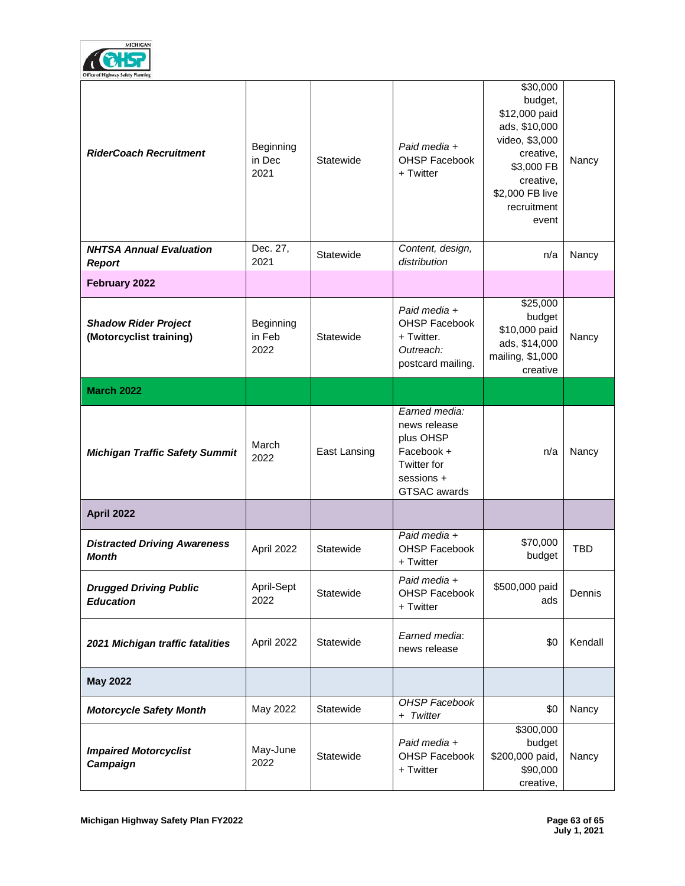| | | | | | |
|---|---|---|---|---|---|
| ***RiderCoach Recruitment*** | Beginning in Dec 2021 | Statewide | *Paid media* + OHSP Facebook + Twitter | $30,000 budget, $12,000 paid ads, $10,000 video, $3,000 creative, $3,000 FB creative, $2,000 FB live recruitment event | Nancy |
| ***NHTSA Annual Evaluation Report*** | Dec. 27, 2021 | Statewide | *Content, design, distribution* | n/a | Nancy |
| **February 2022** | | | | | |
| ***Shadow Rider Project* (Motorcyclist training)** | Beginning in Feb 2022 | Statewide | *Paid media* + OHSP Facebook + Twitter. *Outreach:* postcard mailing. | $25,000 budget $10,000 paid ads, $14,000 mailing, $1,000 creative | Nancy |
| **March 2022** | | | | | |
| ***Michigan Traffic Safety Summit*** | March 2022 | East Lansing | *Earned media:* news release plus OHSP Facebook + Twitter for sessions + GTSAC awards | n/a | Nancy |
| **April 2022** | | | | | |
| ***Distracted Driving Awareness Month*** | April 2022 | Statewide | *Paid media* + OHSP Facebook + Twitter | $70,000 budget | TBD |
| ***Drugged Driving Public Education*** | April-Sept 2022 | Statewide | *Paid media* + OHSP Facebook + Twitter | $500,000 paid ads | Dennis |
| ***2021 Michigan traffic fatalities*** | April 2022 | Statewide | *Earned media*: news release | $0 | Kendall |
| **May 2022** | | | | | |
| ***Motorcycle Safety Month*** | May 2022 | Statewide | *OHSP Facebook + Twitter* | $0 | Nancy |
| ***Impaired Motorcyclist Campaign*** | May-June 2022 | Statewide | *Paid media* + OHSP Facebook + Twitter | $300,000 budget $200,000 paid, $90,000 creative, | Nancy |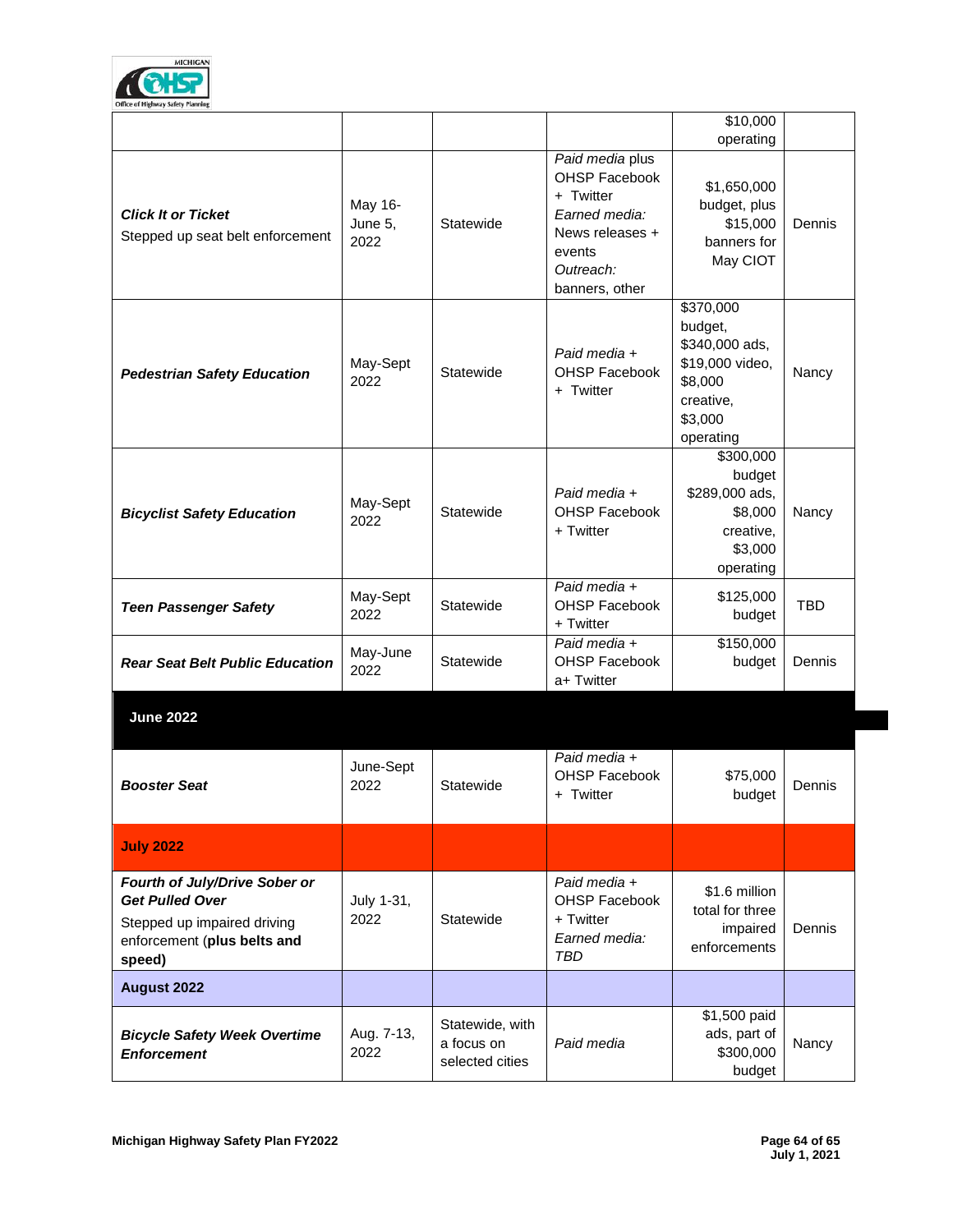| | | | | | |
|---|---|---|---|---|---|
| | | | | $10,000 operating | |
| ***Click It or Ticket*** Stepped up seat belt enforcement | May 16-June 5, 2022 | Statewide | *Paid media* plus OHSP Facebook + Twitter *Earned media:* News releases + events *Outreach:* banners, other | $1,650,000 budget, plus $15,000 banners for May CIOT | Dennis |
| ***Pedestrian Safety Education*** | May-Sept 2022 | Statewide | *Paid media* + OHSP Facebook + Twitter | $370,000 budget, $340,000 ads, $19,000 video, $8,000 creative, $3,000 operating | Nancy |
| ***Bicyclist Safety Education*** | May-Sept 2022 | Statewide | *Paid media* + OHSP Facebook + Twitter | $300,000 budget $289,000 ads, $8,000 creative, $3,000 operating | Nancy |
| ***Teen Passenger Safety*** | May-Sept 2022 | Statewide | *Paid media* + OHSP Facebook + Twitter | $125,000 budget | TBD |
| ***Rear Seat Belt Public Education*** | May-June 2022 | Statewide | *Paid media* + OHSP Facebook a+ Twitter | $150,000 budget | Dennis |
| **June 2022** | | | | | |
| ***Booster Seat*** | June-Sept 2022 | Statewide | *Paid media* + OHSP Facebook + Twitter | $75,000 budget | Dennis |
| **July 2022** | | | | | |
| ***Fourth of July/Drive Sober or Get Pulled Over*** Stepped up impaired driving enforcement (**plus belts and speed)** | July 1-31, 2022 | Statewide | *Paid media* + OHSP Facebook + Twitter *Earned media: TBD* | $1.6 million total for three impaired enforcements | Dennis |
| **August 2022** | | | | | |
| ***Bicycle Safety Week Overtime Enforcement*** | Aug. 7-13, 2022 | Statewide, with a focus on selected cities | *Paid media* | $1,500 paid ads, part of $300,000 budget | Nancy |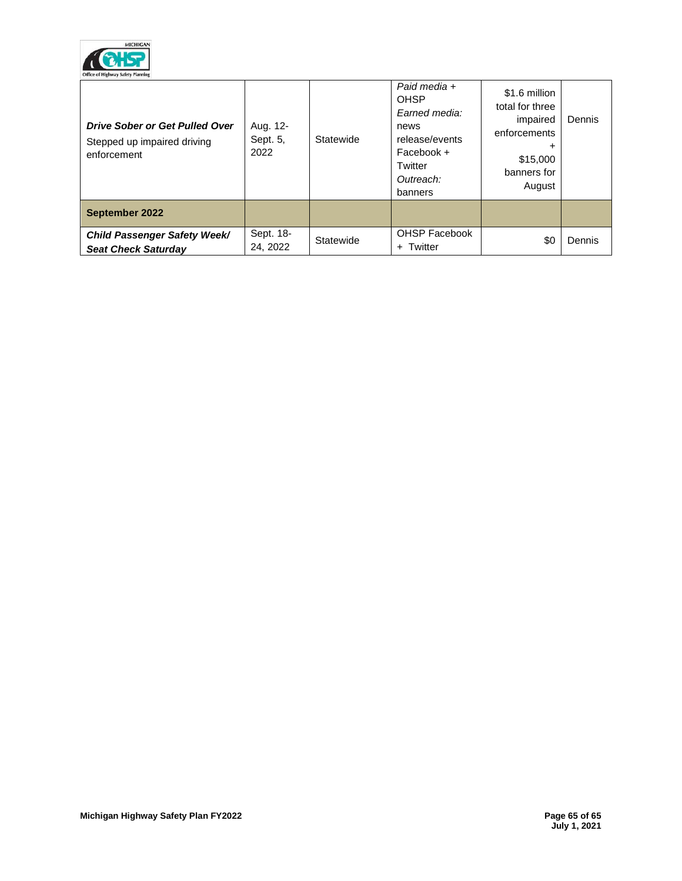| | | | | | |
|---|---|---|---|---|---|
| ***Drive Sober or Get Pulled Over*** Stepped up impaired driving enforcement | Aug. 12-Sept. 5, 2022 | Statewide | *Paid media* + OHSP *Earned media:* news release/events Facebook + Twitter *Outreach:* banners | $1.6 million total for three impaired enforcements + $15,000 banners for August | Dennis |
| **September 2022** | | | | | |
| ***Child Passenger Safety Week/ Seat Check Saturday*** | Sept. 18-24, 2022 | Statewide | OHSP Facebook + Twitter | $0 | Dennis |